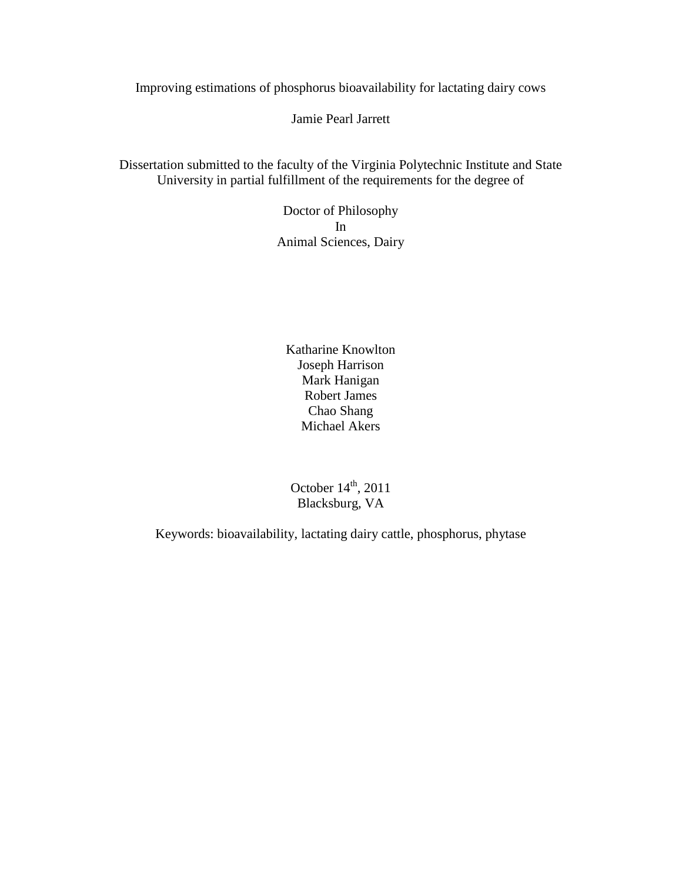# Improving estimations of phosphorus bioavailability for lactating dairy cows

Jamie Pearl Jarrett

Dissertation submitted to the faculty of the Virginia Polytechnic Institute and State University in partial fulfillment of the requirements for the degree of

Doctor of Philosophy
In
Animal Sciences, Dairy

Katharine Knowlton
Joseph Harrison
Mark Hanigan
Robert James
Chao Shang
Michael Akers

October 14th, 2011
Blacksburg, VA

Keywords: bioavailability, lactating dairy cattle, phosphorus, phytase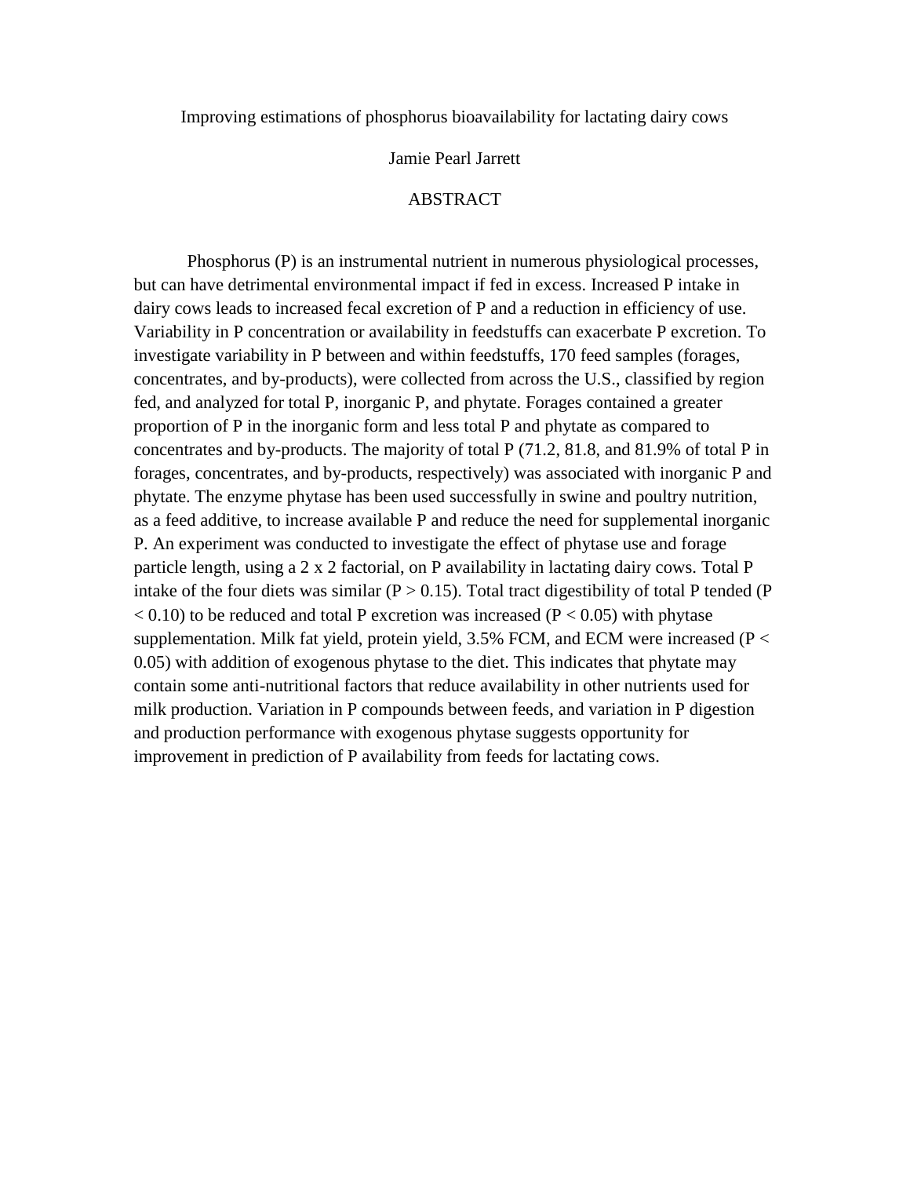Improving estimations of phosphorus bioavailability for lactating dairy cows

Jamie Pearl Jarrett

# ABSTRACT

Phosphorus (P) is an instrumental nutrient in numerous physiological processes, but can have detrimental environmental impact if fed in excess. Increased P intake in dairy cows leads to increased fecal excretion of P and a reduction in efficiency of use. Variability in P concentration or availability in feedstuffs can exacerbate P excretion. To investigate variability in P between and within feedstuffs, 170 feed samples (forages, concentrates, and by-products), were collected from across the U.S., classified by region fed, and analyzed for total P, inorganic P, and phytate. Forages contained a greater proportion of P in the inorganic form and less total P and phytate as compared to concentrates and by-products. The majority of total P (71.2, 81.8, and 81.9% of total P in forages, concentrates, and by-products, respectively) was associated with inorganic P and phytate. The enzyme phytase has been used successfully in swine and poultry nutrition, as a feed additive, to increase available P and reduce the need for supplemental inorganic P. An experiment was conducted to investigate the effect of phytase use and forage particle length, using a 2 x 2 factorial, on P availability in lactating dairy cows. Total P intake of the four diets was similar ($P > 0.15$). Total tract digestibility of total P tended ($P < 0.10$) to be reduced and total P excretion was increased ($P < 0.05$) with phytase supplementation. Milk fat yield, protein yield, 3.5% FCM, and ECM were increased ($P < 0.05$) with addition of exogenous phytase to the diet. This indicates that phytate may contain some anti-nutritional factors that reduce availability in other nutrients used for milk production. Variation in P compounds between feeds, and variation in P digestion and production performance with exogenous phytase suggests opportunity for improvement in prediction of P availability from feeds for lactating cows.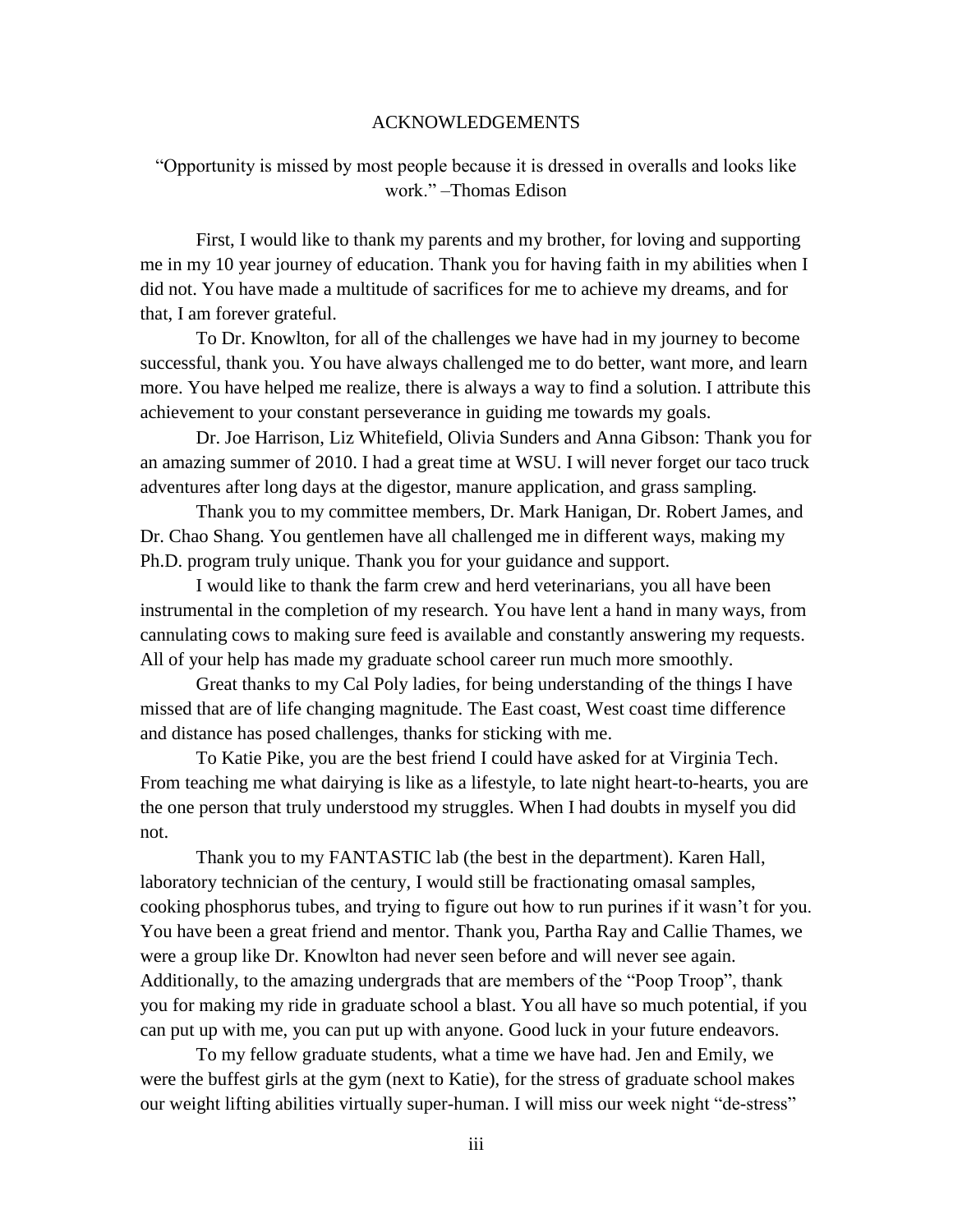# ACKNOWLEDGEMENTS

"Opportunity is missed by most people because it is dressed in overalls and looks like work." –Thomas Edison

First, I would like to thank my parents and my brother, for loving and supporting me in my 10 year journey of education. Thank you for having faith in my abilities when I did not. You have made a multitude of sacrifices for me to achieve my dreams, and for that, I am forever grateful.

To Dr. Knowlton, for all of the challenges we have had in my journey to become successful, thank you. You have always challenged me to do better, want more, and learn more. You have helped me realize, there is always a way to find a solution. I attribute this achievement to your constant perseverance in guiding me towards my goals.

Dr. Joe Harrison, Liz Whitefield, Olivia Sunders and Anna Gibson: Thank you for an amazing summer of 2010. I had a great time at WSU. I will never forget our taco truck adventures after long days at the digestor, manure application, and grass sampling.

Thank you to my committee members, Dr. Mark Hanigan, Dr. Robert James, and Dr. Chao Shang. You gentlemen have all challenged me in different ways, making my Ph.D. program truly unique. Thank you for your guidance and support.

I would like to thank the farm crew and herd veterinarians, you all have been instrumental in the completion of my research. You have lent a hand in many ways, from cannulating cows to making sure feed is available and constantly answering my requests. All of your help has made my graduate school career run much more smoothly.

Great thanks to my Cal Poly ladies, for being understanding of the things I have missed that are of life changing magnitude. The East coast, West coast time difference and distance has posed challenges, thanks for sticking with me.

To Katie Pike, you are the best friend I could have asked for at Virginia Tech. From teaching me what dairying is like as a lifestyle, to late night heart-to-hearts, you are the one person that truly understood my struggles. When I had doubts in myself you did not.

Thank you to my FANTASTIC lab (the best in the department). Karen Hall, laboratory technician of the century, I would still be fractionating omasal samples, cooking phosphorus tubes, and trying to figure out how to run purines if it wasn't for you. You have been a great friend and mentor. Thank you, Partha Ray and Callie Thames, we were a group like Dr. Knowlton had never seen before and will never see again. Additionally, to the amazing undergrads that are members of the "Poop Troop", thank you for making my ride in graduate school a blast. You all have so much potential, if you can put up with me, you can put up with anyone. Good luck in your future endeavors.

To my fellow graduate students, what a time we have had. Jen and Emily, we were the buffest girls at the gym (next to Katie), for the stress of graduate school makes our weight lifting abilities virtually super-human. I will miss our week night "de-stress"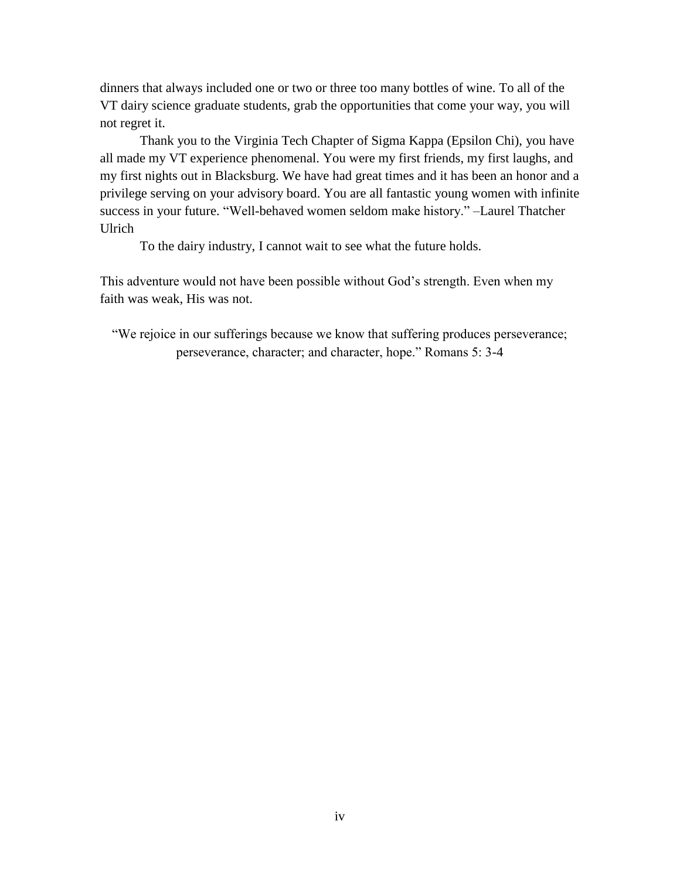dinners that always included one or two or three too many bottles of wine. To all of the VT dairy science graduate students, grab the opportunities that come your way, you will not regret it.

Thank you to the Virginia Tech Chapter of Sigma Kappa (Epsilon Chi), you have all made my VT experience phenomenal. You were my first friends, my first laughs, and my first nights out in Blacksburg. We have had great times and it has been an honor and a privilege serving on your advisory board. You are all fantastic young women with infinite success in your future. "Well-behaved women seldom make history." –Laurel Thatcher Ulrich

To the dairy industry, I cannot wait to see what the future holds.

This adventure would not have been possible without God's strength. Even when my faith was weak, His was not.

"We rejoice in our sufferings because we know that suffering produces perseverance; perseverance, character; and character, hope." Romans 5: 3-4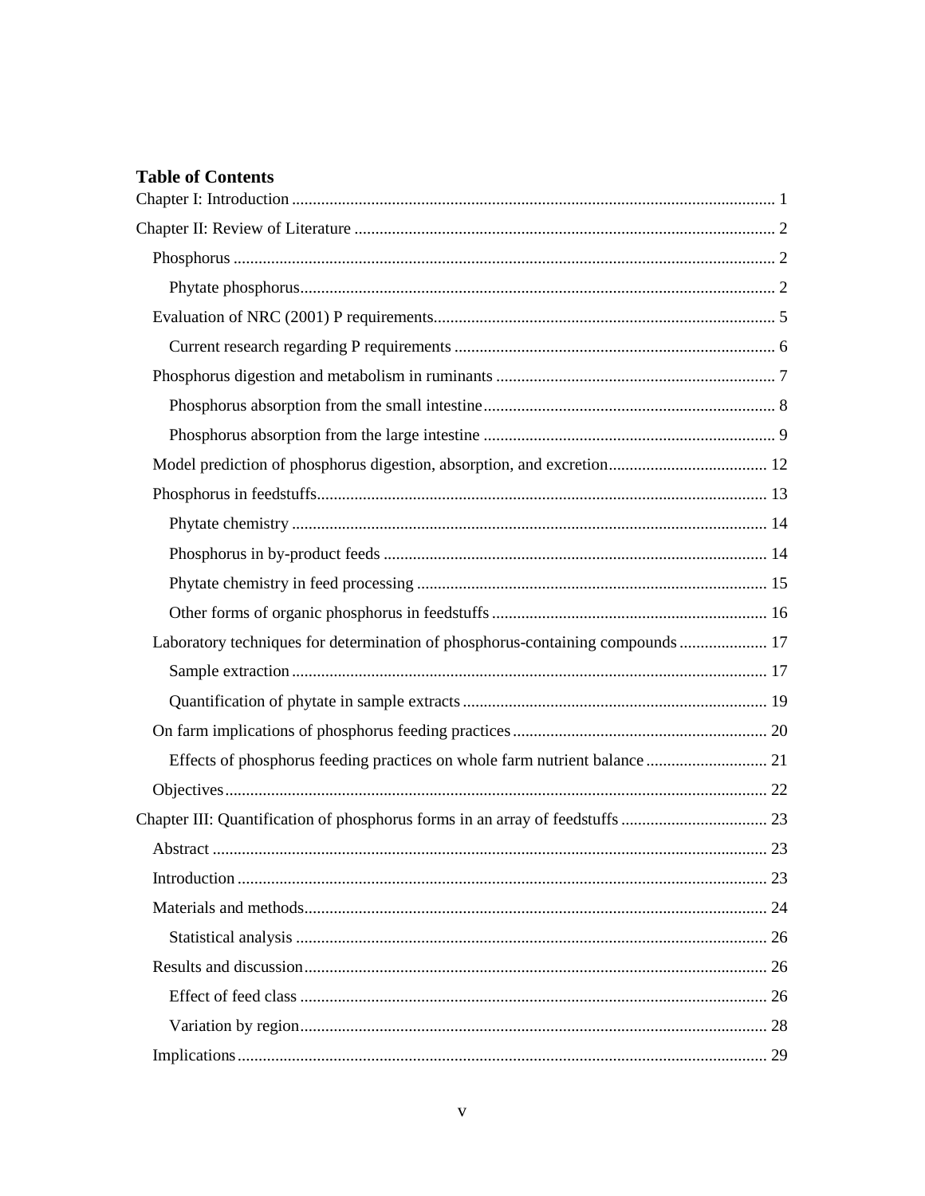## Table of Contents

Chapter I: Introduction .......... 1

Chapter II: Review of Literature .......... 2

- Phosphorus .......... 2
  - Phytate phosphorus .......... 2
- Evaluation of NRC (2001) P requirements .......... 5
  - Current research regarding P requirements .......... 6
- Phosphorus digestion and metabolism in ruminants .......... 7
  - Phosphorus absorption from the small intestine .......... 8
  - Phosphorus absorption from the large intestine .......... 9
- Model prediction of phosphorus digestion, absorption, and excretion .......... 12
- Phosphorus in feedstuffs .......... 13
  - Phytate chemistry .......... 14
  - Phosphorus in by-product feeds .......... 14
  - Phytate chemistry in feed processing .......... 15
  - Other forms of organic phosphorus in feedstuffs .......... 16
- Laboratory techniques for determination of phosphorus-containing compounds .......... 17
  - Sample extraction .......... 17
  - Quantification of phytate in sample extracts .......... 19
- On farm implications of phosphorus feeding practices .......... 20
  - Effects of phosphorus feeding practices on whole farm nutrient balance .......... 21
- Objectives .......... 22

Chapter III: Quantification of phosphorus forms in an array of feedstuffs .......... 23

- Abstract .......... 23
- Introduction .......... 23
- Materials and methods .......... 24
  - Statistical analysis .......... 26
- Results and discussion .......... 26
  - Effect of feed class .......... 26
  - Variation by region .......... 28
- Implications .......... 29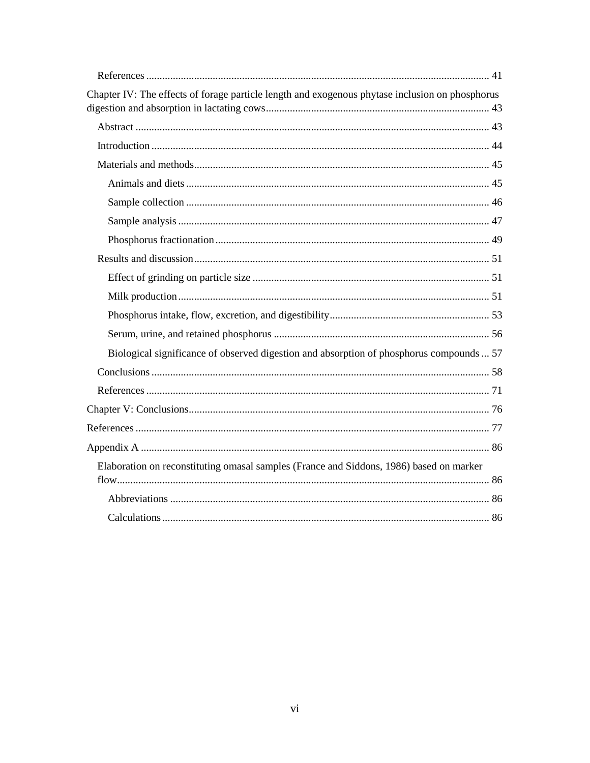- References ... 41

Chapter IV: The effects of forage particle length and exogenous phytase inclusion on phosphorus digestion and absorption in lactating cows ... 43

- Abstract ... 43
- Introduction ... 44
- Materials and methods ... 45
  - Animals and diets ... 45
  - Sample collection ... 46
  - Sample analysis ... 47
  - Phosphorus fractionation ... 49
- Results and discussion ... 51
  - Effect of grinding on particle size ... 51
  - Milk production ... 51
  - Phosphorus intake, flow, excretion, and digestibility ... 53
  - Serum, urine, and retained phosphorus ... 56
  - Biological significance of observed digestion and absorption of phosphorus compounds ... 57
- Conclusions ... 58
- References ... 71

Chapter V: Conclusions ... 76

References ... 77

Appendix A ... 86

- Elaboration on reconstituting omasal samples (France and Siddons, 1986) based on marker flow ... 86
  - Abbreviations ... 86
  - Calculations ... 86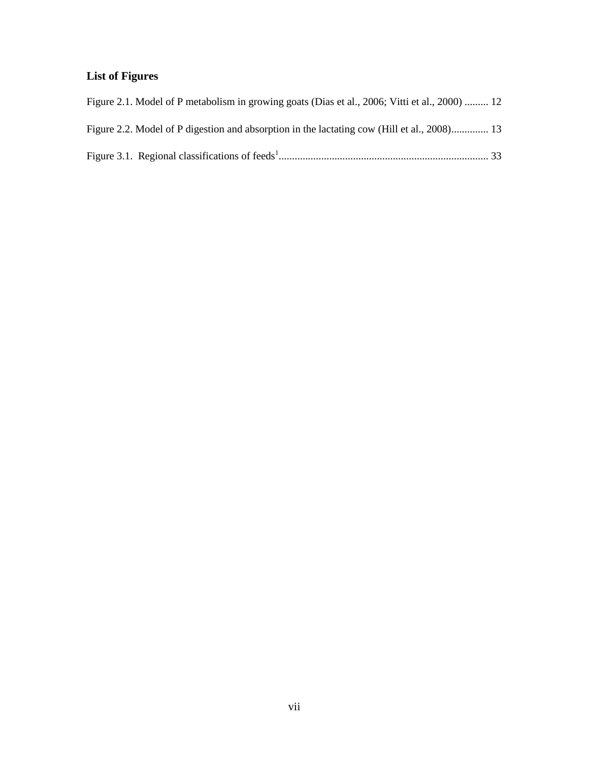## List of Figures

Figure 2.1. Model of P metabolism in growing goats (Dias et al., 2006; Vitti et al., 2000) ......... 12

Figure 2.2. Model of P digestion and absorption in the lactating cow (Hill et al., 2008).............. 13

Figure 3.1. Regional classifications of feeds[1]............................................................................... 33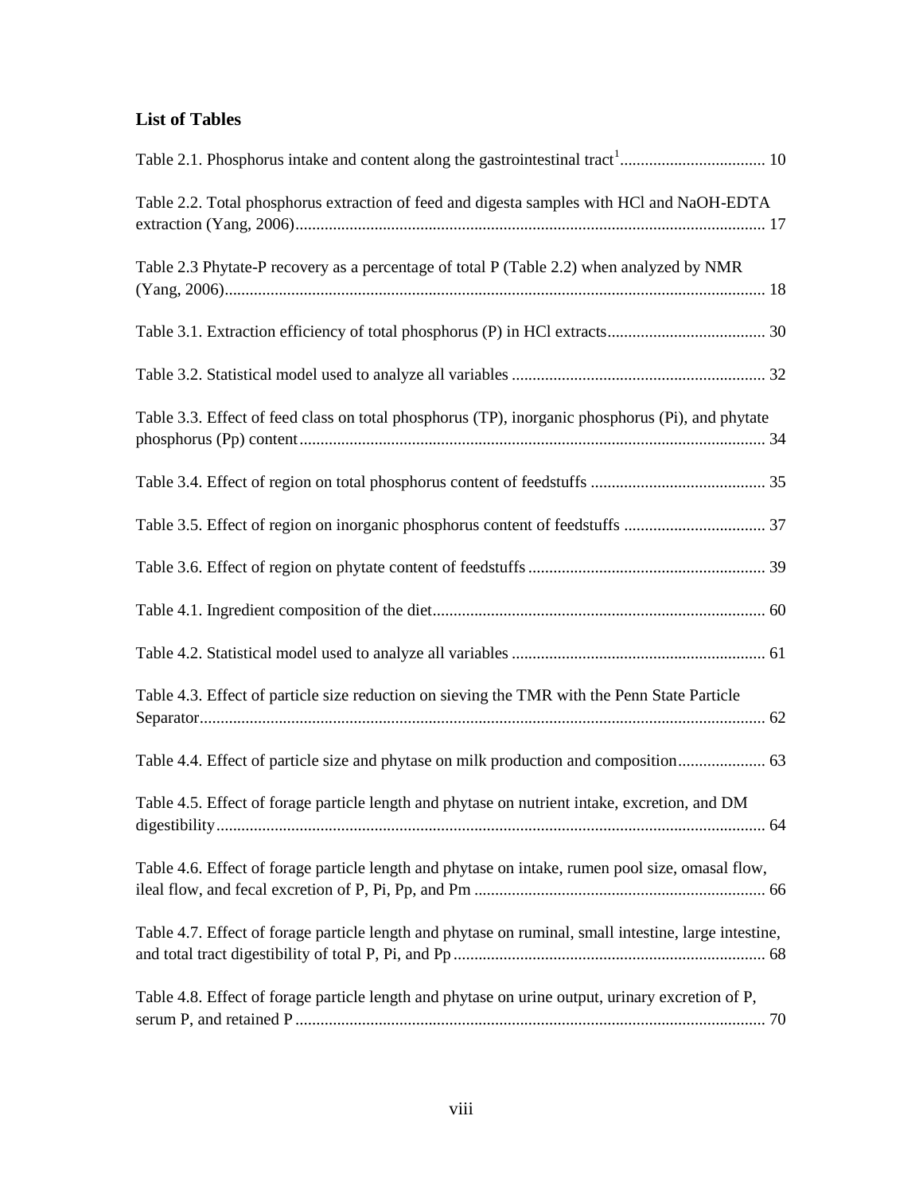### List of Tables

Table 2.1. Phosphorus intake and content along the gastrointestinal tract[1] .................................. 10

Table 2.2. Total phosphorus extraction of feed and digesta samples with HCl and NaOH-EDTA extraction (Yang, 2006) ................................................................................................................ 17

Table 2.3 Phytate-P recovery as a percentage of total P (Table 2.2) when analyzed by NMR (Yang, 2006) ................................................................................................................................. 18

Table 3.1. Extraction efficiency of total phosphorus (P) in HCl extracts ...................................... 30

Table 3.2. Statistical model used to analyze all variables ............................................................. 32

Table 3.3. Effect of feed class on total phosphorus (TP), inorganic phosphorus (Pi), and phytate phosphorus (Pp) content ................................................................................................................ 34

Table 3.4. Effect of region on total phosphorus content of feedstuffs .......................................... 35

Table 3.5. Effect of region on inorganic phosphorus content of feedstuffs .................................. 37

Table 3.6. Effect of region on phytate content of feedstuffs ......................................................... 39

Table 4.1. Ingredient composition of the diet ................................................................................ 60

Table 4.2. Statistical model used to analyze all variables ............................................................. 61

Table 4.3. Effect of particle size reduction on sieving the TMR with the Penn State Particle Separator ....................................................................................................................................... 62

Table 4.4. Effect of particle size and phytase on milk production and composition ..................... 63

Table 4.5. Effect of forage particle length and phytase on nutrient intake, excretion, and DM digestibility ................................................................................................................................... 64

Table 4.6. Effect of forage particle length and phytase on intake, rumen pool size, omasal flow, ileal flow, and fecal excretion of P, Pi, Pp, and Pm ...................................................................... 66

Table 4.7. Effect of forage particle length and phytase on ruminal, small intestine, large intestine, and total tract digestibility of total P, Pi, and Pp ........................................................................... 68

Table 4.8. Effect of forage particle length and phytase on urine output, urinary excretion of P, serum P, and retained P ................................................................................................................. 70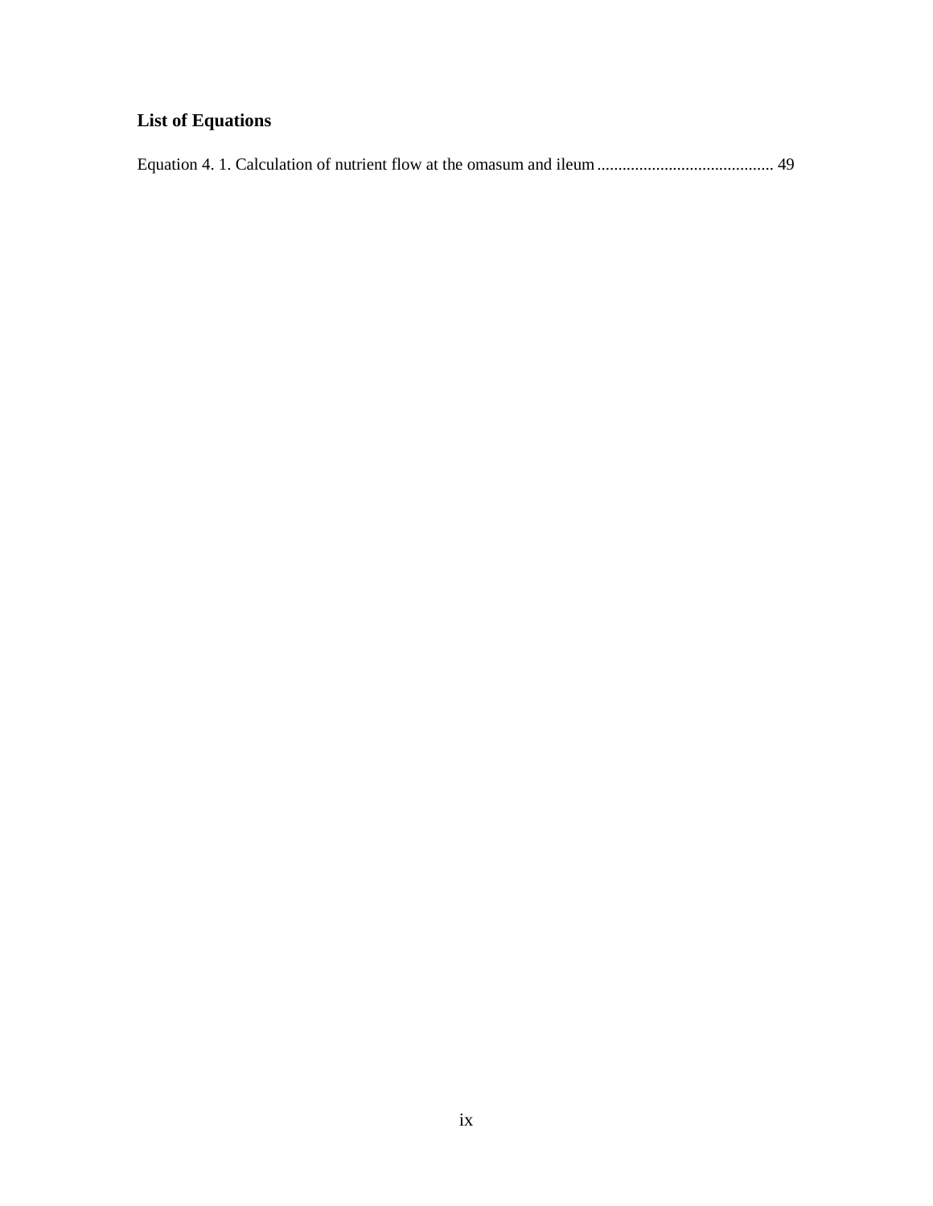## List of Equations

Equation 4. 1. Calculation of nutrient flow at the omasum and ileum .......................................... 49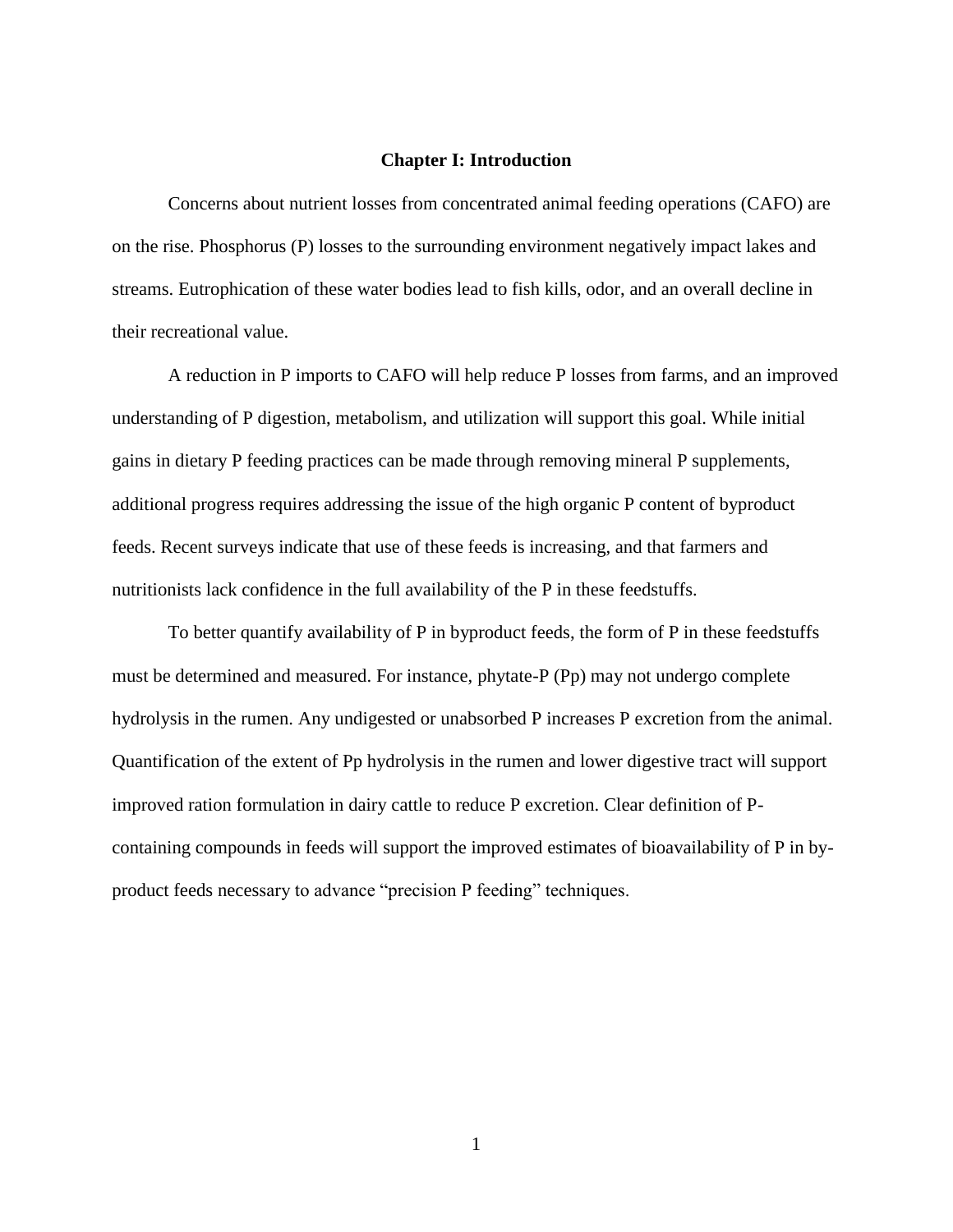# Chapter I: Introduction

Concerns about nutrient losses from concentrated animal feeding operations (CAFO) are on the rise. Phosphorus (P) losses to the surrounding environment negatively impact lakes and streams. Eutrophication of these water bodies lead to fish kills, odor, and an overall decline in their recreational value.

A reduction in P imports to CAFO will help reduce P losses from farms, and an improved understanding of P digestion, metabolism, and utilization will support this goal. While initial gains in dietary P feeding practices can be made through removing mineral P supplements, additional progress requires addressing the issue of the high organic P content of byproduct feeds. Recent surveys indicate that use of these feeds is increasing, and that farmers and nutritionists lack confidence in the full availability of the P in these feedstuffs.

To better quantify availability of P in byproduct feeds, the form of P in these feedstuffs must be determined and measured. For instance, phytate-P (Pp) may not undergo complete hydrolysis in the rumen. Any undigested or unabsorbed P increases P excretion from the animal. Quantification of the extent of Pp hydrolysis in the rumen and lower digestive tract will support improved ration formulation in dairy cattle to reduce P excretion. Clear definition of P-containing compounds in feeds will support the improved estimates of bioavailability of P in by-product feeds necessary to advance "precision P feeding" techniques.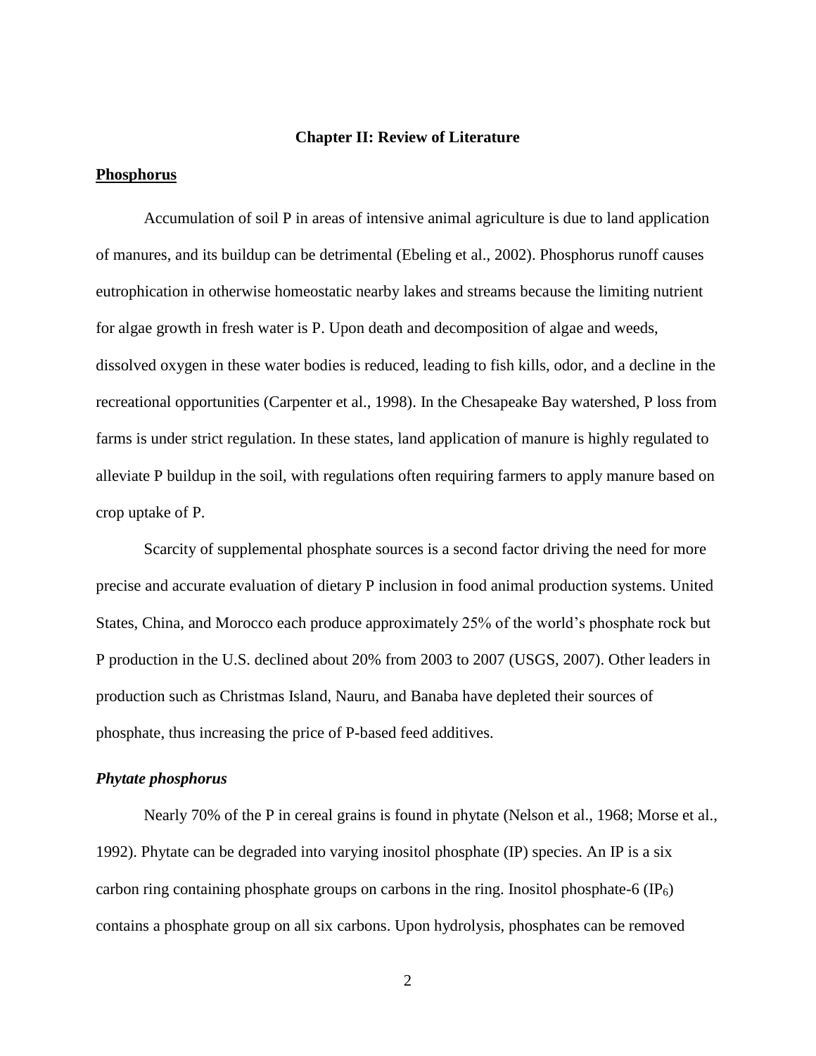# Chapter II: Review of Literature

## Phosphorus

Accumulation of soil P in areas of intensive animal agriculture is due to land application of manures, and its buildup can be detrimental (Ebeling et al., 2002). Phosphorus runoff causes eutrophication in otherwise homeostatic nearby lakes and streams because the limiting nutrient for algae growth in fresh water is P. Upon death and decomposition of algae and weeds, dissolved oxygen in these water bodies is reduced, leading to fish kills, odor, and a decline in the recreational opportunities (Carpenter et al., 1998). In the Chesapeake Bay watershed, P loss from farms is under strict regulation. In these states, land application of manure is highly regulated to alleviate P buildup in the soil, with regulations often requiring farmers to apply manure based on crop uptake of P.

Scarcity of supplemental phosphate sources is a second factor driving the need for more precise and accurate evaluation of dietary P inclusion in food animal production systems. United States, China, and Morocco each produce approximately 25% of the world's phosphate rock but P production in the U.S. declined about 20% from 2003 to 2007 (USGS, 2007). Other leaders in production such as Christmas Island, Nauru, and Banaba have depleted their sources of phosphate, thus increasing the price of P-based feed additives.

### *Phytate phosphorus*

Nearly 70% of the P in cereal grains is found in phytate (Nelson et al., 1968; Morse et al., 1992). Phytate can be degraded into varying inositol phosphate (IP) species. An IP is a six carbon ring containing phosphate groups on carbons in the ring. Inositol phosphate-6 ($IP_6$) contains a phosphate group on all six carbons. Upon hydrolysis, phosphates can be removed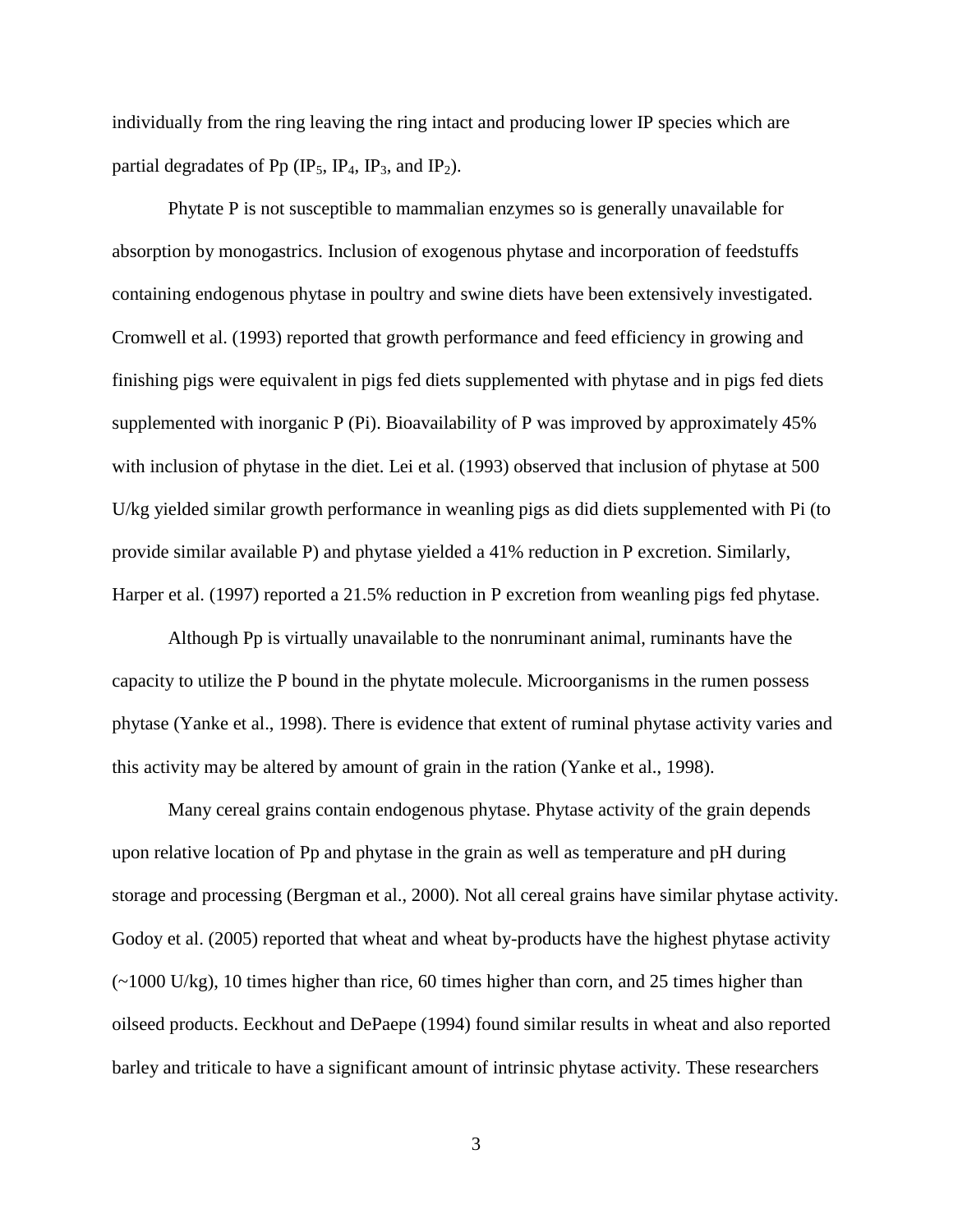individually from the ring leaving the ring intact and producing lower IP species which are partial degradates of Pp ($IP_5$, $IP_4$, $IP_3$, and $IP_2$).

Phytate P is not susceptible to mammalian enzymes so is generally unavailable for absorption by monogastrics. Inclusion of exogenous phytase and incorporation of feedstuffs containing endogenous phytase in poultry and swine diets have been extensively investigated. Cromwell et al. (1993) reported that growth performance and feed efficiency in growing and finishing pigs were equivalent in pigs fed diets supplemented with phytase and in pigs fed diets supplemented with inorganic P (Pi). Bioavailability of P was improved by approximately 45% with inclusion of phytase in the diet. Lei et al. (1993) observed that inclusion of phytase at 500 U/kg yielded similar growth performance in weanling pigs as did diets supplemented with Pi (to provide similar available P) and phytase yielded a 41% reduction in P excretion. Similarly, Harper et al. (1997) reported a 21.5% reduction in P excretion from weanling pigs fed phytase.

Although Pp is virtually unavailable to the nonruminant animal, ruminants have the capacity to utilize the P bound in the phytate molecule. Microorganisms in the rumen possess phytase (Yanke et al., 1998). There is evidence that extent of ruminal phytase activity varies and this activity may be altered by amount of grain in the ration (Yanke et al., 1998).

Many cereal grains contain endogenous phytase. Phytase activity of the grain depends upon relative location of Pp and phytase in the grain as well as temperature and pH during storage and processing (Bergman et al., 2000). Not all cereal grains have similar phytase activity. Godoy et al. (2005) reported that wheat and wheat by-products have the highest phytase activity (~1000 U/kg), 10 times higher than rice, 60 times higher than corn, and 25 times higher than oilseed products. Eeckhout and DePaepe (1994) found similar results in wheat and also reported barley and triticale to have a significant amount of intrinsic phytase activity. These researchers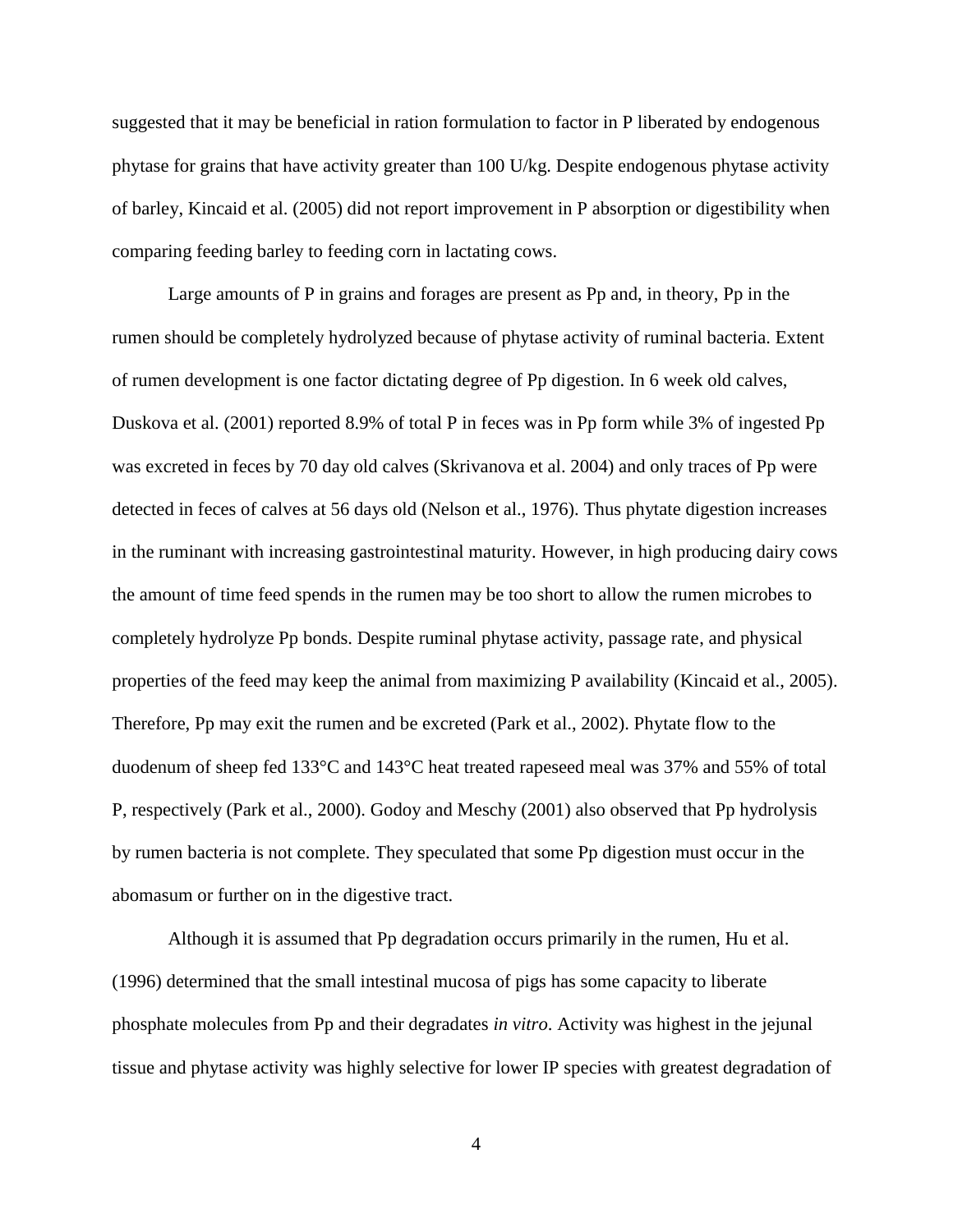suggested that it may be beneficial in ration formulation to factor in P liberated by endogenous phytase for grains that have activity greater than 100 U/kg. Despite endogenous phytase activity of barley, Kincaid et al. (2005) did not report improvement in P absorption or digestibility when comparing feeding barley to feeding corn in lactating cows.

Large amounts of P in grains and forages are present as Pp and, in theory, Pp in the rumen should be completely hydrolyzed because of phytase activity of ruminal bacteria. Extent of rumen development is one factor dictating degree of Pp digestion. In 6 week old calves, Duskova et al. (2001) reported 8.9% of total P in feces was in Pp form while 3% of ingested Pp was excreted in feces by 70 day old calves (Skrivanova et al. 2004) and only traces of Pp were detected in feces of calves at 56 days old (Nelson et al., 1976). Thus phytate digestion increases in the ruminant with increasing gastrointestinal maturity. However, in high producing dairy cows the amount of time feed spends in the rumen may be too short to allow the rumen microbes to completely hydrolyze Pp bonds. Despite ruminal phytase activity, passage rate, and physical properties of the feed may keep the animal from maximizing P availability (Kincaid et al., 2005). Therefore, Pp may exit the rumen and be excreted (Park et al., 2002). Phytate flow to the duodenum of sheep fed 133°C and 143°C heat treated rapeseed meal was 37% and 55% of total P, respectively (Park et al., 2000). Godoy and Meschy (2001) also observed that Pp hydrolysis by rumen bacteria is not complete. They speculated that some Pp digestion must occur in the abomasum or further on in the digestive tract.

Although it is assumed that Pp degradation occurs primarily in the rumen, Hu et al. (1996) determined that the small intestinal mucosa of pigs has some capacity to liberate phosphate molecules from Pp and their degradates *in vitro*. Activity was highest in the jejunal tissue and phytase activity was highly selective for lower IP species with greatest degradation of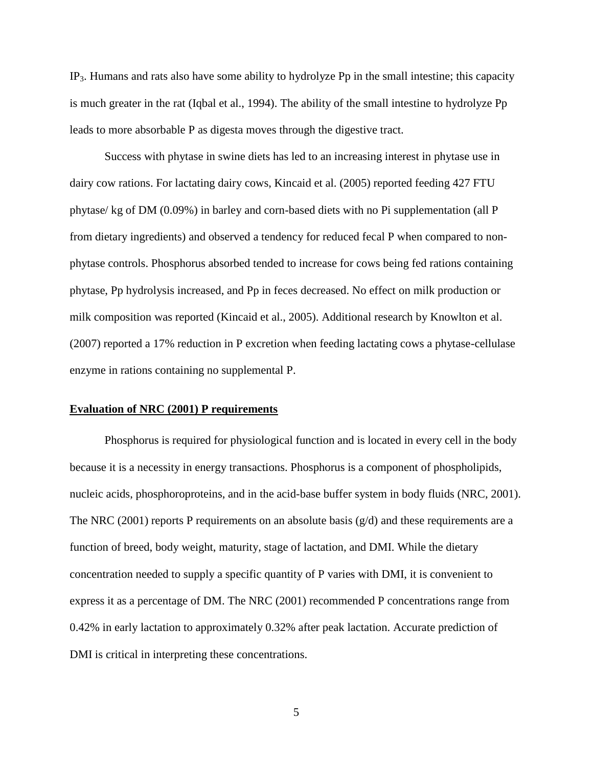$IP_3$. Humans and rats also have some ability to hydrolyze Pp in the small intestine; this capacity is much greater in the rat (Iqbal et al., 1994). The ability of the small intestine to hydrolyze Pp leads to more absorbable P as digesta moves through the digestive tract.

Success with phytase in swine diets has led to an increasing interest in phytase use in dairy cow rations. For lactating dairy cows, Kincaid et al. (2005) reported feeding 427 FTU phytase/ kg of DM (0.09%) in barley and corn-based diets with no Pi supplementation (all P from dietary ingredients) and observed a tendency for reduced fecal P when compared to non-phytase controls. Phosphorus absorbed tended to increase for cows being fed rations containing phytase, Pp hydrolysis increased, and Pp in feces decreased. No effect on milk production or milk composition was reported (Kincaid et al., 2005). Additional research by Knowlton et al. (2007) reported a 17% reduction in P excretion when feeding lactating cows a phytase-cellulase enzyme in rations containing no supplemental P.

## Evaluation of NRC (2001) P requirements

Phosphorus is required for physiological function and is located in every cell in the body because it is a necessity in energy transactions. Phosphorus is a component of phospholipids, nucleic acids, phosphoroproteins, and in the acid-base buffer system in body fluids (NRC, 2001). The NRC (2001) reports P requirements on an absolute basis (g/d) and these requirements are a function of breed, body weight, maturity, stage of lactation, and DMI. While the dietary concentration needed to supply a specific quantity of P varies with DMI, it is convenient to express it as a percentage of DM. The NRC (2001) recommended P concentrations range from 0.42% in early lactation to approximately 0.32% after peak lactation. Accurate prediction of DMI is critical in interpreting these concentrations.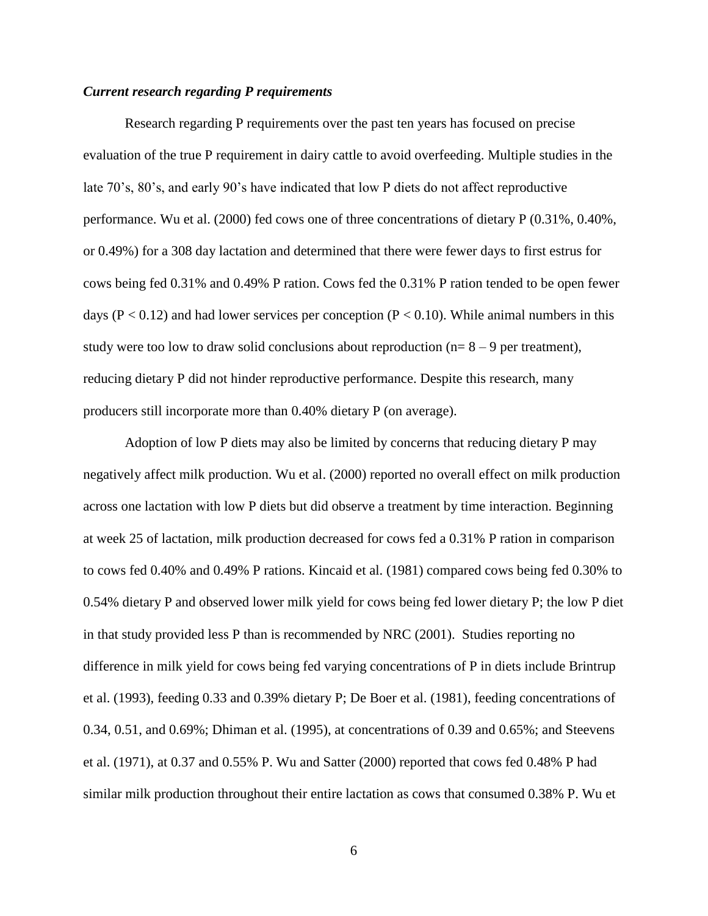### *Current research regarding P requirements*

Research regarding P requirements over the past ten years has focused on precise evaluation of the true P requirement in dairy cattle to avoid overfeeding. Multiple studies in the late 70's, 80's, and early 90's have indicated that low P diets do not affect reproductive performance. Wu et al. (2000) fed cows one of three concentrations of dietary P (0.31%, 0.40%, or 0.49%) for a 308 day lactation and determined that there were fewer days to first estrus for cows being fed 0.31% and 0.49% P ration. Cows fed the 0.31% P ration tended to be open fewer days ($P < 0.12$) and had lower services per conception ($P < 0.10$). While animal numbers in this study were too low to draw solid conclusions about reproduction (n= 8 – 9 per treatment), reducing dietary P did not hinder reproductive performance. Despite this research, many producers still incorporate more than 0.40% dietary P (on average).

Adoption of low P diets may also be limited by concerns that reducing dietary P may negatively affect milk production. Wu et al. (2000) reported no overall effect on milk production across one lactation with low P diets but did observe a treatment by time interaction. Beginning at week 25 of lactation, milk production decreased for cows fed a 0.31% P ration in comparison to cows fed 0.40% and 0.49% P rations. Kincaid et al. (1981) compared cows being fed 0.30% to 0.54% dietary P and observed lower milk yield for cows being fed lower dietary P; the low P diet in that study provided less P than is recommended by NRC (2001). Studies reporting no difference in milk yield for cows being fed varying concentrations of P in diets include Brintrup et al. (1993), feeding 0.33 and 0.39% dietary P; De Boer et al. (1981), feeding concentrations of 0.34, 0.51, and 0.69%; Dhiman et al. (1995), at concentrations of 0.39 and 0.65%; and Steevens et al. (1971), at 0.37 and 0.55% P. Wu and Satter (2000) reported that cows fed 0.48% P had similar milk production throughout their entire lactation as cows that consumed 0.38% P. Wu et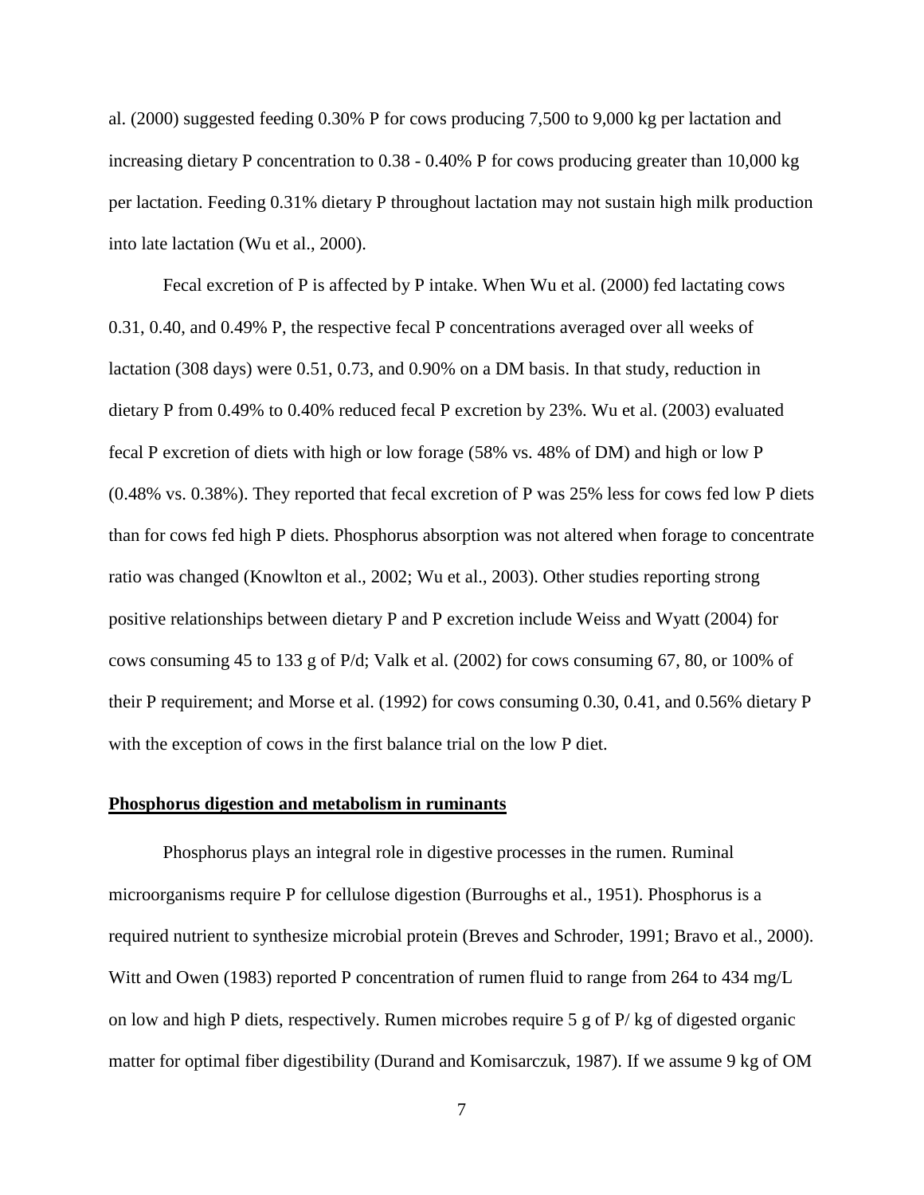al. (2000) suggested feeding 0.30% P for cows producing 7,500 to 9,000 kg per lactation and increasing dietary P concentration to 0.38 - 0.40% P for cows producing greater than 10,000 kg per lactation. Feeding 0.31% dietary P throughout lactation may not sustain high milk production into late lactation (Wu et al., 2000).

Fecal excretion of P is affected by P intake. When Wu et al. (2000) fed lactating cows 0.31, 0.40, and 0.49% P, the respective fecal P concentrations averaged over all weeks of lactation (308 days) were 0.51, 0.73, and 0.90% on a DM basis. In that study, reduction in dietary P from 0.49% to 0.40% reduced fecal P excretion by 23%. Wu et al. (2003) evaluated fecal P excretion of diets with high or low forage (58% vs. 48% of DM) and high or low P (0.48% vs. 0.38%). They reported that fecal excretion of P was 25% less for cows fed low P diets than for cows fed high P diets. Phosphorus absorption was not altered when forage to concentrate ratio was changed (Knowlton et al., 2002; Wu et al., 2003). Other studies reporting strong positive relationships between dietary P and P excretion include Weiss and Wyatt (2004) for cows consuming 45 to 133 g of P/d; Valk et al. (2002) for cows consuming 67, 80, or 100% of their P requirement; and Morse et al. (1992) for cows consuming 0.30, 0.41, and 0.56% dietary P with the exception of cows in the first balance trial on the low P diet.

## Phosphorus digestion and metabolism in ruminants

Phosphorus plays an integral role in digestive processes in the rumen. Ruminal microorganisms require P for cellulose digestion (Burroughs et al., 1951). Phosphorus is a required nutrient to synthesize microbial protein (Breves and Schroder, 1991; Bravo et al., 2000). Witt and Owen (1983) reported P concentration of rumen fluid to range from 264 to 434 mg/L on low and high P diets, respectively. Rumen microbes require 5 g of P/ kg of digested organic matter for optimal fiber digestibility (Durand and Komisarczuk, 1987). If we assume 9 kg of OM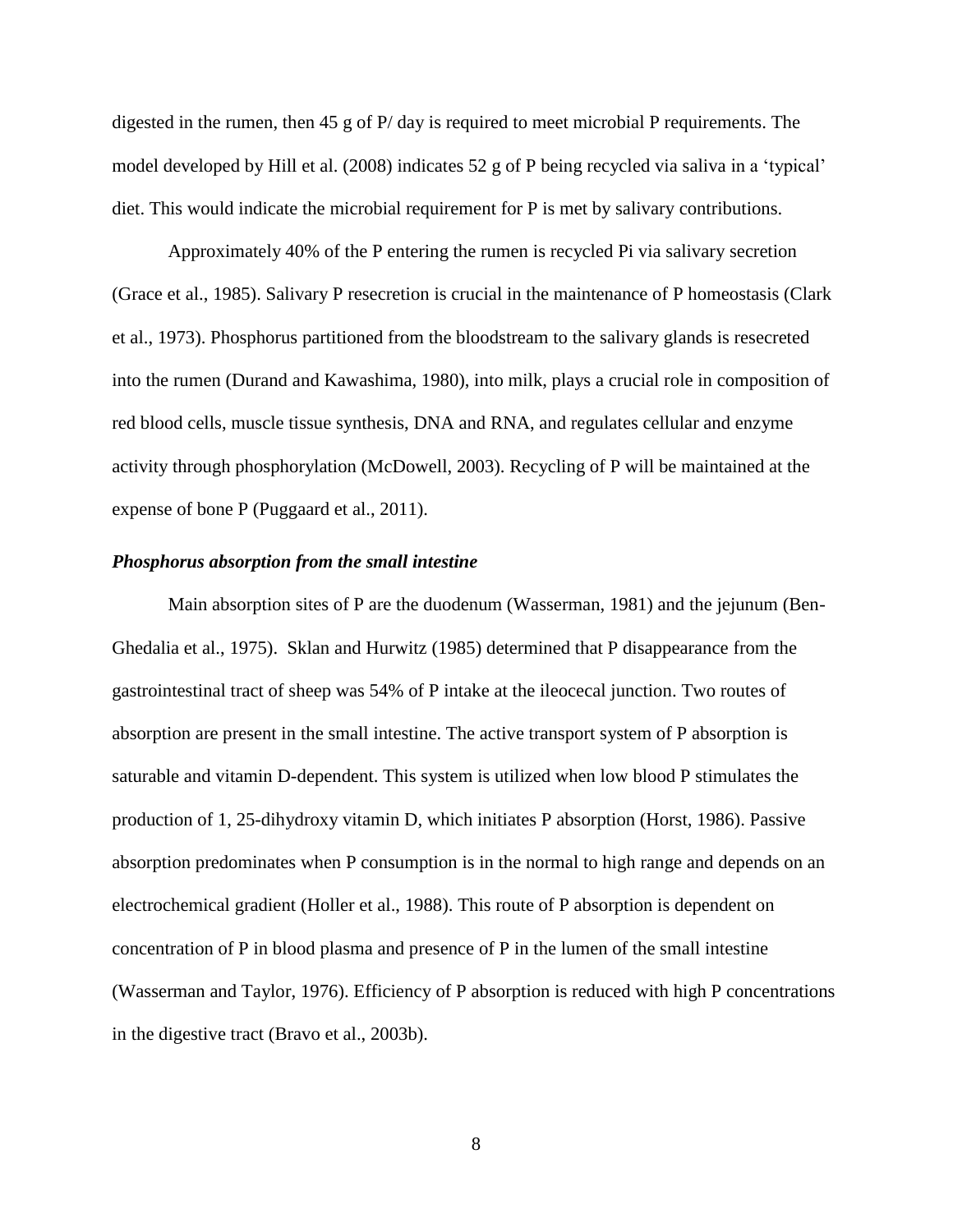digested in the rumen, then 45 g of P/ day is required to meet microbial P requirements. The model developed by Hill et al. (2008) indicates 52 g of P being recycled via saliva in a 'typical' diet. This would indicate the microbial requirement for P is met by salivary contributions.

Approximately 40% of the P entering the rumen is recycled Pi via salivary secretion (Grace et al., 1985). Salivary P resecretion is crucial in the maintenance of P homeostasis (Clark et al., 1973). Phosphorus partitioned from the bloodstream to the salivary glands is resecreted into the rumen (Durand and Kawashima, 1980), into milk, plays a crucial role in composition of red blood cells, muscle tissue synthesis, DNA and RNA, and regulates cellular and enzyme activity through phosphorylation (McDowell, 2003). Recycling of P will be maintained at the expense of bone P (Puggaard et al., 2011).

### *Phosphorus absorption from the small intestine*

Main absorption sites of P are the duodenum (Wasserman, 1981) and the jejunum (Ben-Ghedalia et al., 1975). Sklan and Hurwitz (1985) determined that P disappearance from the gastrointestinal tract of sheep was 54% of P intake at the ileocecal junction. Two routes of absorption are present in the small intestine. The active transport system of P absorption is saturable and vitamin D-dependent. This system is utilized when low blood P stimulates the production of 1, 25-dihydroxy vitamin D, which initiates P absorption (Horst, 1986). Passive absorption predominates when P consumption is in the normal to high range and depends on an electrochemical gradient (Holler et al., 1988). This route of P absorption is dependent on concentration of P in blood plasma and presence of P in the lumen of the small intestine (Wasserman and Taylor, 1976). Efficiency of P absorption is reduced with high P concentrations in the digestive tract (Bravo et al., 2003b).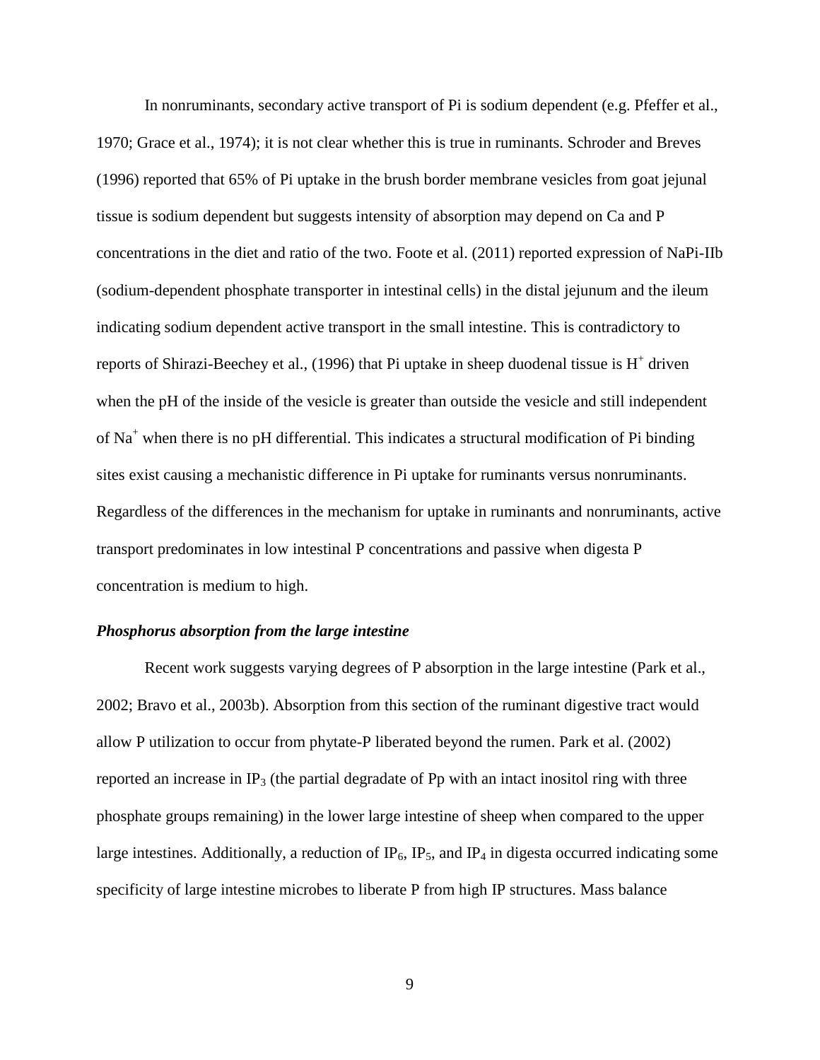In nonruminants, secondary active transport of Pi is sodium dependent (e.g. Pfeffer et al., 1970; Grace et al., 1974); it is not clear whether this is true in ruminants. Schroder and Breves (1996) reported that 65% of Pi uptake in the brush border membrane vesicles from goat jejunal tissue is sodium dependent but suggests intensity of absorption may depend on Ca and P concentrations in the diet and ratio of the two. Foote et al. (2011) reported expression of NaPi-IIb (sodium-dependent phosphate transporter in intestinal cells) in the distal jejunum and the ileum indicating sodium dependent active transport in the small intestine. This is contradictory to reports of Shirazi-Beechey et al., (1996) that Pi uptake in sheep duodenal tissue is $H^+$ driven when the pH of the inside of the vesicle is greater than outside the vesicle and still independent of $Na^+$ when there is no pH differential. This indicates a structural modification of Pi binding sites exist causing a mechanistic difference in Pi uptake for ruminants versus nonruminants. Regardless of the differences in the mechanism for uptake in ruminants and nonruminants, active transport predominates in low intestinal P concentrations and passive when digesta P concentration is medium to high.

### ***Phosphorus absorption from the large intestine***

Recent work suggests varying degrees of P absorption in the large intestine (Park et al., 2002; Bravo et al., 2003b). Absorption from this section of the ruminant digestive tract would allow P utilization to occur from phytate-P liberated beyond the rumen. Park et al. (2002) reported an increase in $IP_3$ (the partial degradate of Pp with an intact inositol ring with three phosphate groups remaining) in the lower large intestine of sheep when compared to the upper large intestines. Additionally, a reduction of $IP_6$, $IP_5$, and $IP_4$ in digesta occurred indicating some specificity of large intestine microbes to liberate P from high IP structures. Mass balance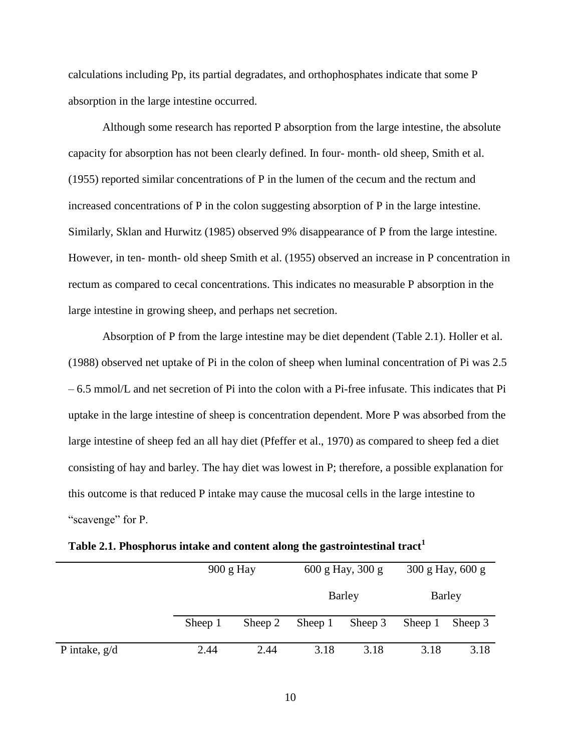calculations including Pp, its partial degradates, and orthophosphates indicate that some P absorption in the large intestine occurred.

Although some research has reported P absorption from the large intestine, the absolute capacity for absorption has not been clearly defined. In four- month- old sheep, Smith et al. (1955) reported similar concentrations of P in the lumen of the cecum and the rectum and increased concentrations of P in the colon suggesting absorption of P in the large intestine. Similarly, Sklan and Hurwitz (1985) observed 9% disappearance of P from the large intestine. However, in ten- month- old sheep Smith et al. (1955) observed an increase in P concentration in rectum as compared to cecal concentrations. This indicates no measurable P absorption in the large intestine in growing sheep, and perhaps net secretion.

Absorption of P from the large intestine may be diet dependent (Table 2.1). Holler et al. (1988) observed net uptake of Pi in the colon of sheep when luminal concentration of Pi was 2.5 – 6.5 mmol/L and net secretion of Pi into the colon with a Pi-free infusate. This indicates that Pi uptake in the large intestine of sheep is concentration dependent. More P was absorbed from the large intestine of sheep fed an all hay diet (Pfeffer et al., 1970) as compared to sheep fed a diet consisting of hay and barley. The hay diet was lowest in P; therefore, a possible explanation for this outcome is that reduced P intake may cause the mucosal cells in the large intestine to "scavenge" for P.

**Table 2.1. Phosphorus intake and content along the gastrointestinal tract[1]**

| | 900 g Hay | | 600 g Hay, 300 g Barley | | 300 g Hay, 600 g Barley | |
|---|---|---|---|---|---|---|
| | Sheep 1 | Sheep 2 | Sheep 1 | Sheep 3 | Sheep 1 | Sheep 3 |
| P intake, g/d | 2.44 | 2.44 | 3.18 | 3.18 | 3.18 | 3.18 |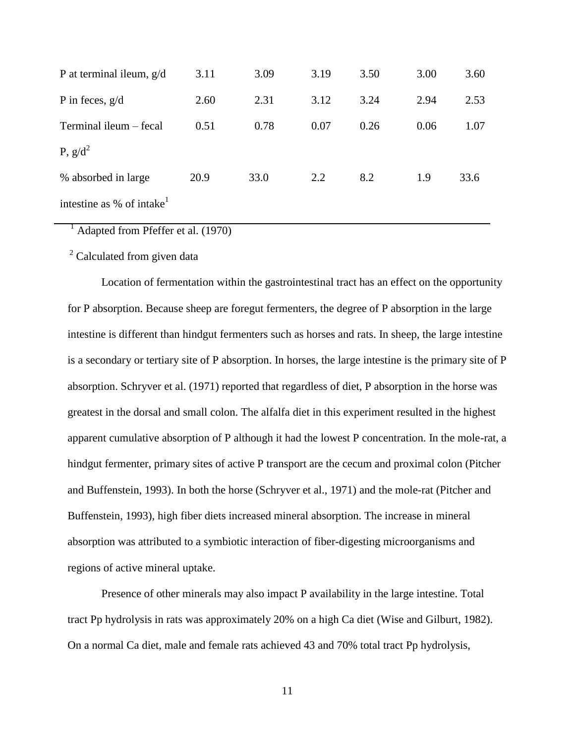| | | | | | | |
|---|---|---|---|---|---|---|
| P at terminal ileum, g/d | 3.11 | 3.09 | 3.19 | 3.50 | 3.00 | 3.60 |
| P in feces, g/d | 2.60 | 2.31 | 3.12 | 3.24 | 2.94 | 2.53 |
| Terminal ileum – fecal P, g/d[2] | 0.51 | 0.78 | 0.07 | 0.26 | 0.06 | 1.07 |
| % absorbed in large intestine as % of intake[1] | 20.9 | 33.0 | 2.2 | 8.2 | 1.9 | 33.6 |

[1] Adapted from Pfeffer et al. (1970)

[2] Calculated from given data

Location of fermentation within the gastrointestinal tract has an effect on the opportunity for P absorption. Because sheep are foregut fermenters, the degree of P absorption in the large intestine is different than hindgut fermenters such as horses and rats. In sheep, the large intestine is a secondary or tertiary site of P absorption. In horses, the large intestine is the primary site of P absorption. Schryver et al. (1971) reported that regardless of diet, P absorption in the horse was greatest in the dorsal and small colon. The alfalfa diet in this experiment resulted in the highest apparent cumulative absorption of P although it had the lowest P concentration. In the mole-rat, a hindgut fermenter, primary sites of active P transport are the cecum and proximal colon (Pitcher and Buffenstein, 1993). In both the horse (Schryver et al., 1971) and the mole-rat (Pitcher and Buffenstein, 1993), high fiber diets increased mineral absorption. The increase in mineral absorption was attributed to a symbiotic interaction of fiber-digesting microorganisms and regions of active mineral uptake.

Presence of other minerals may also impact P availability in the large intestine. Total tract Pp hydrolysis in rats was approximately 20% on a high Ca diet (Wise and Gilburt, 1982). On a normal Ca diet, male and female rats achieved 43 and 70% total tract Pp hydrolysis,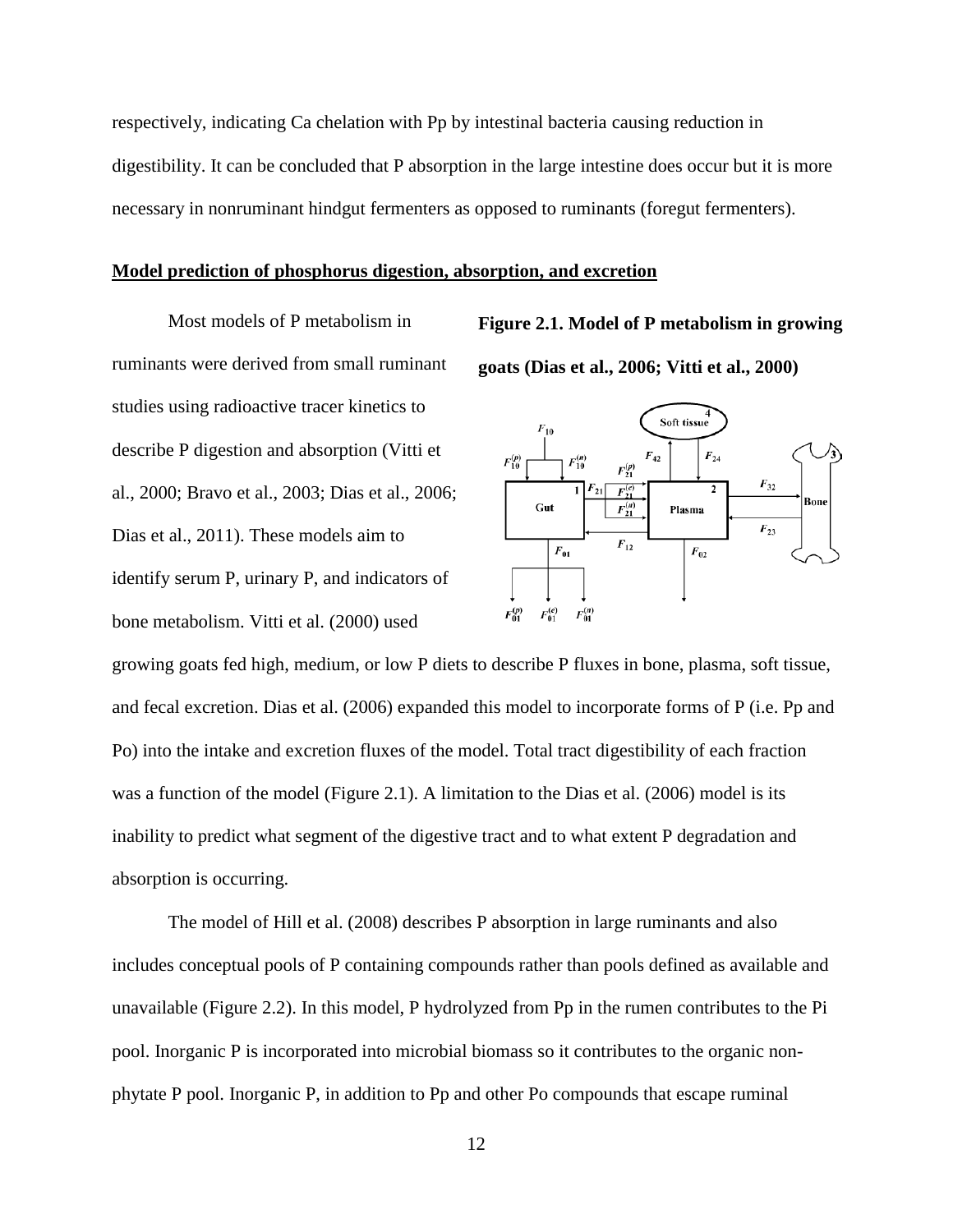respectively, indicating Ca chelation with Pp by intestinal bacteria causing reduction in digestibility. It can be concluded that P absorption in the large intestine does occur but it is more necessary in nonruminant hindgut fermenters as opposed to ruminants (foregut fermenters).

**Model prediction of phosphorus digestion, absorption, and excretion**

Most models of P metabolism in ruminants were derived from small ruminant studies using radioactive tracer kinetics to describe P digestion and absorption (Vitti et al., 2000; Bravo et al., 2003; Dias et al., 2006; Dias et al., 2011). These models aim to identify serum P, urinary P, and indicators of bone metabolism. Vitti et al. (2000) used growing goats fed high, medium, or low P diets to describe P fluxes in bone, plasma, soft tissue, and fecal excretion. Dias et al. (2006) expanded this model to incorporate forms of P (i.e. Pp and Po) into the intake and excretion fluxes of the model. Total tract digestibility of each fraction was a function of the model (Figure 2.1). A limitation to the Dias et al. (2006) model is its inability to predict what segment of the digestive tract and to what extent P degradation and absorption is occurring.

**Figure 2.1. Model of P metabolism in growing goats (Dias et al., 2006; Vitti et al., 2000)**

The model of Hill et al. (2008) describes P absorption in large ruminants and also includes conceptual pools of P containing compounds rather than pools defined as available and unavailable (Figure 2.2). In this model, P hydrolyzed from Pp in the rumen contributes to the Pi pool. Inorganic P is incorporated into microbial biomass so it contributes to the organic non-phytate P pool. Inorganic P, in addition to Pp and other Po compounds that escape ruminal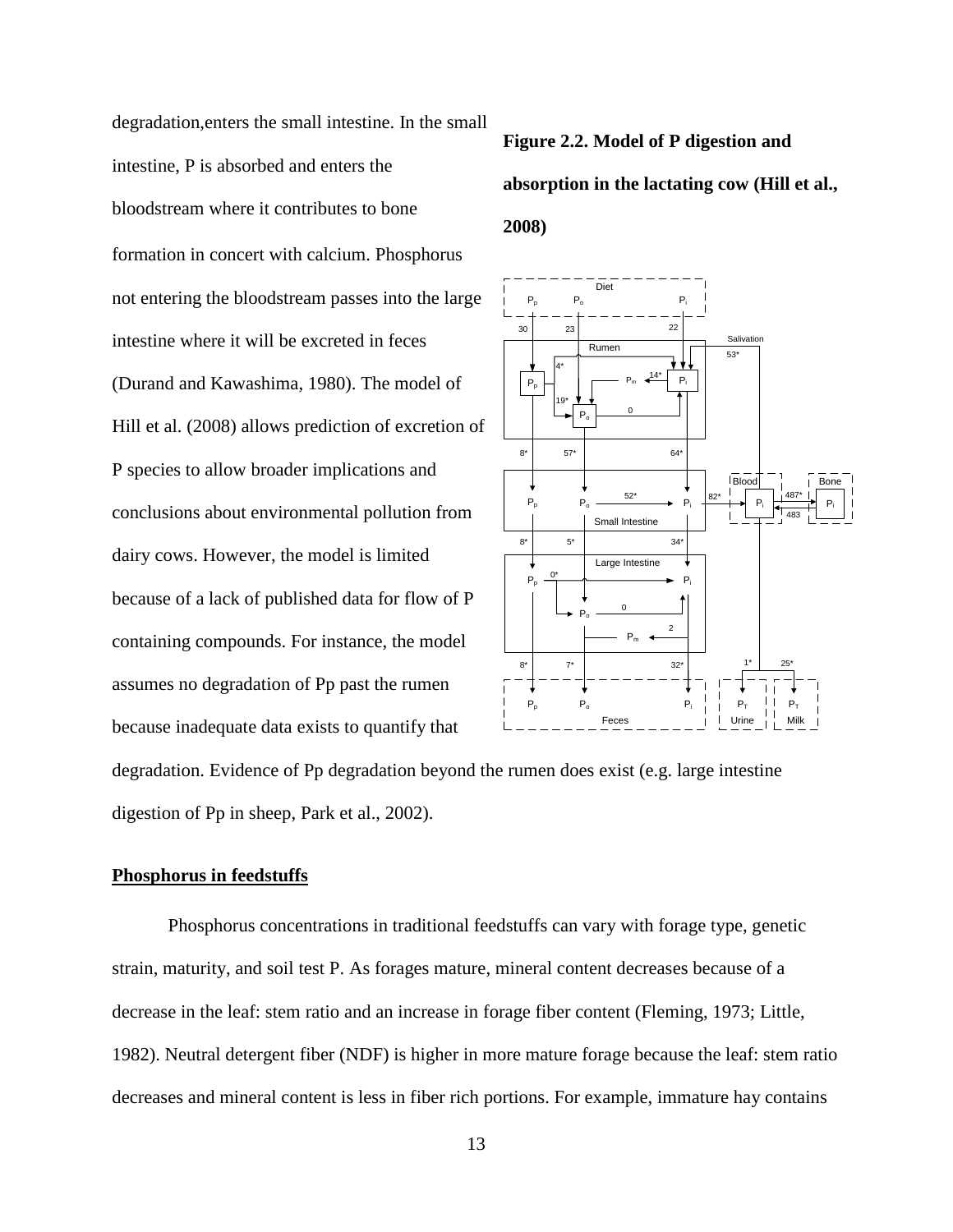degradation,enters the small intestine. In the small intestine, P is absorbed and enters the bloodstream where it contributes to bone formation in concert with calcium. Phosphorus not entering the bloodstream passes into the large intestine where it will be excreted in feces (Durand and Kawashima, 1980). The model of Hill et al. (2008) allows prediction of excretion of P species to allow broader implications and conclusions about environmental pollution from dairy cows. However, the model is limited because of a lack of published data for flow of P containing compounds. For instance, the model assumes no degradation of Pp past the rumen because inadequate data exists to quantify that degradation. Evidence of Pp degradation beyond the rumen does exist (e.g. large intestine digestion of Pp in sheep, Park et al., 2002).

**Figure 2.2. Model of P digestion and absorption in the lactating cow (Hill et al., 2008)**

## Phosphorus in feedstuffs

Phosphorus concentrations in traditional feedstuffs can vary with forage type, genetic strain, maturity, and soil test P. As forages mature, mineral content decreases because of a decrease in the leaf: stem ratio and an increase in forage fiber content (Fleming, 1973; Little, 1982). Neutral detergent fiber (NDF) is higher in more mature forage because the leaf: stem ratio decreases and mineral content is less in fiber rich portions. For example, immature hay contains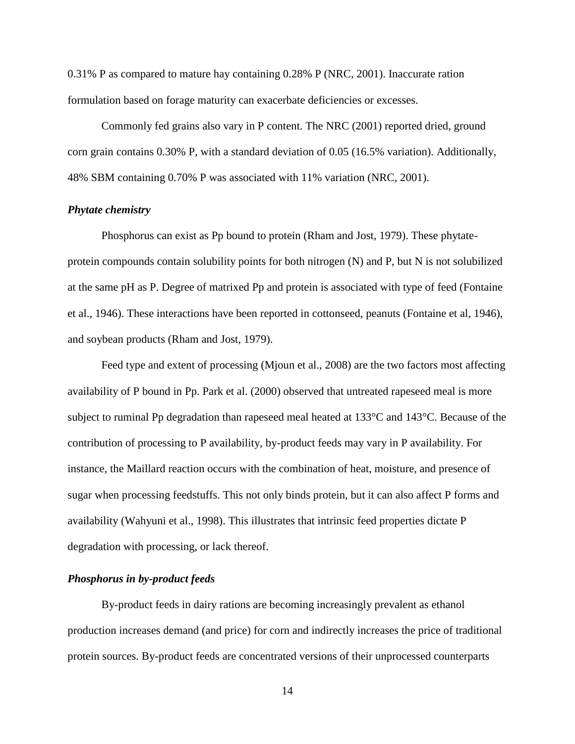0.31% P as compared to mature hay containing 0.28% P (NRC, 2001). Inaccurate ration formulation based on forage maturity can exacerbate deficiencies or excesses.

Commonly fed grains also vary in P content. The NRC (2001) reported dried, ground corn grain contains 0.30% P, with a standard deviation of 0.05 (16.5% variation). Additionally, 48% SBM containing 0.70% P was associated with 11% variation (NRC, 2001).

### *Phytate chemistry*

Phosphorus can exist as Pp bound to protein (Rham and Jost, 1979). These phytate-protein compounds contain solubility points for both nitrogen (N) and P, but N is not solubilized at the same pH as P. Degree of matrixed Pp and protein is associated with type of feed (Fontaine et al., 1946). These interactions have been reported in cottonseed, peanuts (Fontaine et al, 1946), and soybean products (Rham and Jost, 1979).

Feed type and extent of processing (Mjoun et al., 2008) are the two factors most affecting availability of P bound in Pp. Park et al. (2000) observed that untreated rapeseed meal is more subject to ruminal Pp degradation than rapeseed meal heated at 133°C and 143°C. Because of the contribution of processing to P availability, by-product feeds may vary in P availability. For instance, the Maillard reaction occurs with the combination of heat, moisture, and presence of sugar when processing feedstuffs. This not only binds protein, but it can also affect P forms and availability (Wahyuni et al., 1998). This illustrates that intrinsic feed properties dictate P degradation with processing, or lack thereof.

### *Phosphorus in by-product feeds*

By-product feeds in dairy rations are becoming increasingly prevalent as ethanol production increases demand (and price) for corn and indirectly increases the price of traditional protein sources. By-product feeds are concentrated versions of their unprocessed counterparts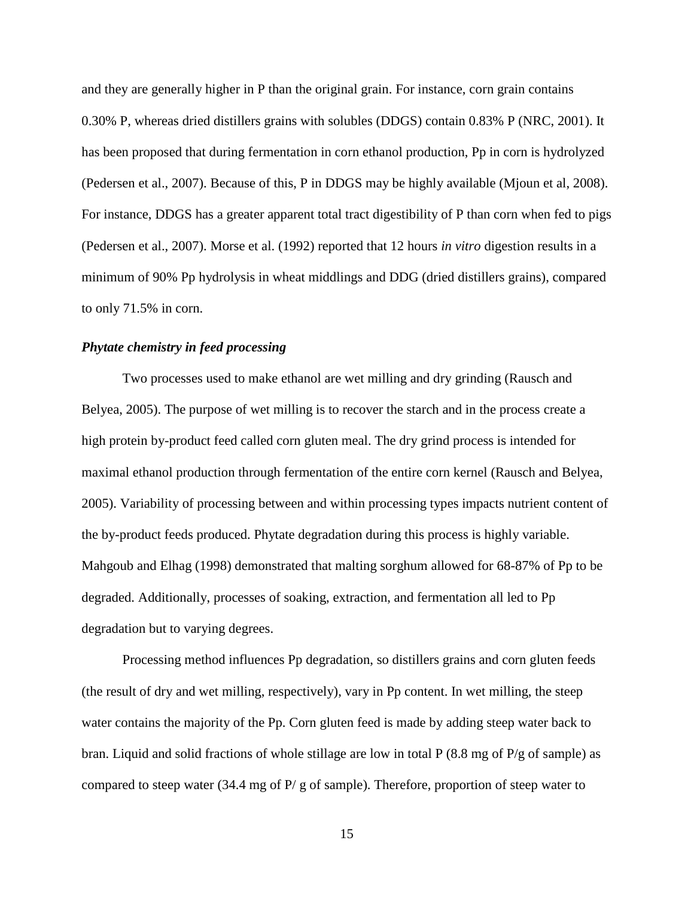and they are generally higher in P than the original grain. For instance, corn grain contains 0.30% P, whereas dried distillers grains with solubles (DDGS) contain 0.83% P (NRC, 2001). It has been proposed that during fermentation in corn ethanol production, Pp in corn is hydrolyzed (Pedersen et al., 2007). Because of this, P in DDGS may be highly available (Mjoun et al, 2008). For instance, DDGS has a greater apparent total tract digestibility of P than corn when fed to pigs (Pedersen et al., 2007). Morse et al. (1992) reported that 12 hours *in vitro* digestion results in a minimum of 90% Pp hydrolysis in wheat middlings and DDG (dried distillers grains), compared to only 71.5% in corn.

### *Phytate chemistry in feed processing*

Two processes used to make ethanol are wet milling and dry grinding (Rausch and Belyea, 2005). The purpose of wet milling is to recover the starch and in the process create a high protein by-product feed called corn gluten meal. The dry grind process is intended for maximal ethanol production through fermentation of the entire corn kernel (Rausch and Belyea, 2005). Variability of processing between and within processing types impacts nutrient content of the by-product feeds produced. Phytate degradation during this process is highly variable. Mahgoub and Elhag (1998) demonstrated that malting sorghum allowed for 68-87% of Pp to be degraded. Additionally, processes of soaking, extraction, and fermentation all led to Pp degradation but to varying degrees.

Processing method influences Pp degradation, so distillers grains and corn gluten feeds (the result of dry and wet milling, respectively), vary in Pp content. In wet milling, the steep water contains the majority of the Pp. Corn gluten feed is made by adding steep water back to bran. Liquid and solid fractions of whole stillage are low in total P (8.8 mg of P/g of sample) as compared to steep water (34.4 mg of P/ g of sample). Therefore, proportion of steep water to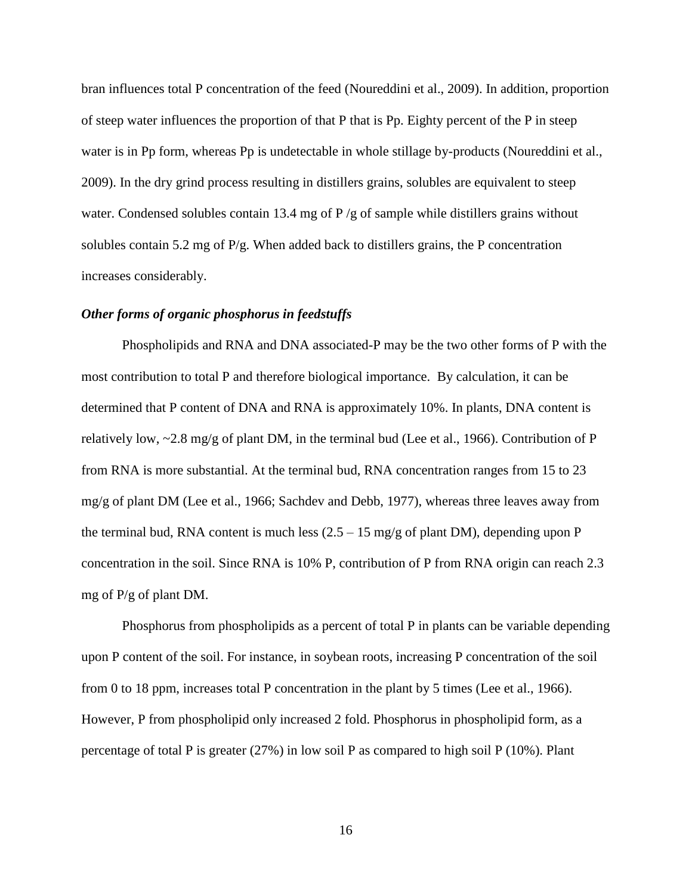bran influences total P concentration of the feed (Noureddini et al., 2009). In addition, proportion of steep water influences the proportion of that P that is Pp. Eighty percent of the P in steep water is in Pp form, whereas Pp is undetectable in whole stillage by-products (Noureddini et al., 2009). In the dry grind process resulting in distillers grains, solubles are equivalent to steep water. Condensed solubles contain 13.4 mg of P /g of sample while distillers grains without solubles contain 5.2 mg of P/g. When added back to distillers grains, the P concentration increases considerably.

### *Other forms of organic phosphorus in feedstuffs*

Phospholipids and RNA and DNA associated-P may be the two other forms of P with the most contribution to total P and therefore biological importance. By calculation, it can be determined that P content of DNA and RNA is approximately 10%. In plants, DNA content is relatively low, ~2.8 mg/g of plant DM, in the terminal bud (Lee et al., 1966). Contribution of P from RNA is more substantial. At the terminal bud, RNA concentration ranges from 15 to 23 mg/g of plant DM (Lee et al., 1966; Sachdev and Debb, 1977), whereas three leaves away from the terminal bud, RNA content is much less (2.5 – 15 mg/g of plant DM), depending upon P concentration in the soil. Since RNA is 10% P, contribution of P from RNA origin can reach 2.3 mg of P/g of plant DM.

Phosphorus from phospholipids as a percent of total P in plants can be variable depending upon P content of the soil. For instance, in soybean roots, increasing P concentration of the soil from 0 to 18 ppm, increases total P concentration in the plant by 5 times (Lee et al., 1966). However, P from phospholipid only increased 2 fold. Phosphorus in phospholipid form, as a percentage of total P is greater (27%) in low soil P as compared to high soil P (10%). Plant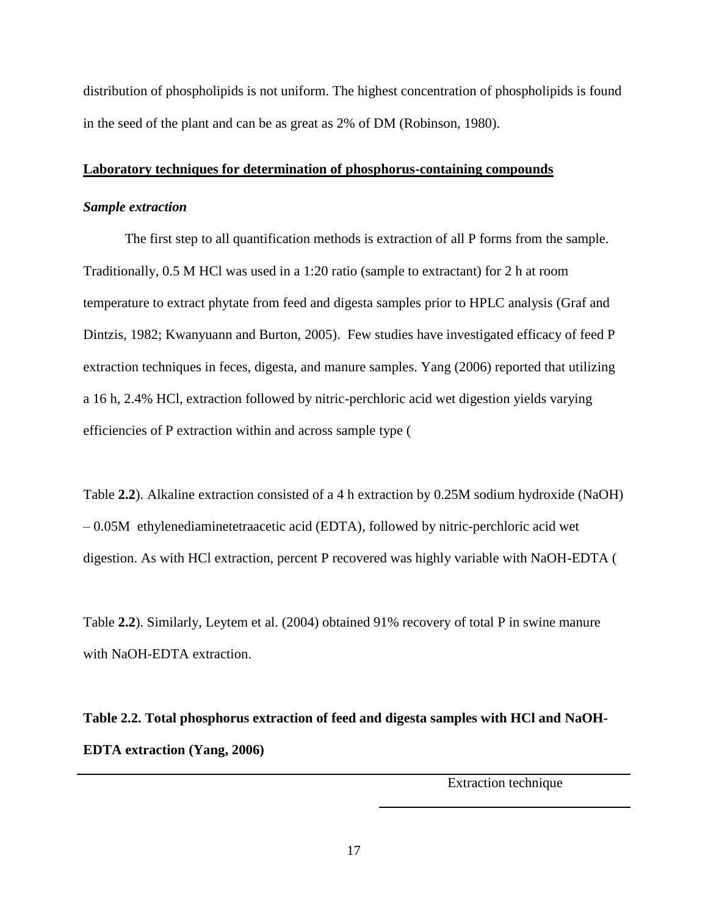distribution of phospholipids is not uniform. The highest concentration of phospholipids is found in the seed of the plant and can be as great as 2% of DM (Robinson, 1980).

## Laboratory techniques for determination of phosphorus-containing compounds

### *Sample extraction*

The first step to all quantification methods is extraction of all P forms from the sample. Traditionally, 0.5 M HCl was used in a 1:20 ratio (sample to extractant) for 2 h at room temperature to extract phytate from feed and digesta samples prior to HPLC analysis (Graf and Dintzis, 1982; Kwanyuann and Burton, 2005). Few studies have investigated efficacy of feed P extraction techniques in feces, digesta, and manure samples. Yang (2006) reported that utilizing a 16 h, 2.4% HCl, extraction followed by nitric-perchloric acid wet digestion yields varying efficiencies of P extraction within and across sample type (

Table **2.2**). Alkaline extraction consisted of a 4 h extraction by 0.25M sodium hydroxide (NaOH) – 0.05M ethylenediaminetetraacetic acid (EDTA), followed by nitric-perchloric acid wet digestion. As with HCl extraction, percent P recovered was highly variable with NaOH-EDTA (

Table **2.2**). Similarly, Leytem et al. (2004) obtained 91% recovery of total P in swine manure with NaOH-EDTA extraction.

**Table 2.2. Total phosphorus extraction of feed and digesta samples with HCl and NaOH-EDTA extraction (Yang, 2006)**

| | Extraction technique |
|---|---|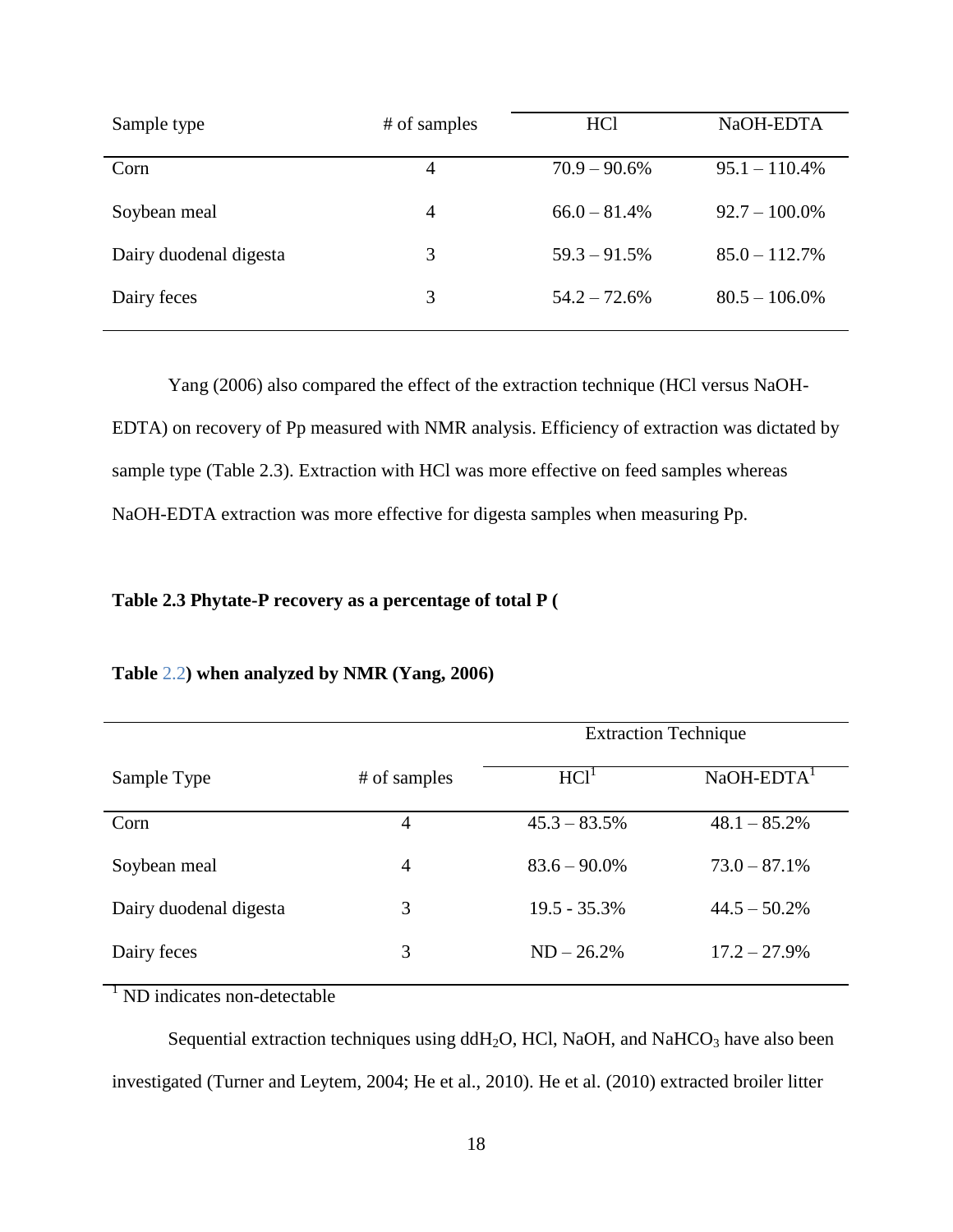| Sample type | # of samples | HCl | NaOH-EDTA |
|---|---|---|---|
| Corn | 4 | 70.9 – 90.6% | 95.1 – 110.4% |
| Soybean meal | 4 | 66.0 – 81.4% | 92.7 – 100.0% |
| Dairy duodenal digesta | 3 | 59.3 – 91.5% | 85.0 – 112.7% |
| Dairy feces | 3 | 54.2 – 72.6% | 80.5 – 106.0% |

Yang (2006) also compared the effect of the extraction technique (HCl versus NaOH-EDTA) on recovery of Pp measured with NMR analysis. Efficiency of extraction was dictated by sample type (Table 2.3). Extraction with HCl was more effective on feed samples whereas NaOH-EDTA extraction was more effective for digesta samples when measuring Pp.

**Table 2.3 Phytate-P recovery as a percentage of total P (**

**Table 2.2) when analyzed by NMR (Yang, 2006)**

| | | Extraction Technique | |
|---|---|---|---|
| Sample Type | # of samples | HCl[1] | NaOH-EDTA[1] |
| Corn | 4 | 45.3 – 83.5% | 48.1 – 85.2% |
| Soybean meal | 4 | 83.6 – 90.0% | 73.0 – 87.1% |
| Dairy duodenal digesta | 3 | 19.5 - 35.3% | 44.5 – 50.2% |
| Dairy feces | 3 | ND – 26.2% | 17.2 – 27.9% |

[1] ND indicates non-detectable

Sequential extraction techniques using $ddH_2O$, HCl, NaOH, and $NaHCO_3$ have also been investigated (Turner and Leytem, 2004; He et al., 2010). He et al. (2010) extracted broiler litter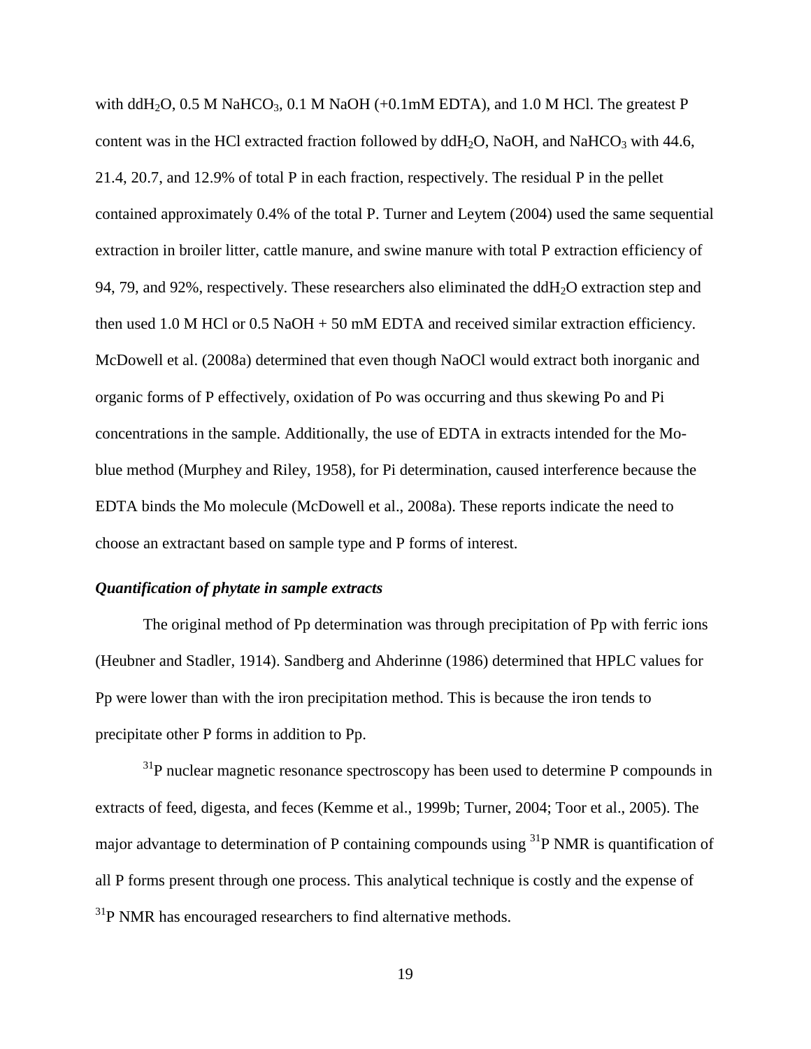with $ddH_2O$, 0.5 M $NaHCO_3$, 0.1 M NaOH (+0.1mM EDTA), and 1.0 M HCl. The greatest P content was in the HCl extracted fraction followed by $ddH_2O$, NaOH, and $NaHCO_3$ with 44.6, 21.4, 20.7, and 12.9% of total P in each fraction, respectively. The residual P in the pellet contained approximately 0.4% of the total P. Turner and Leytem (2004) used the same sequential extraction in broiler litter, cattle manure, and swine manure with total P extraction efficiency of 94, 79, and 92%, respectively. These researchers also eliminated the $ddH_2O$ extraction step and then used 1.0 M HCl or 0.5 NaOH + 50 mM EDTA and received similar extraction efficiency. McDowell et al. (2008a) determined that even though NaOCl would extract both inorganic and organic forms of P effectively, oxidation of Po was occurring and thus skewing Po and Pi concentrations in the sample. Additionally, the use of EDTA in extracts intended for the Mo-blue method (Murphey and Riley, 1958), for Pi determination, caused interference because the EDTA binds the Mo molecule (McDowell et al., 2008a). These reports indicate the need to choose an extractant based on sample type and P forms of interest.

### *Quantification of phytate in sample extracts*

The original method of Pp determination was through precipitation of Pp with ferric ions (Heubner and Stadler, 1914). Sandberg and Ahderinne (1986) determined that HPLC values for Pp were lower than with the iron precipitation method. This is because the iron tends to precipitate other P forms in addition to Pp.

$^{31}$P nuclear magnetic resonance spectroscopy has been used to determine P compounds in extracts of feed, digesta, and feces (Kemme et al., 1999b; Turner, 2004; Toor et al., 2005). The major advantage to determination of P containing compounds using $^{31}$P NMR is quantification of all P forms present through one process. This analytical technique is costly and the expense of $^{31}$P NMR has encouraged researchers to find alternative methods.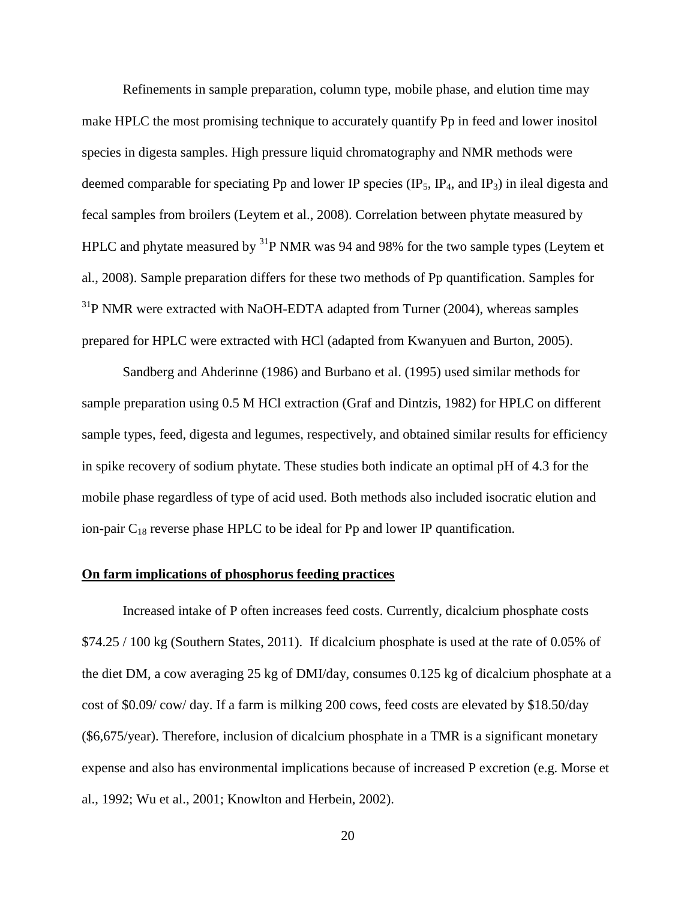Refinements in sample preparation, column type, mobile phase, and elution time may make HPLC the most promising technique to accurately quantify Pp in feed and lower inositol species in digesta samples. High pressure liquid chromatography and NMR methods were deemed comparable for speciating Pp and lower IP species ($IP_5$, $IP_4$, and $IP_3$) in ileal digesta and fecal samples from broilers (Leytem et al., 2008). Correlation between phytate measured by HPLC and phytate measured by $^{31}P$ NMR was 94 and 98% for the two sample types (Leytem et al., 2008). Sample preparation differs for these two methods of Pp quantification. Samples for $^{31}P$ NMR were extracted with NaOH-EDTA adapted from Turner (2004), whereas samples prepared for HPLC were extracted with HCl (adapted from Kwanyuen and Burton, 2005).

Sandberg and Ahderinne (1986) and Burbano et al. (1995) used similar methods for sample preparation using 0.5 M HCl extraction (Graf and Dintzis, 1982) for HPLC on different sample types, feed, digesta and legumes, respectively, and obtained similar results for efficiency in spike recovery of sodium phytate. These studies both indicate an optimal pH of 4.3 for the mobile phase regardless of type of acid used. Both methods also included isocratic elution and ion-pair $C_{18}$ reverse phase HPLC to be ideal for Pp and lower IP quantification.

## On farm implications of phosphorus feeding practices

Increased intake of P often increases feed costs. Currently, dicalcium phosphate costs $74.25 / 100 kg (Southern States, 2011). If dicalcium phosphate is used at the rate of 0.05% of the diet DM, a cow averaging 25 kg of DMI/day, consumes 0.125 kg of dicalcium phosphate at a cost of $0.09/ cow/ day. If a farm is milking 200 cows, feed costs are elevated by $18.50/day ($6,675/year). Therefore, inclusion of dicalcium phosphate in a TMR is a significant monetary expense and also has environmental implications because of increased P excretion (e.g. Morse et al., 1992; Wu et al., 2001; Knowlton and Herbein, 2002).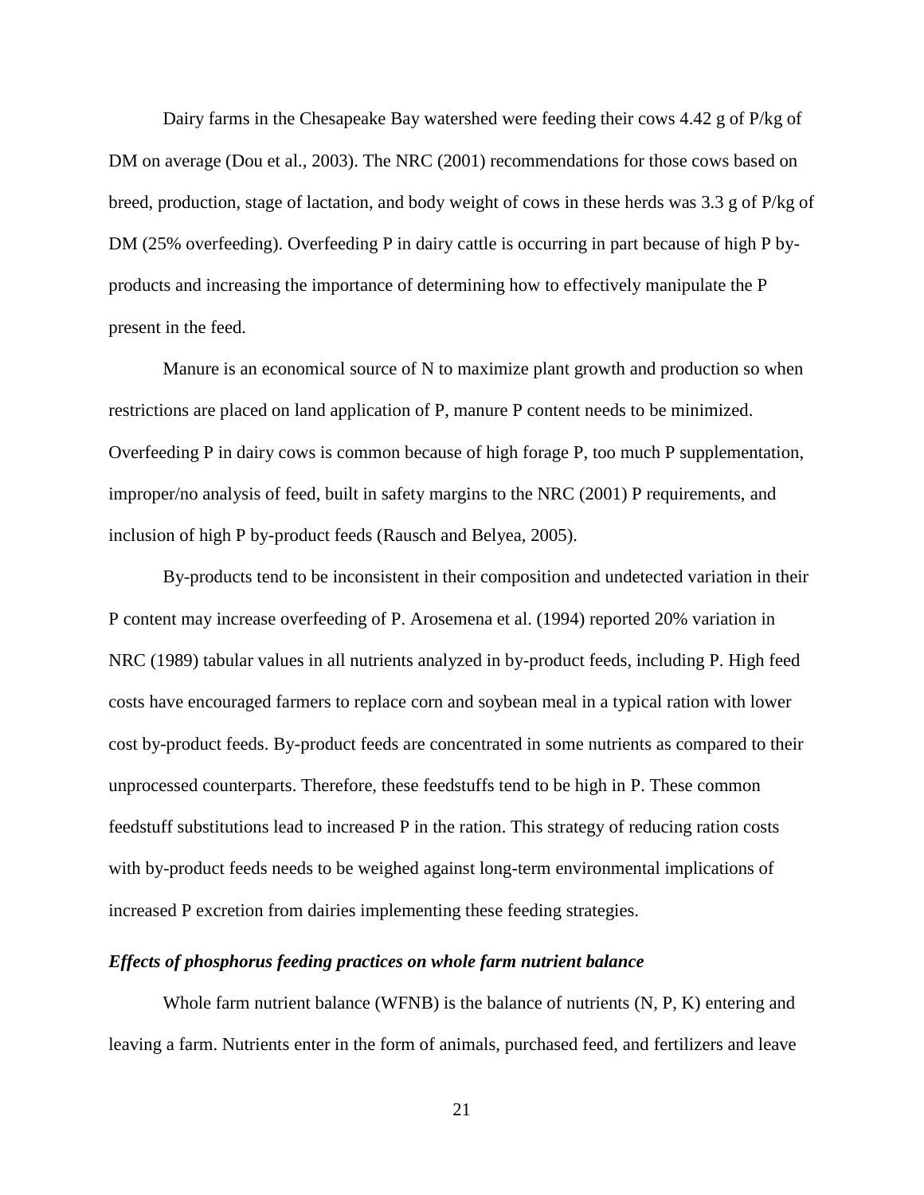Dairy farms in the Chesapeake Bay watershed were feeding their cows 4.42 g of P/kg of DM on average (Dou et al., 2003). The NRC (2001) recommendations for those cows based on breed, production, stage of lactation, and body weight of cows in these herds was 3.3 g of P/kg of DM (25% overfeeding). Overfeeding P in dairy cattle is occurring in part because of high P by-products and increasing the importance of determining how to effectively manipulate the P present in the feed.

Manure is an economical source of N to maximize plant growth and production so when restrictions are placed on land application of P, manure P content needs to be minimized. Overfeeding P in dairy cows is common because of high forage P, too much P supplementation, improper/no analysis of feed, built in safety margins to the NRC (2001) P requirements, and inclusion of high P by-product feeds (Rausch and Belyea, 2005).

By-products tend to be inconsistent in their composition and undetected variation in their P content may increase overfeeding of P. Arosemena et al. (1994) reported 20% variation in NRC (1989) tabular values in all nutrients analyzed in by-product feeds, including P. High feed costs have encouraged farmers to replace corn and soybean meal in a typical ration with lower cost by-product feeds. By-product feeds are concentrated in some nutrients as compared to their unprocessed counterparts. Therefore, these feedstuffs tend to be high in P. These common feedstuff substitutions lead to increased P in the ration. This strategy of reducing ration costs with by-product feeds needs to be weighed against long-term environmental implications of increased P excretion from dairies implementing these feeding strategies.

### *Effects of phosphorus feeding practices on whole farm nutrient balance*

Whole farm nutrient balance (WFNB) is the balance of nutrients (N, P, K) entering and leaving a farm. Nutrients enter in the form of animals, purchased feed, and fertilizers and leave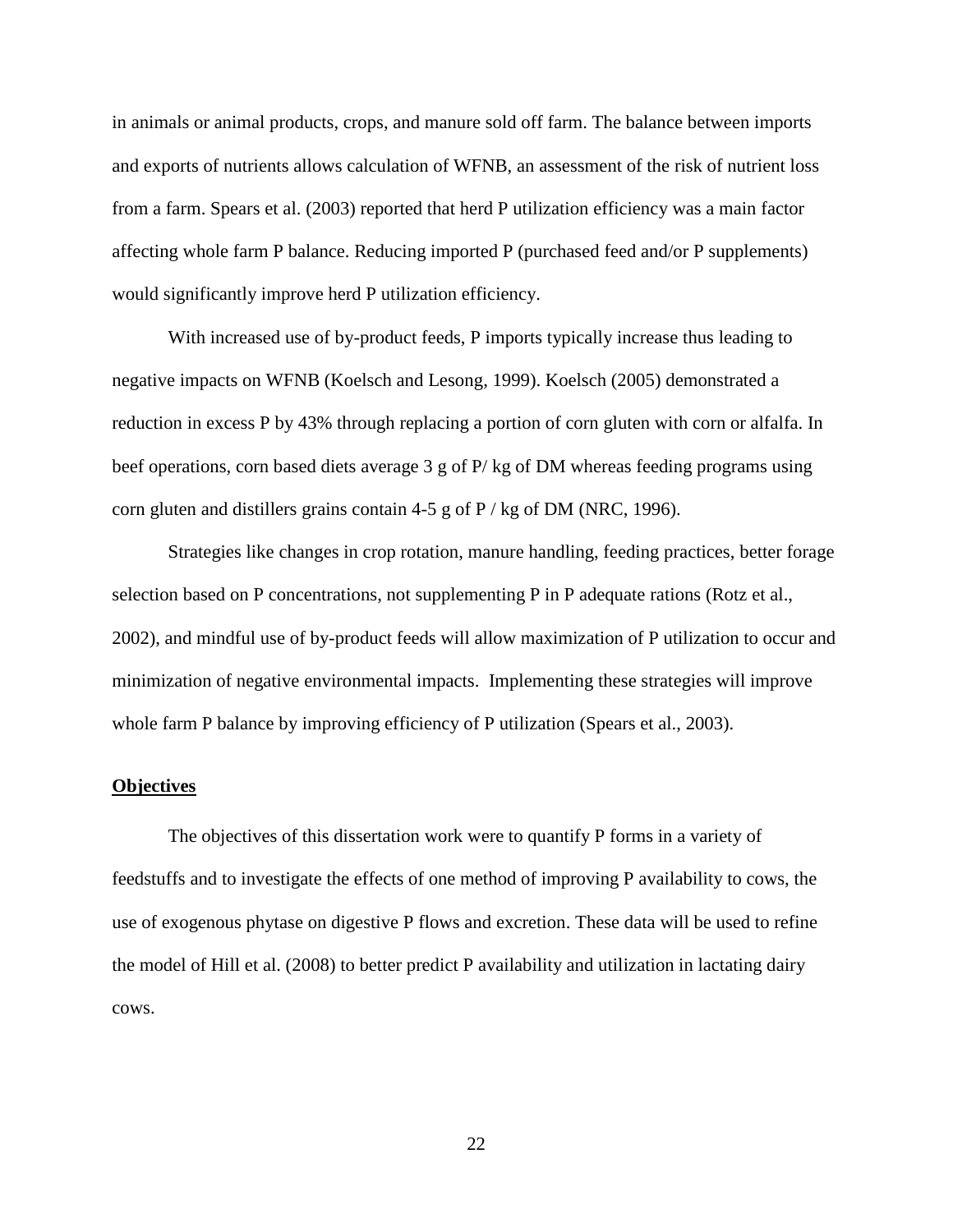in animals or animal products, crops, and manure sold off farm. The balance between imports and exports of nutrients allows calculation of WFNB, an assessment of the risk of nutrient loss from a farm. Spears et al. (2003) reported that herd P utilization efficiency was a main factor affecting whole farm P balance. Reducing imported P (purchased feed and/or P supplements) would significantly improve herd P utilization efficiency.

With increased use of by-product feeds, P imports typically increase thus leading to negative impacts on WFNB (Koelsch and Lesong, 1999). Koelsch (2005) demonstrated a reduction in excess P by 43% through replacing a portion of corn gluten with corn or alfalfa. In beef operations, corn based diets average 3 g of P/ kg of DM whereas feeding programs using corn gluten and distillers grains contain 4-5 g of P / kg of DM (NRC, 1996).

Strategies like changes in crop rotation, manure handling, feeding practices, better forage selection based on P concentrations, not supplementing P in P adequate rations (Rotz et al., 2002), and mindful use of by-product feeds will allow maximization of P utilization to occur and minimization of negative environmental impacts. Implementing these strategies will improve whole farm P balance by improving efficiency of P utilization (Spears et al., 2003).

## Objectives

The objectives of this dissertation work were to quantify P forms in a variety of feedstuffs and to investigate the effects of one method of improving P availability to cows, the use of exogenous phytase on digestive P flows and excretion. These data will be used to refine the model of Hill et al. (2008) to better predict P availability and utilization in lactating dairy cows.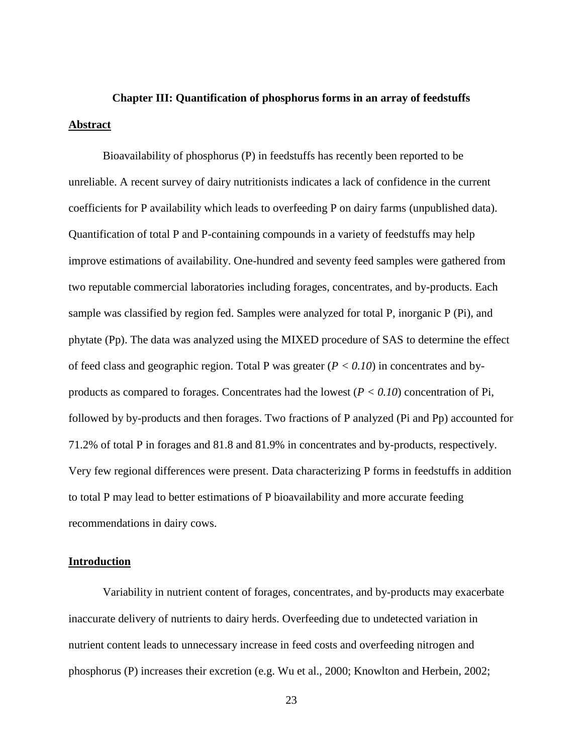## Chapter III: Quantification of phosphorus forms in an array of feedstuffs

### Abstract

Bioavailability of phosphorus (P) in feedstuffs has recently been reported to be unreliable. A recent survey of dairy nutritionists indicates a lack of confidence in the current coefficients for P availability which leads to overfeeding P on dairy farms (unpublished data). Quantification of total P and P-containing compounds in a variety of feedstuffs may help improve estimations of availability. One-hundred and seventy feed samples were gathered from two reputable commercial laboratories including forages, concentrates, and by-products. Each sample was classified by region fed. Samples were analyzed for total P, inorganic P (Pi), and phytate (Pp). The data was analyzed using the MIXED procedure of SAS to determine the effect of feed class and geographic region. Total P was greater ($P < 0.10$) in concentrates and by-products as compared to forages. Concentrates had the lowest ($P < 0.10$) concentration of Pi, followed by by-products and then forages. Two fractions of P analyzed (Pi and Pp) accounted for 71.2% of total P in forages and 81.8 and 81.9% in concentrates and by-products, respectively. Very few regional differences were present. Data characterizing P forms in feedstuffs in addition to total P may lead to better estimations of P bioavailability and more accurate feeding recommendations in dairy cows.

### Introduction

Variability in nutrient content of forages, concentrates, and by-products may exacerbate inaccurate delivery of nutrients to dairy herds. Overfeeding due to undetected variation in nutrient content leads to unnecessary increase in feed costs and overfeeding nitrogen and phosphorus (P) increases their excretion (e.g. Wu et al., 2000; Knowlton and Herbein, 2002;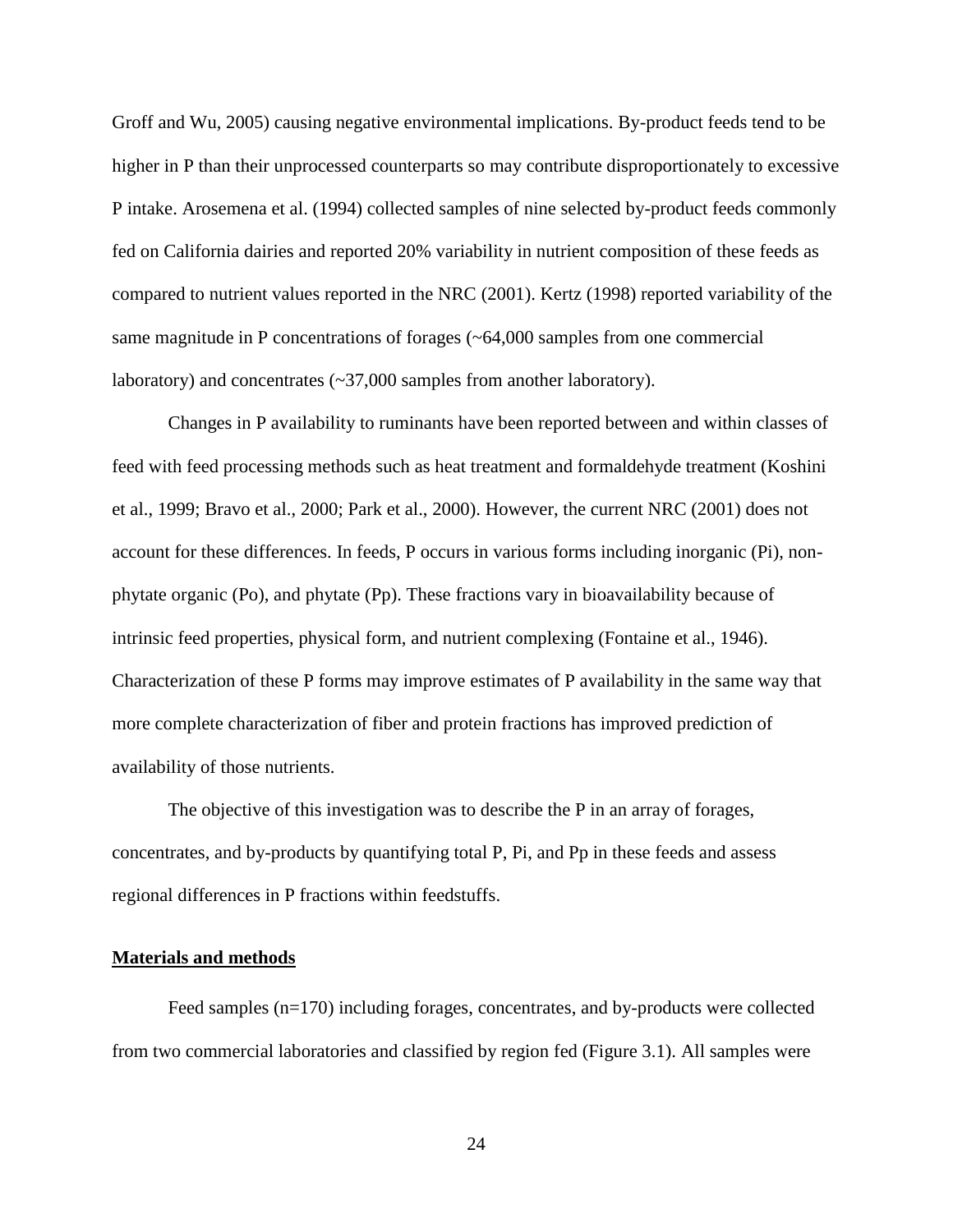Groff and Wu, 2005) causing negative environmental implications. By-product feeds tend to be higher in P than their unprocessed counterparts so may contribute disproportionately to excessive P intake. Arosemena et al. (1994) collected samples of nine selected by-product feeds commonly fed on California dairies and reported 20% variability in nutrient composition of these feeds as compared to nutrient values reported in the NRC (2001). Kertz (1998) reported variability of the same magnitude in P concentrations of forages (~64,000 samples from one commercial laboratory) and concentrates (~37,000 samples from another laboratory).

Changes in P availability to ruminants have been reported between and within classes of feed with feed processing methods such as heat treatment and formaldehyde treatment (Koshini et al., 1999; Bravo et al., 2000; Park et al., 2000). However, the current NRC (2001) does not account for these differences. In feeds, P occurs in various forms including inorganic (Pi), non-phytate organic (Po), and phytate (Pp). These fractions vary in bioavailability because of intrinsic feed properties, physical form, and nutrient complexing (Fontaine et al., 1946). Characterization of these P forms may improve estimates of P availability in the same way that more complete characterization of fiber and protein fractions has improved prediction of availability of those nutrients.

The objective of this investigation was to describe the P in an array of forages, concentrates, and by-products by quantifying total P, Pi, and Pp in these feeds and assess regional differences in P fractions within feedstuffs.

## Materials and methods

Feed samples (n=170) including forages, concentrates, and by-products were collected from two commercial laboratories and classified by region fed (Figure 3.1). All samples were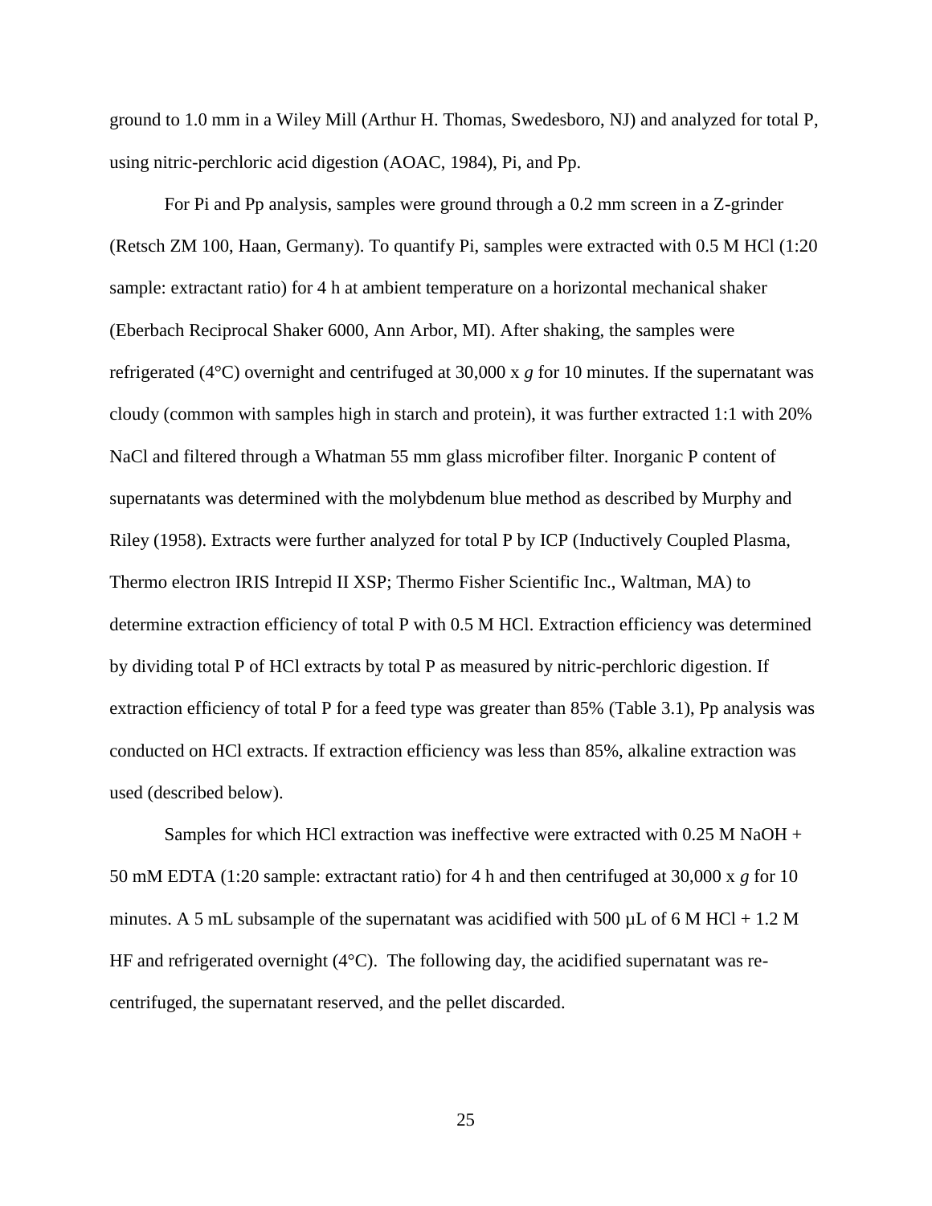ground to 1.0 mm in a Wiley Mill (Arthur H. Thomas, Swedesboro, NJ) and analyzed for total P, using nitric-perchloric acid digestion (AOAC, 1984), Pi, and Pp.

For Pi and Pp analysis, samples were ground through a 0.2 mm screen in a Z-grinder (Retsch ZM 100, Haan, Germany). To quantify Pi, samples were extracted with 0.5 M HCl (1:20 sample: extractant ratio) for 4 h at ambient temperature on a horizontal mechanical shaker (Eberbach Reciprocal Shaker 6000, Ann Arbor, MI). After shaking, the samples were refrigerated (4°C) overnight and centrifuged at 30,000 x *g* for 10 minutes. If the supernatant was cloudy (common with samples high in starch and protein), it was further extracted 1:1 with 20% NaCl and filtered through a Whatman 55 mm glass microfiber filter. Inorganic P content of supernatants was determined with the molybdenum blue method as described by Murphy and Riley (1958). Extracts were further analyzed for total P by ICP (Inductively Coupled Plasma, Thermo electron IRIS Intrepid II XSP; Thermo Fisher Scientific Inc., Waltman, MA) to determine extraction efficiency of total P with 0.5 M HCl. Extraction efficiency was determined by dividing total P of HCl extracts by total P as measured by nitric-perchloric digestion. If extraction efficiency of total P for a feed type was greater than 85% (Table 3.1), Pp analysis was conducted on HCl extracts. If extraction efficiency was less than 85%, alkaline extraction was used (described below).

Samples for which HCl extraction was ineffective were extracted with 0.25 M NaOH + 50 mM EDTA (1:20 sample: extractant ratio) for 4 h and then centrifuged at 30,000 x *g* for 10 minutes. A 5 mL subsample of the supernatant was acidified with 500 µL of 6 M HCl + 1.2 M HF and refrigerated overnight (4°C). The following day, the acidified supernatant was re-centrifuged, the supernatant reserved, and the pellet discarded.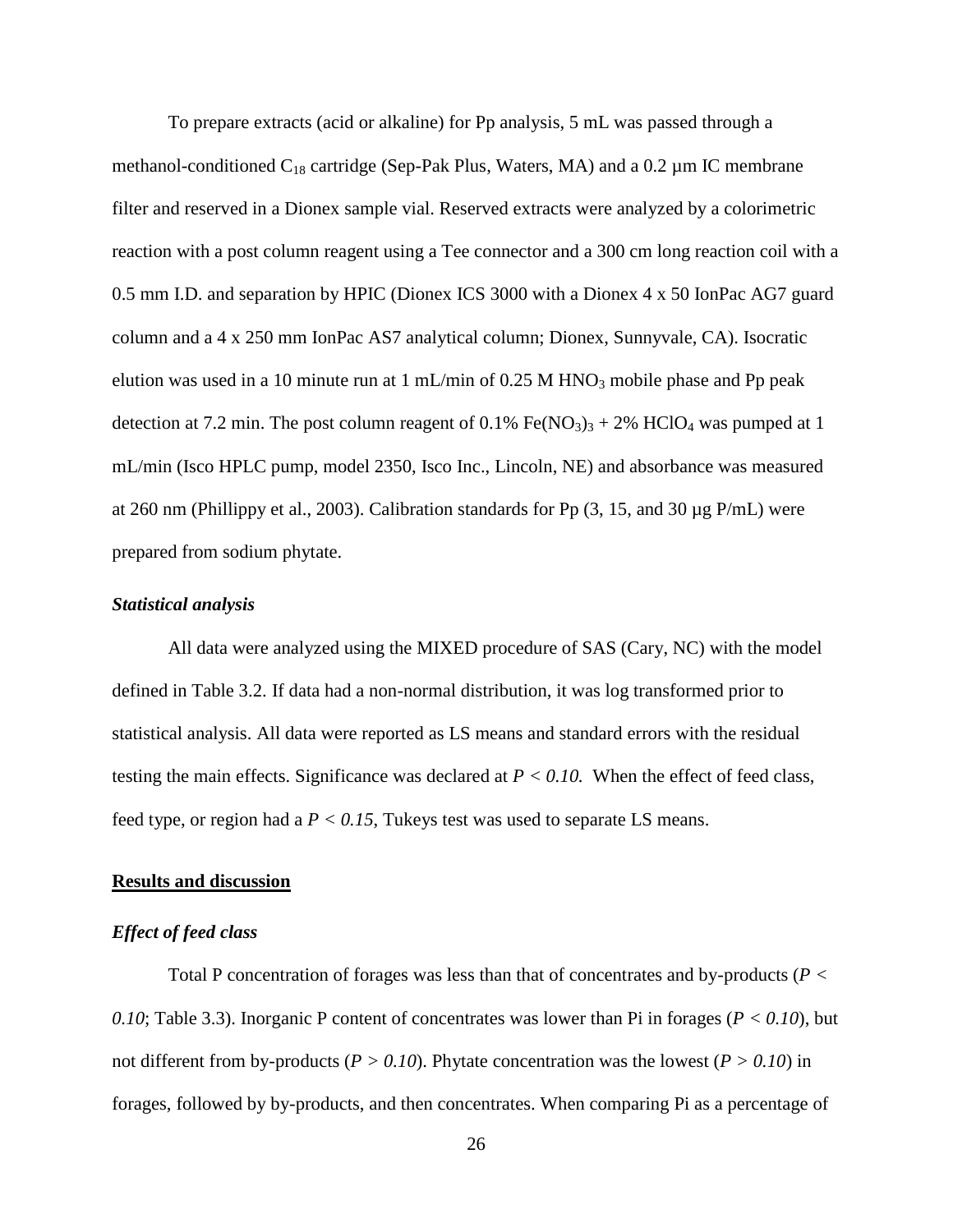To prepare extracts (acid or alkaline) for Pp analysis, 5 mL was passed through a methanol-conditioned $C_{18}$ cartridge (Sep-Pak Plus, Waters, MA) and a 0.2 µm IC membrane filter and reserved in a Dionex sample vial. Reserved extracts were analyzed by a colorimetric reaction with a post column reagent using a Tee connector and a 300 cm long reaction coil with a 0.5 mm I.D. and separation by HPIC (Dionex ICS 3000 with a Dionex 4 x 50 IonPac AG7 guard column and a 4 x 250 mm IonPac AS7 analytical column; Dionex, Sunnyvale, CA). Isocratic elution was used in a 10 minute run at 1 mL/min of 0.25 M $HNO_3$ mobile phase and Pp peak detection at 7.2 min. The post column reagent of 0.1% $Fe(NO_3)_3$ + 2% $HClO_4$ was pumped at 1 mL/min (Isco HPLC pump, model 2350, Isco Inc., Lincoln, NE) and absorbance was measured at 260 nm (Phillippy et al., 2003). Calibration standards for Pp (3, 15, and 30 µg P/mL) were prepared from sodium phytate.

### *Statistical analysis*

All data were analyzed using the MIXED procedure of SAS (Cary, NC) with the model defined in Table 3.2. If data had a non-normal distribution, it was log transformed prior to statistical analysis. All data were reported as LS means and standard errors with the residual testing the main effects. Significance was declared at $P < 0.10$. When the effect of feed class, feed type, or region had a $P < 0.15$, Tukeys test was used to separate LS means.

## Results and discussion

### *Effect of feed class*

Total P concentration of forages was less than that of concentrates and by-products ($P < 0.10$; Table 3.3). Inorganic P content of concentrates was lower than Pi in forages ($P < 0.10$), but not different from by-products ($P > 0.10$). Phytate concentration was the lowest ($P > 0.10$) in forages, followed by by-products, and then concentrates. When comparing Pi as a percentage of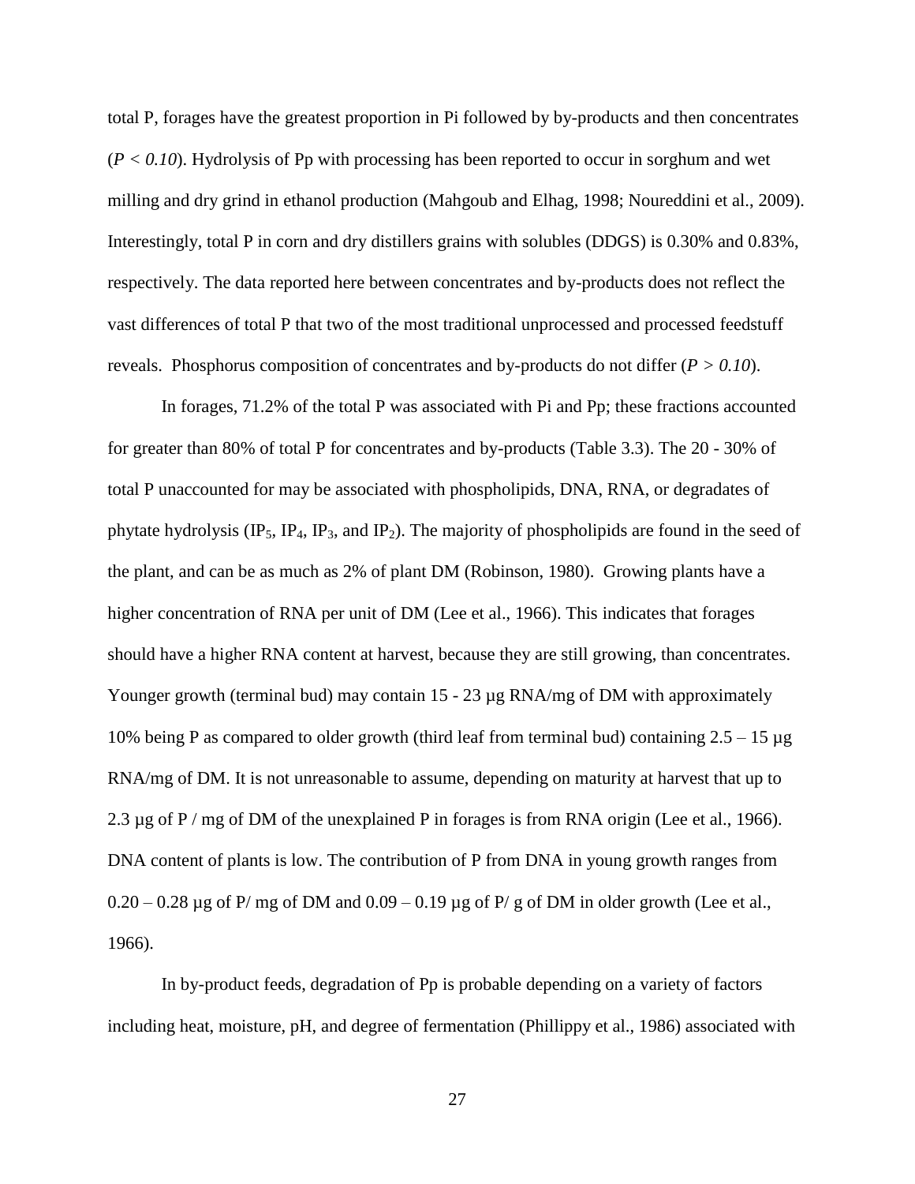total P, forages have the greatest proportion in Pi followed by by-products and then concentrates ($P < 0.10$). Hydrolysis of Pp with processing has been reported to occur in sorghum and wet milling and dry grind in ethanol production (Mahgoub and Elhag, 1998; Noureddini et al., 2009). Interestingly, total P in corn and dry distillers grains with solubles (DDGS) is 0.30% and 0.83%, respectively. The data reported here between concentrates and by-products does not reflect the vast differences of total P that two of the most traditional unprocessed and processed feedstuff reveals. Phosphorus composition of concentrates and by-products do not differ ($P > 0.10$).

In forages, 71.2% of the total P was associated with Pi and Pp; these fractions accounted for greater than 80% of total P for concentrates and by-products (Table 3.3). The 20 - 30% of total P unaccounted for may be associated with phospholipids, DNA, RNA, or degradates of phytate hydrolysis ($IP_5$, $IP_4$, $IP_3$, and $IP_2$). The majority of phospholipids are found in the seed of the plant, and can be as much as 2% of plant DM (Robinson, 1980). Growing plants have a higher concentration of RNA per unit of DM (Lee et al., 1966). This indicates that forages should have a higher RNA content at harvest, because they are still growing, than concentrates. Younger growth (terminal bud) may contain 15 - 23 µg RNA/mg of DM with approximately 10% being P as compared to older growth (third leaf from terminal bud) containing 2.5 – 15 µg RNA/mg of DM. It is not unreasonable to assume, depending on maturity at harvest that up to 2.3 µg of P / mg of DM of the unexplained P in forages is from RNA origin (Lee et al., 1966). DNA content of plants is low. The contribution of P from DNA in young growth ranges from 0.20 – 0.28 µg of P/ mg of DM and 0.09 – 0.19 µg of P/ g of DM in older growth (Lee et al., 1966).

In by-product feeds, degradation of Pp is probable depending on a variety of factors including heat, moisture, pH, and degree of fermentation (Phillippy et al., 1986) associated with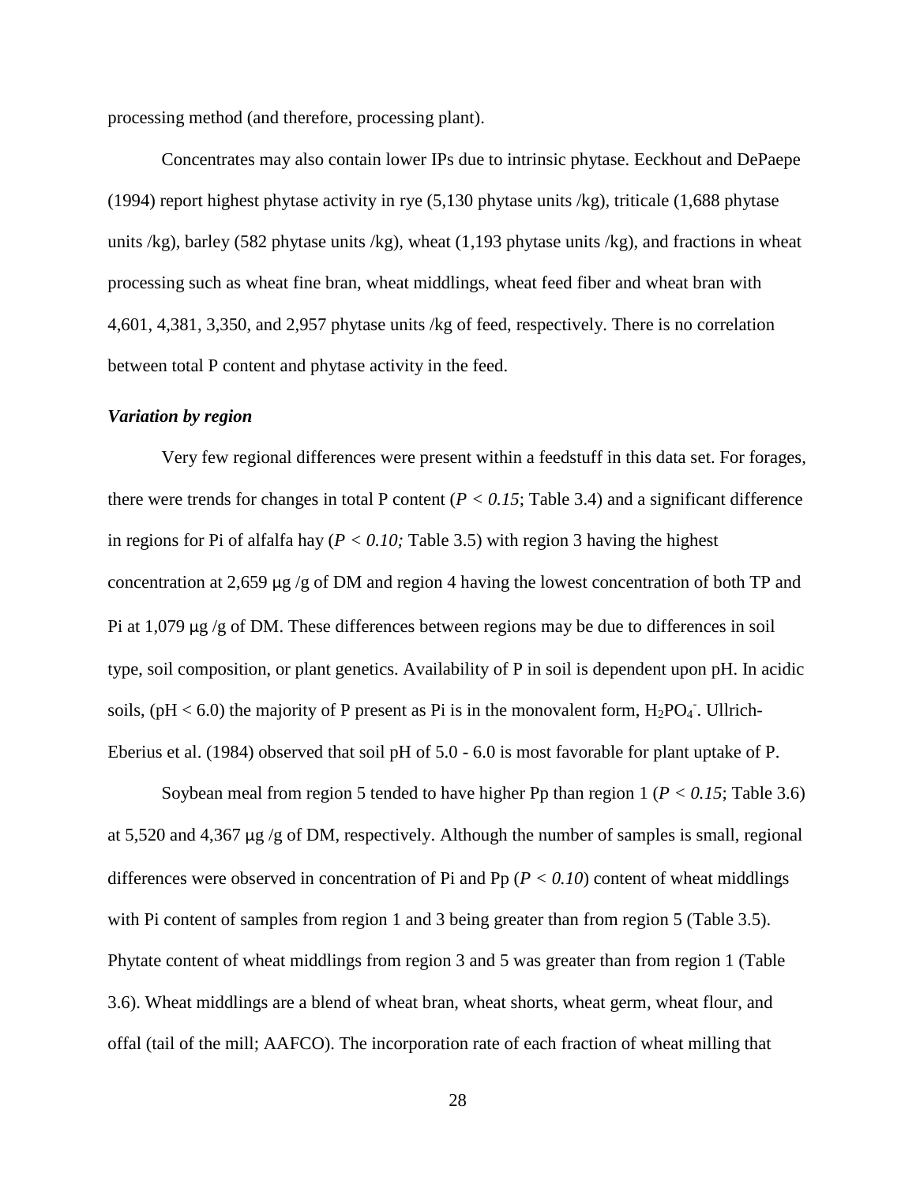processing method (and therefore, processing plant).

Concentrates may also contain lower IPs due to intrinsic phytase. Eeckhout and DePaepe (1994) report highest phytase activity in rye (5,130 phytase units /kg), triticale (1,688 phytase units /kg), barley (582 phytase units /kg), wheat (1,193 phytase units /kg), and fractions in wheat processing such as wheat fine bran, wheat middlings, wheat feed fiber and wheat bran with 4,601, 4,381, 3,350, and 2,957 phytase units /kg of feed, respectively. There is no correlation between total P content and phytase activity in the feed.

### *Variation by region*

Very few regional differences were present within a feedstuff in this data set. For forages, there were trends for changes in total P content ($P < 0.15$; Table 3.4) and a significant difference in regions for Pi of alfalfa hay ($P < 0.10$; Table 3.5) with region 3 having the highest concentration at 2,659 μg /g of DM and region 4 having the lowest concentration of both TP and Pi at 1,079 μg /g of DM. These differences between regions may be due to differences in soil type, soil composition, or plant genetics. Availability of P in soil is dependent upon pH. In acidic soils, (pH < 6.0) the majority of P present as Pi is in the monovalent form, $H_2PO_4^-$. Ullrich-Eberius et al. (1984) observed that soil pH of 5.0 - 6.0 is most favorable for plant uptake of P.

Soybean meal from region 5 tended to have higher Pp than region 1 ($P < 0.15$; Table 3.6) at 5,520 and 4,367 μg /g of DM, respectively. Although the number of samples is small, regional differences were observed in concentration of Pi and Pp ($P < 0.10$) content of wheat middlings with Pi content of samples from region 1 and 3 being greater than from region 5 (Table 3.5). Phytate content of wheat middlings from region 3 and 5 was greater than from region 1 (Table 3.6). Wheat middlings are a blend of wheat bran, wheat shorts, wheat germ, wheat flour, and offal (tail of the mill; AAFCO). The incorporation rate of each fraction of wheat milling that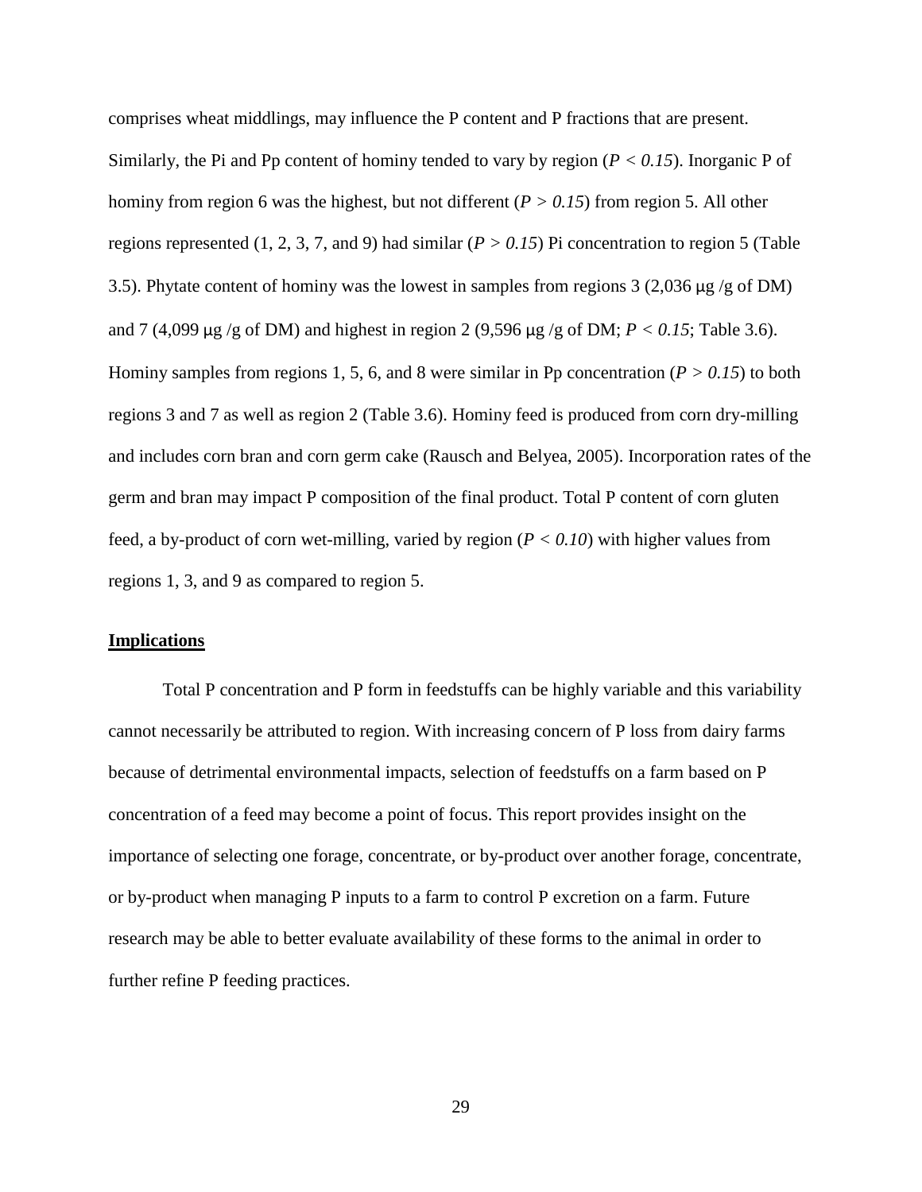comprises wheat middlings, may influence the P content and P fractions that are present. Similarly, the Pi and Pp content of hominy tended to vary by region ($P < 0.15$). Inorganic P of hominy from region 6 was the highest, but not different ($P > 0.15$) from region 5. All other regions represented (1, 2, 3, 7, and 9) had similar ($P > 0.15$) Pi concentration to region 5 (Table 3.5). Phytate content of hominy was the lowest in samples from regions 3 (2,036 μg /g of DM) and 7 (4,099 μg /g of DM) and highest in region 2 (9,596 μg /g of DM; $P < 0.15$; Table 3.6). Hominy samples from regions 1, 5, 6, and 8 were similar in Pp concentration ($P > 0.15$) to both regions 3 and 7 as well as region 2 (Table 3.6). Hominy feed is produced from corn dry-milling and includes corn bran and corn germ cake (Rausch and Belyea, 2005). Incorporation rates of the germ and bran may impact P composition of the final product. Total P content of corn gluten feed, a by-product of corn wet-milling, varied by region ($P < 0.10$) with higher values from regions 1, 3, and 9 as compared to region 5.

## Implications

Total P concentration and P form in feedstuffs can be highly variable and this variability cannot necessarily be attributed to region. With increasing concern of P loss from dairy farms because of detrimental environmental impacts, selection of feedstuffs on a farm based on P concentration of a feed may become a point of focus. This report provides insight on the importance of selecting one forage, concentrate, or by-product over another forage, concentrate, or by-product when managing P inputs to a farm to control P excretion on a farm. Future research may be able to better evaluate availability of these forms to the animal in order to further refine P feeding practices.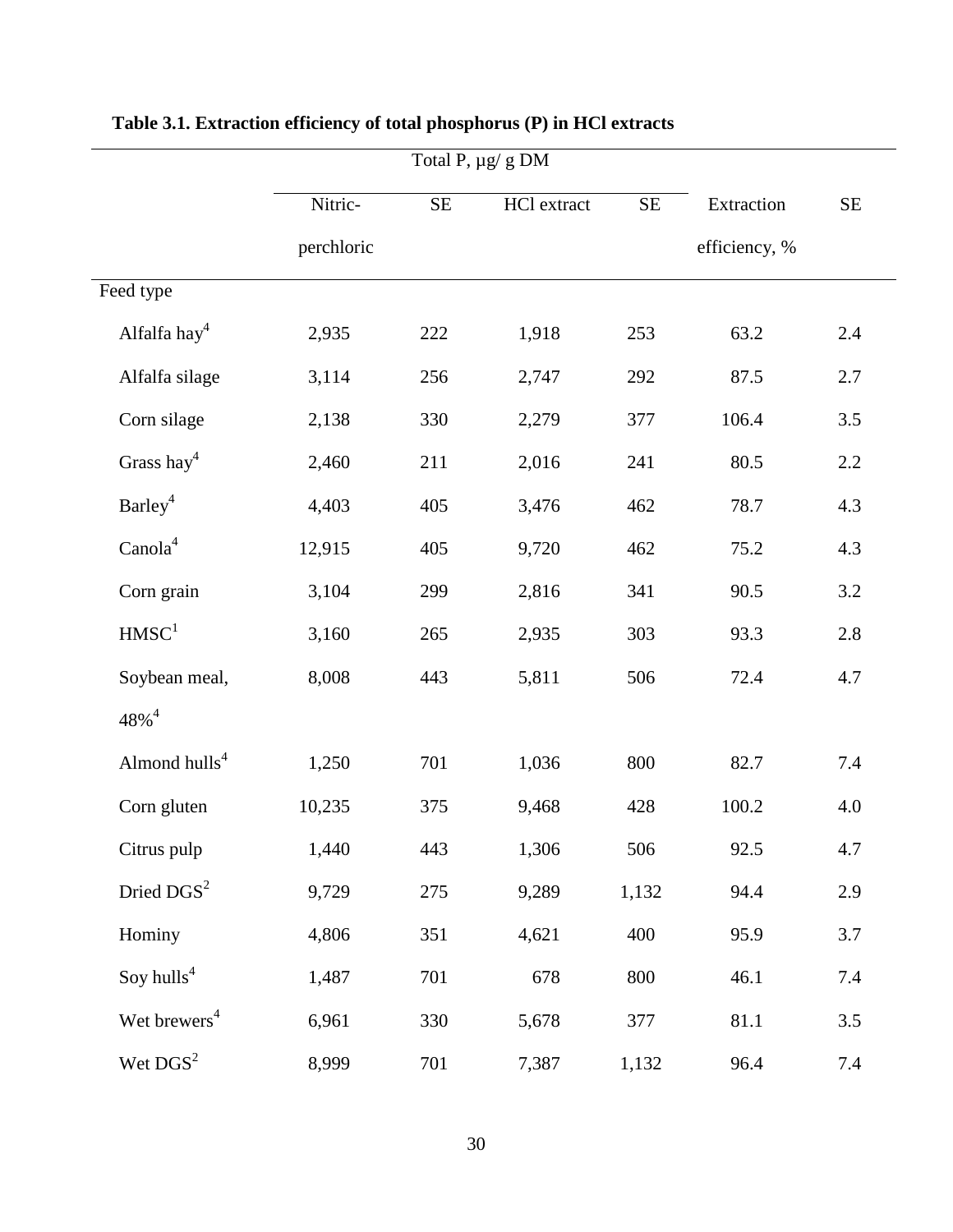**Table 3.1. Extraction efficiency of total phosphorus (P) in HCl extracts**

| | Total P, μg/ g DM | | | | | |
|---|---|---|---|---|---|---|
| | Nitric-perchloric | SE | HCl extract | SE | Extraction efficiency, % | SE |
| Feed type | | | | | | |
| Alfalfa hay[4] | 2,935 | 222 | 1,918 | 253 | 63.2 | 2.4 |
| Alfalfa silage | 3,114 | 256 | 2,747 | 292 | 87.5 | 2.7 |
| Corn silage | 2,138 | 330 | 2,279 | 377 | 106.4 | 3.5 |
| Grass hay[4] | 2,460 | 211 | 2,016 | 241 | 80.5 | 2.2 |
| Barley[4] | 4,403 | 405 | 3,476 | 462 | 78.7 | 4.3 |
| Canola[4] | 12,915 | 405 | 9,720 | 462 | 75.2 | 4.3 |
| Corn grain | 3,104 | 299 | 2,816 | 341 | 90.5 | 3.2 |
| HMSC[1] | 3,160 | 265 | 2,935 | 303 | 93.3 | 2.8 |
| Soybean meal, 48%[4] | 8,008 | 443 | 5,811 | 506 | 72.4 | 4.7 |
| Almond hulls[4] | 1,250 | 701 | 1,036 | 800 | 82.7 | 7.4 |
| Corn gluten | 10,235 | 375 | 9,468 | 428 | 100.2 | 4.0 |
| Citrus pulp | 1,440 | 443 | 1,306 | 506 | 92.5 | 4.7 |
| Dried DGS[2] | 9,729 | 275 | 9,289 | 1,132 | 94.4 | 2.9 |
| Hominy | 4,806 | 351 | 4,621 | 400 | 95.9 | 3.7 |
| Soy hulls[4] | 1,487 | 701 | 678 | 800 | 46.1 | 7.4 |
| Wet brewers[4] | 6,961 | 330 | 5,678 | 377 | 81.1 | 3.5 |
| Wet DGS[2] | 8,999 | 701 | 7,387 | 1,132 | 96.4 | 7.4 |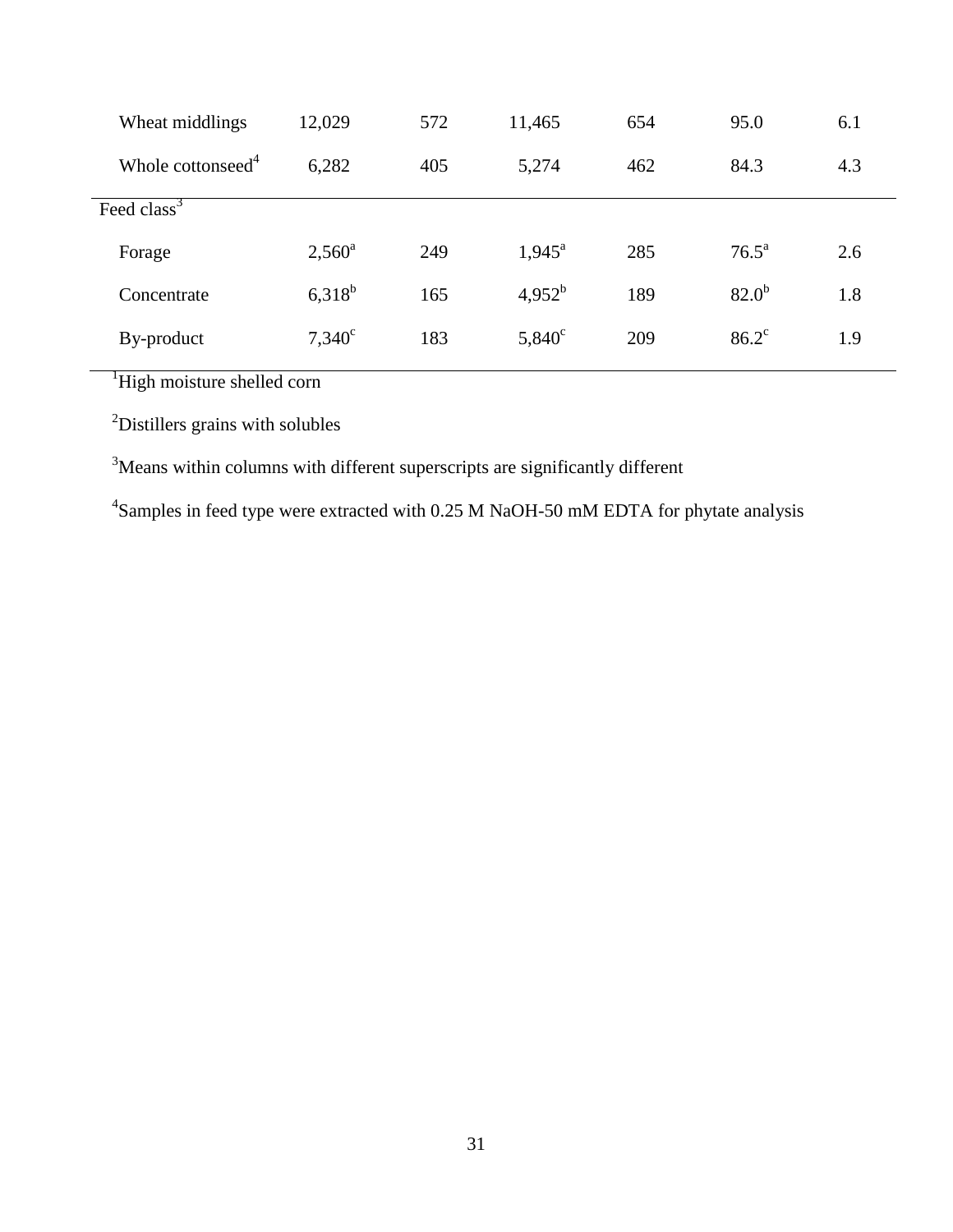| | | | | | | |
|---|---|---|---|---|---|---|
| Wheat middlings | 12,029 | 572 | 11,465 | 654 | 95.0 | 6.1 |
| Whole cottonseed[4] | 6,282 | 405 | 5,274 | 462 | 84.3 | 4.3 |
| Feed class[3] | | | | | | |
| Forage | 2,560[a] | 249 | 1,945[a] | 285 | 76.5[a] | 2.6 |
| Concentrate | 6,318[b] | 165 | 4,952[b] | 189 | 82.0[b] | 1.8 |
| By-product | 7,340[c] | 183 | 5,840[c] | 209 | 86.2[c] | 1.9 |

[1]High moisture shelled corn

[2]Distillers grains with solubles

[3]Means within columns with different superscripts are significantly different

[4]Samples in feed type were extracted with 0.25 M NaOH-50 mM EDTA for phytate analysis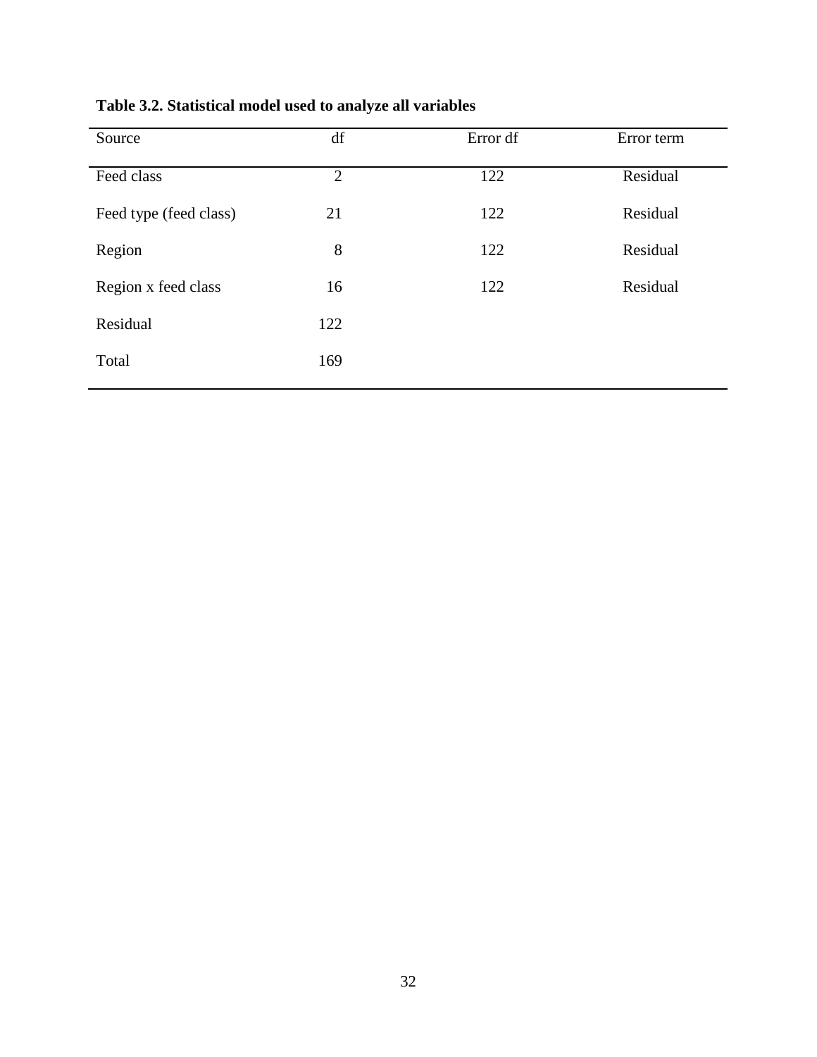**Table 3.2. Statistical model used to analyze all variables**

| Source | df | Error df | Error term |
| --- | --- | --- | --- |
| Feed class | 2 | 122 | Residual |
| Feed type (feed class) | 21 | 122 | Residual |
| Region | 8 | 122 | Residual |
| Region x feed class | 16 | 122 | Residual |
| Residual | 122 | | |
| Total | 169 | | |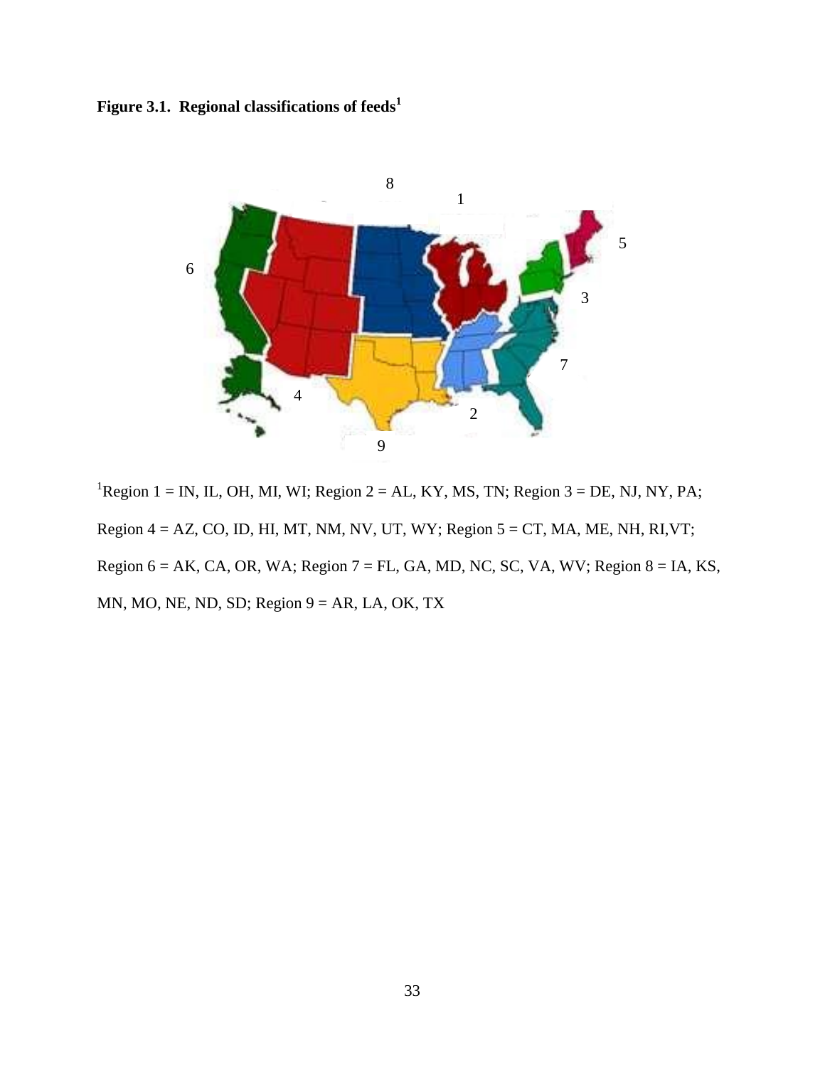**Figure 3.1. Regional classifications of feeds[1]**

[1]Region 1 = IN, IL, OH, MI, WI; Region 2 = AL, KY, MS, TN; Region 3 = DE, NJ, NY, PA; Region 4 = AZ, CO, ID, HI, MT, NM, NV, UT, WY; Region 5 = CT, MA, ME, NH, RI,VT; Region 6 = AK, CA, OR, WA; Region 7 = FL, GA, MD, NC, SC, VA, WV; Region 8 = IA, KS, MN, MO, NE, ND, SD; Region 9 = AR, LA, OK, TX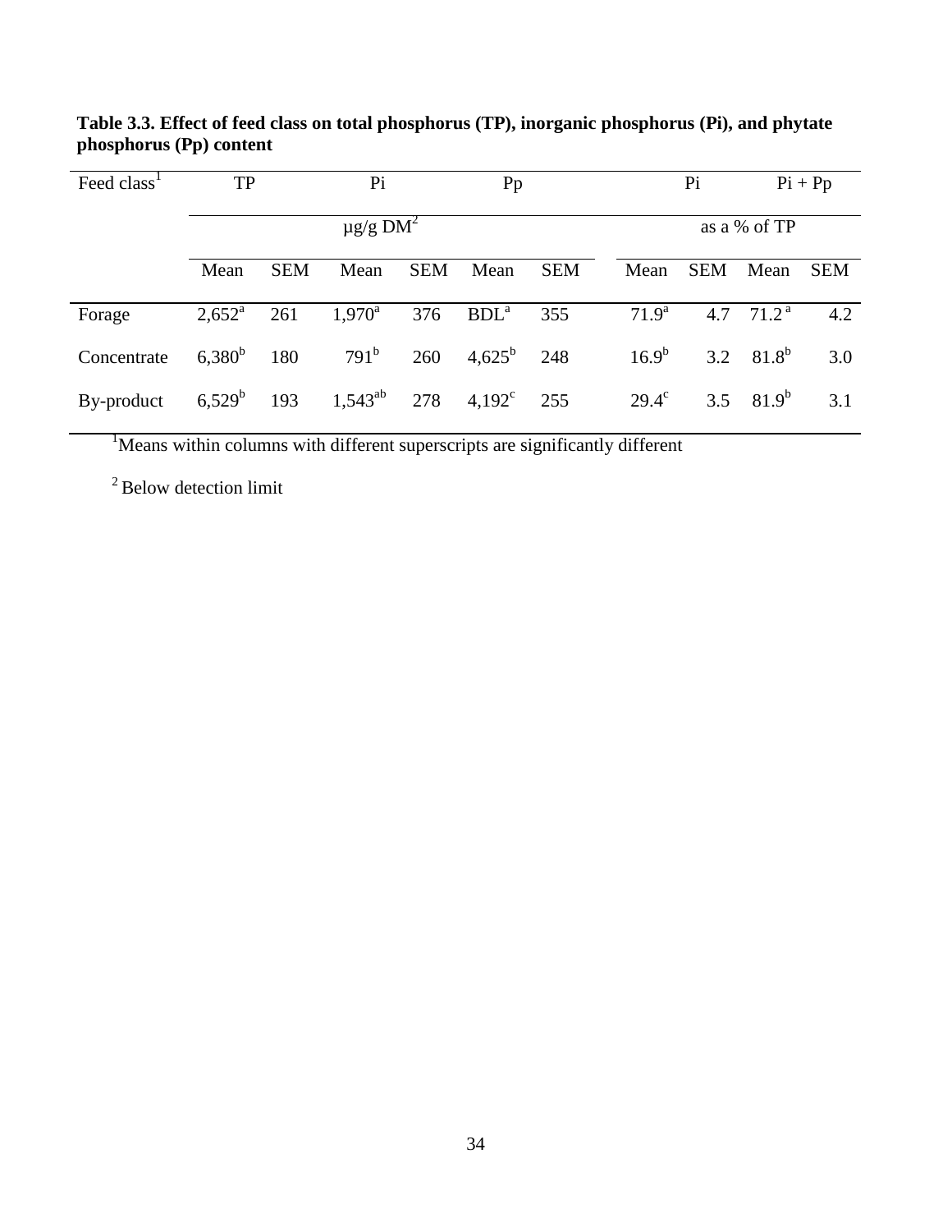**Table 3.3. Effect of feed class on total phosphorus (TP), inorganic phosphorus (Pi), and phytate phosphorus (Pp) content**

| Feed class[1] | TP | | Pi | | Pp | | Pi | | Pi + Pp | |
|---|---|---|---|---|---|---|---|---|---|---|
| | µg/g DM[2] | | | | | | as a % of TP | | | |
| | Mean | SEM | Mean | SEM | Mean | SEM | Mean | SEM | Mean | SEM |
| Forage | 2,652[a] | 261 | 1,970[a] | 376 | BDL[a] | 355 | 71.9[a] | 4.7 | 71.2[a] | 4.2 |
| Concentrate | 6,380[b] | 180 | 791[b] | 260 | 4,625[b] | 248 | 16.9[b] | 3.2 | 81.8[b] | 3.0 |
| By-product | 6,529[b] | 193 | 1,543[ab] | 278 | 4,192[c] | 255 | 29.4[c] | 3.5 | 81.9[b] | 3.1 |

[1]Means within columns with different superscripts are significantly different

[2] Below detection limit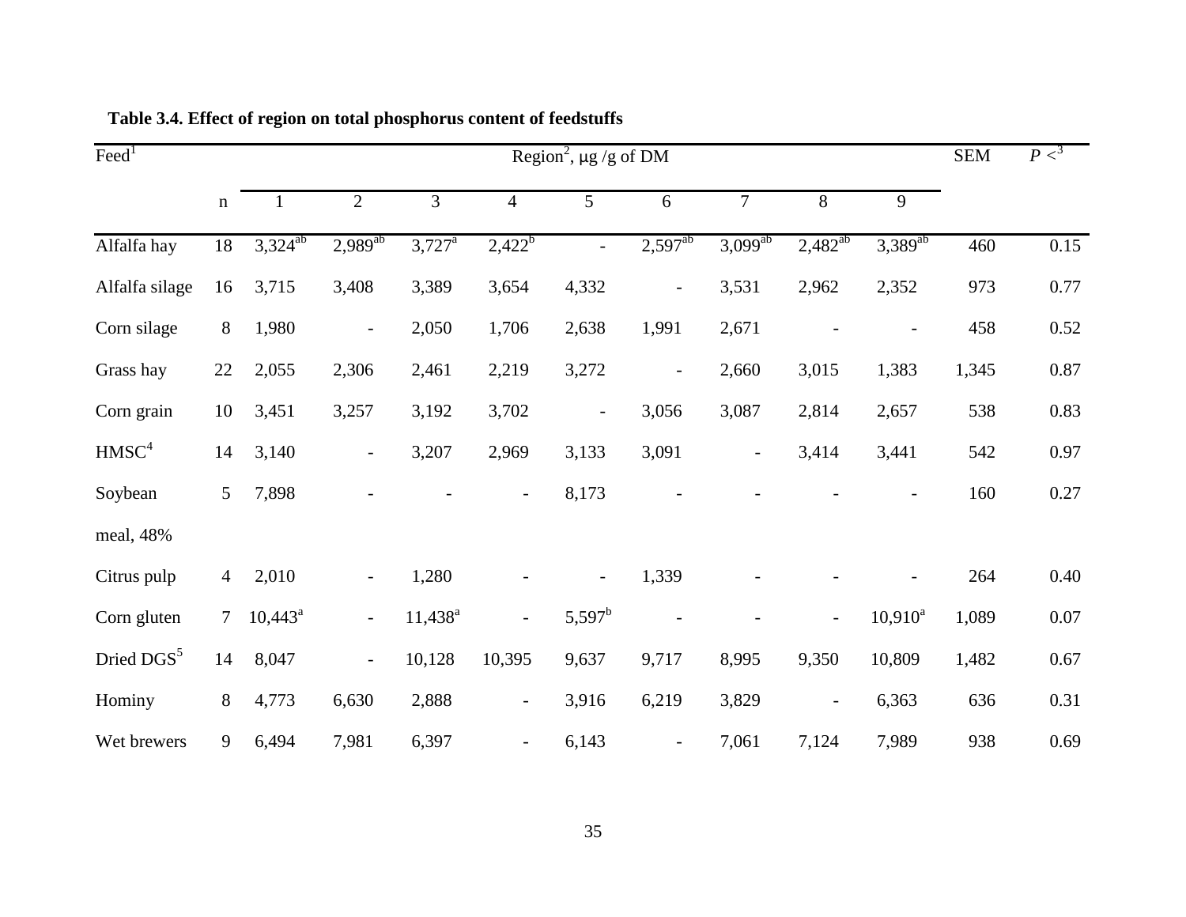**Table 3.4. Effect of region on total phosphorus content of feedstuffs**

| Feed[1] | | Region[2], µg /g of DM | | | | | | | | | SEM | $P <$[3] |
|---|---|---|---|---|---|---|---|---|---|---|---|---|
| | n | 1 | 2 | 3 | 4 | 5 | 6 | 7 | 8 | 9 | | |
| Alfalfa hay | 18 | 3,324[ab] | 2,989[ab] | 3,727[a] | 2,422[b] | - | 2,597[ab] | 3,099[ab] | 2,482[ab] | 3,389[ab] | 460 | 0.15 |
| Alfalfa silage | 16 | 3,715 | 3,408 | 3,389 | 3,654 | 4,332 | - | 3,531 | 2,962 | 2,352 | 973 | 0.77 |
| Corn silage | 8 | 1,980 | - | 2,050 | 1,706 | 2,638 | 1,991 | 2,671 | - | - | 458 | 0.52 |
| Grass hay | 22 | 2,055 | 2,306 | 2,461 | 2,219 | 3,272 | - | 2,660 | 3,015 | 1,383 | 1,345 | 0.87 |
| Corn grain | 10 | 3,451 | 3,257 | 3,192 | 3,702 | - | 3,056 | 3,087 | 2,814 | 2,657 | 538 | 0.83 |
| HMSC[4] | 14 | 3,140 | - | 3,207 | 2,969 | 3,133 | 3,091 | - | 3,414 | 3,441 | 542 | 0.97 |
| Soybean meal, 48% | 5 | 7,898 | - | - | - | 8,173 | - | - | - | - | 160 | 0.27 |
| Citrus pulp | 4 | 2,010 | - | 1,280 | - | - | 1,339 | - | - | - | 264 | 0.40 |
| Corn gluten | 7 | 10,443[a] | - | 11,438[a] | - | 5,597[b] | - | - | - | 10,910[a] | 1,089 | 0.07 |
| Dried DGS[5] | 14 | 8,047 | - | 10,128 | 10,395 | 9,637 | 9,717 | 8,995 | 9,350 | 10,809 | 1,482 | 0.67 |
| Hominy | 8 | 4,773 | 6,630 | 2,888 | - | 3,916 | 6,219 | 3,829 | - | 6,363 | 636 | 0.31 |
| Wet brewers | 9 | 6,494 | 7,981 | 6,397 | - | 6,143 | - | 7,061 | 7,124 | 7,989 | 938 | 0.69 |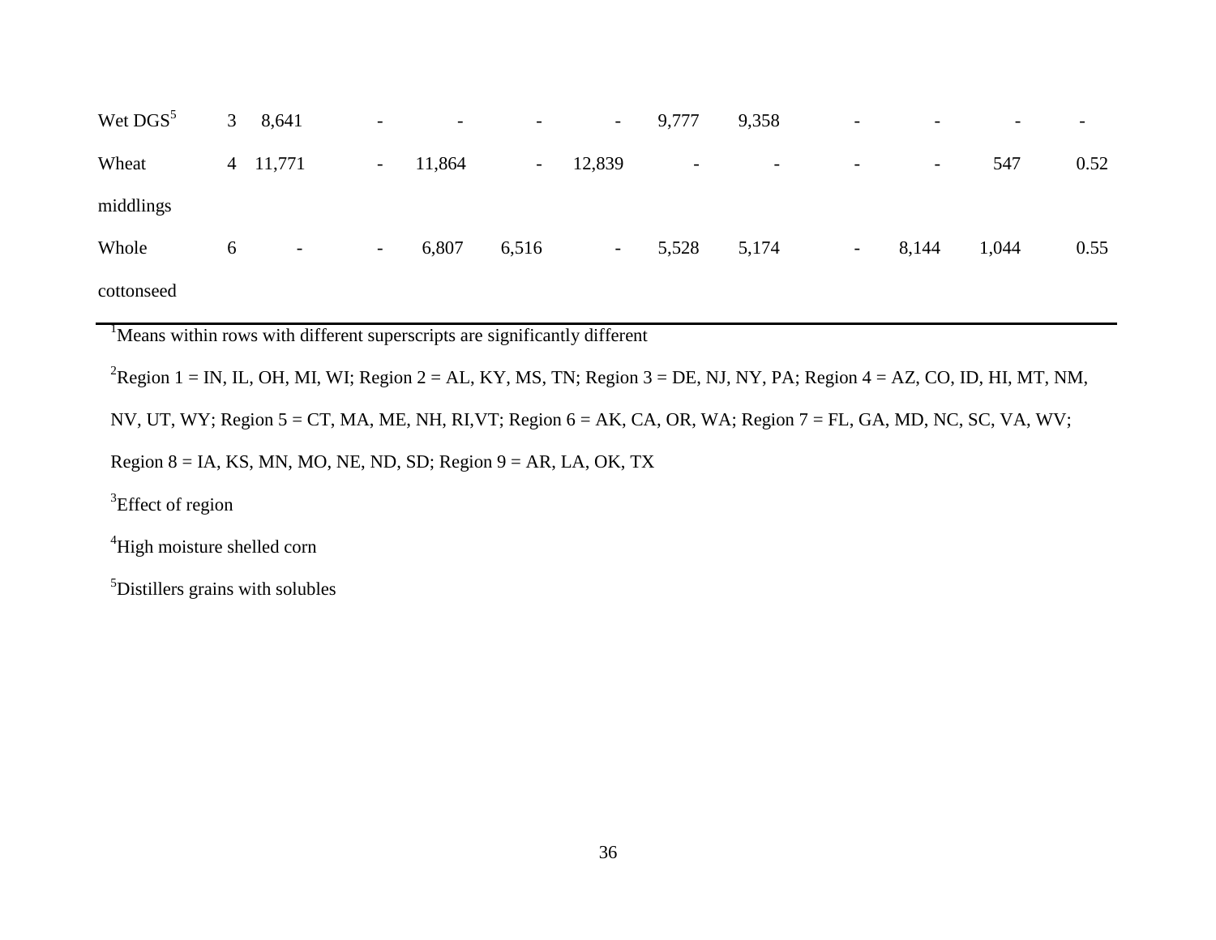| | | | | | | | | | | | | |
|---|---|---|---|---|---|---|---|---|---|---|---|---|
| Wet DGS[5] | 3 | 8,641 | - | - | - | - | 9,777 | 9,358 | - | - | - | - |
| Wheat middlings | 4 | 11,771 | - | 11,864 | - | 12,839 | - | - | - | - | 547 | 0.52 |
| Whole cottonseed | 6 | - | - | 6,807 | 6,516 | - | 5,528 | 5,174 | - | 8,144 | 1,044 | 0.55 |

[1]Means within rows with different superscripts are significantly different

[2]Region 1 = IN, IL, OH, MI, WI; Region 2 = AL, KY, MS, TN; Region 3 = DE, NJ, NY, PA; Region 4 = AZ, CO, ID, HI, MT, NM, NV, UT, WY; Region 5 = CT, MA, ME, NH, RI,VT; Region 6 = AK, CA, OR, WA; Region 7 = FL, GA, MD, NC, SC, VA, WV; Region 8 = IA, KS, MN, MO, NE, ND, SD; Region 9 = AR, LA, OK, TX

[3]Effect of region

[4]High moisture shelled corn

[5]Distillers grains with solubles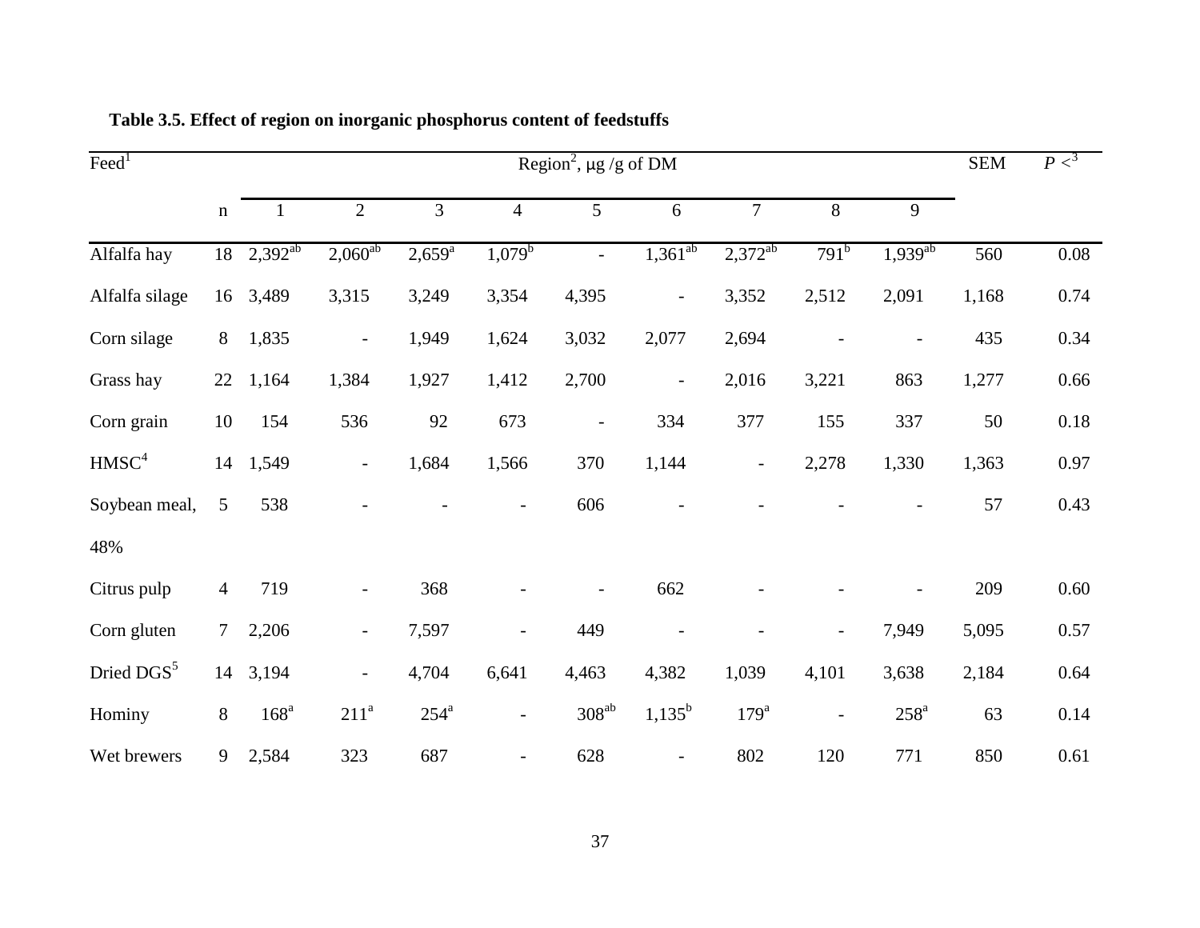**Table 3.5. Effect of region on inorganic phosphorus content of feedstuffs**

| Feed[1] | | Region[2], µg /g of DM | | | | | | | | | SEM | $P <$[3] |
|---|---|---|---|---|---|---|---|---|---|---|---|---|
| | n | 1 | 2 | 3 | 4 | 5 | 6 | 7 | 8 | 9 | | |
| Alfalfa hay | 18 | 2,392[ab] | 2,060[ab] | 2,659[a] | 1,079[b] | - | 1,361[ab] | 2,372[ab] | 791[b] | 1,939[ab] | 560 | 0.08 |
| Alfalfa silage | 16 | 3,489 | 3,315 | 3,249 | 3,354 | 4,395 | - | 3,352 | 2,512 | 2,091 | 1,168 | 0.74 |
| Corn silage | 8 | 1,835 | - | 1,949 | 1,624 | 3,032 | 2,077 | 2,694 | - | - | 435 | 0.34 |
| Grass hay | 22 | 1,164 | 1,384 | 1,927 | 1,412 | 2,700 | - | 2,016 | 3,221 | 863 | 1,277 | 0.66 |
| Corn grain | 10 | 154 | 536 | 92 | 673 | - | 334 | 377 | 155 | 337 | 50 | 0.18 |
| HMSC[4] | 14 | 1,549 | - | 1,684 | 1,566 | 370 | 1,144 | - | 2,278 | 1,330 | 1,363 | 0.97 |
| Soybean meal, 48% | 5 | 538 | - | - | - | 606 | - | - | - | - | 57 | 0.43 |
| Citrus pulp | 4 | 719 | - | 368 | - | - | 662 | - | - | - | 209 | 0.60 |
| Corn gluten | 7 | 2,206 | - | 7,597 | - | 449 | - | - | - | 7,949 | 5,095 | 0.57 |
| Dried DGS[5] | 14 | 3,194 | - | 4,704 | 6,641 | 4,463 | 4,382 | 1,039 | 4,101 | 3,638 | 2,184 | 0.64 |
| Hominy | 8 | 168[a] | 211[a] | 254[a] | - | 308[ab] | 1,135[b] | 179[a] | - | 258[a] | 63 | 0.14 |
| Wet brewers | 9 | 2,584 | 323 | 687 | - | 628 | - | 802 | 120 | 771 | 850 | 0.61 |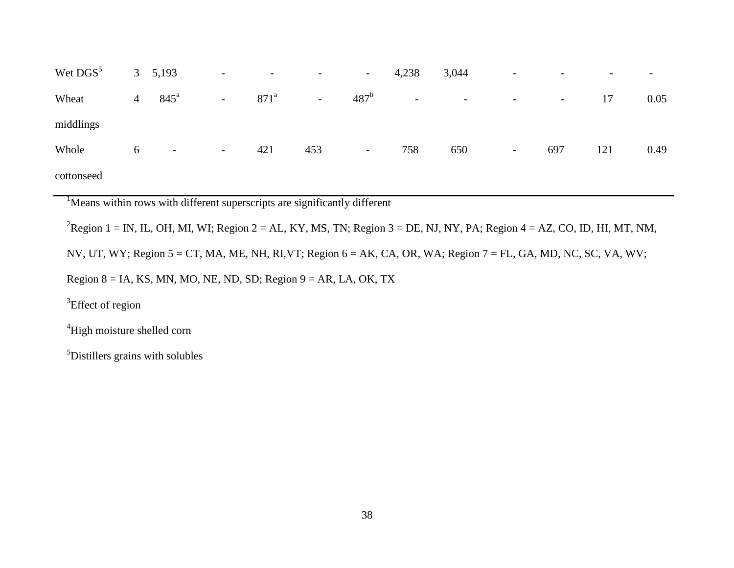| | | | | | | | | | | | | |
|---|---|---|---|---|---|---|---|---|---|---|---|---|
| Wet DGS[5] | 3 | 5,193 | - | - | - | - | 4,238 | 3,044 | - | - | - | - |
| Wheat middlings | 4 | 845[a] | - | 871[a] | - | 487[b] | - | - | - | - | 17 | 0.05 |
| Whole cottonseed | 6 | - | - | 421 | 453 | - | 758 | 650 | - | 697 | 121 | 0.49 |

[1]Means within rows with different superscripts are significantly different

[2]Region 1 = IN, IL, OH, MI, WI; Region 2 = AL, KY, MS, TN; Region 3 = DE, NJ, NY, PA; Region 4 = AZ, CO, ID, HI, MT, NM, NV, UT, WY; Region 5 = CT, MA, ME, NH, RI,VT; Region 6 = AK, CA, OR, WA; Region 7 = FL, GA, MD, NC, SC, VA, WV; Region 8 = IA, KS, MN, MO, NE, ND, SD; Region 9 = AR, LA, OK, TX

[3]Effect of region

[4]High moisture shelled corn

[5]Distillers grains with solubles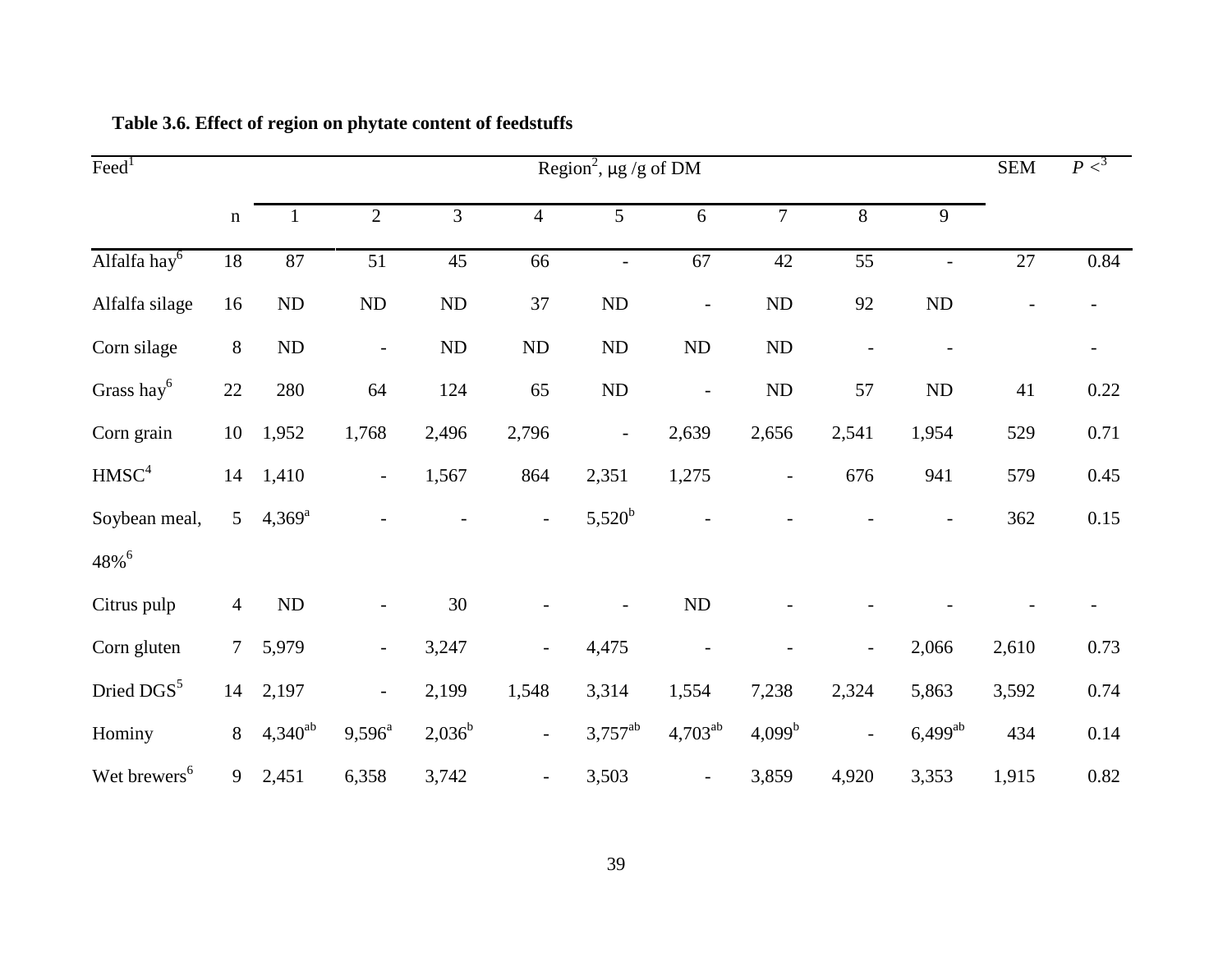**Table 3.6. Effect of region on phytate content of feedstuffs**

| Feed[1] | | Region[2], μg /g of DM | | | | | | | | | SEM | $P <$[3] |
|---|---|---|---|---|---|---|---|---|---|---|---|---|
| | n | 1 | 2 | 3 | 4 | 5 | 6 | 7 | 8 | 9 | | |
| Alfalfa hay[6] | 18 | 87 | 51 | 45 | 66 | - | 67 | 42 | 55 | - | 27 | 0.84 |
| Alfalfa silage | 16 | ND | ND | ND | 37 | ND | - | ND | 92 | ND | - | - |
| Corn silage | 8 | ND | - | ND | ND | ND | ND | ND | - | - | | - |
| Grass hay[6] | 22 | 280 | 64 | 124 | 65 | ND | - | ND | 57 | ND | 41 | 0.22 |
| Corn grain | 10 | 1,952 | 1,768 | 2,496 | 2,796 | - | 2,639 | 2,656 | 2,541 | 1,954 | 529 | 0.71 |
| HMSC[4] | 14 | 1,410 | - | 1,567 | 864 | 2,351 | 1,275 | - | 676 | 941 | 579 | 0.45 |
| Soybean meal, 48%[6] | 5 | 4,369[a] | - | - | - | 5,520[b] | - | - | - | - | 362 | 0.15 |
| Citrus pulp | 4 | ND | - | 30 | - | - | ND | - | - | - | - | - |
| Corn gluten | 7 | 5,979 | - | 3,247 | - | 4,475 | - | - | - | 2,066 | 2,610 | 0.73 |
| Dried DGS[5] | 14 | 2,197 | - | 2,199 | 1,548 | 3,314 | 1,554 | 7,238 | 2,324 | 5,863 | 3,592 | 0.74 |
| Hominy | 8 | 4,340[ab] | 9,596[a] | 2,036[b] | - | 3,757[ab] | 4,703[ab] | 4,099[b] | - | 6,499[ab] | 434 | 0.14 |
| Wet brewers[6] | 9 | 2,451 | 6,358 | 3,742 | - | 3,503 | - | 3,859 | 4,920 | 3,353 | 1,915 | 0.82 |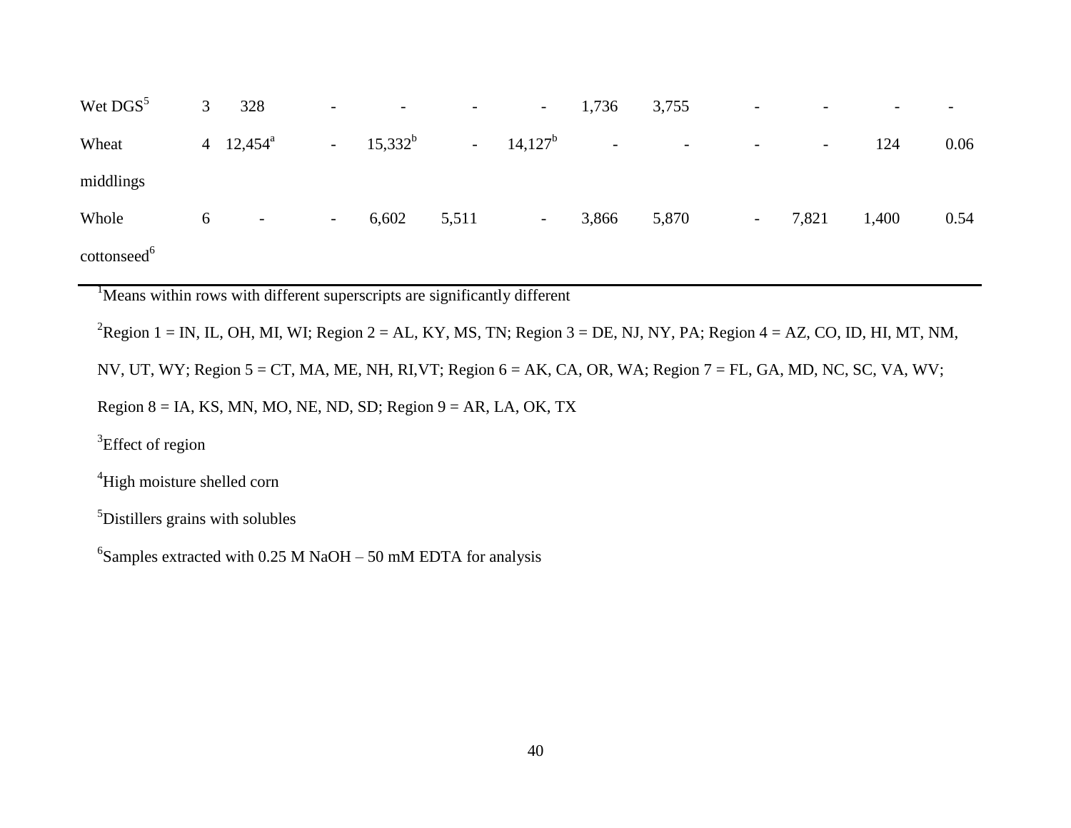| | | | | | | | | | | | | |
|---|---|---|---|---|---|---|---|---|---|---|---|---|
| Wet DGS[5] | 3 | 328 | - | - | - | - | 1,736 | 3,755 | - | - | - | - |
| Wheat middlings | 4 | 12,454[a] | - | 15,332[b] | - | 14,127[b] | - | - | - | - | 124 | 0.06 |
| Whole cottonseed[6] | 6 | - | - | 6,602 | 5,511 | - | 3,866 | 5,870 | - | 7,821 | 1,400 | 0.54 |

[1]Means within rows with different superscripts are significantly different

[2]Region 1 = IN, IL, OH, MI, WI; Region 2 = AL, KY, MS, TN; Region 3 = DE, NJ, NY, PA; Region 4 = AZ, CO, ID, HI, MT, NM, NV, UT, WY; Region 5 = CT, MA, ME, NH, RI,VT; Region 6 = AK, CA, OR, WA; Region 7 = FL, GA, MD, NC, SC, VA, WV; Region 8 = IA, KS, MN, MO, NE, ND, SD; Region 9 = AR, LA, OK, TX

[3]Effect of region

[4]High moisture shelled corn

[5]Distillers grains with solubles

[6]Samples extracted with 0.25 M NaOH – 50 mM EDTA for analysis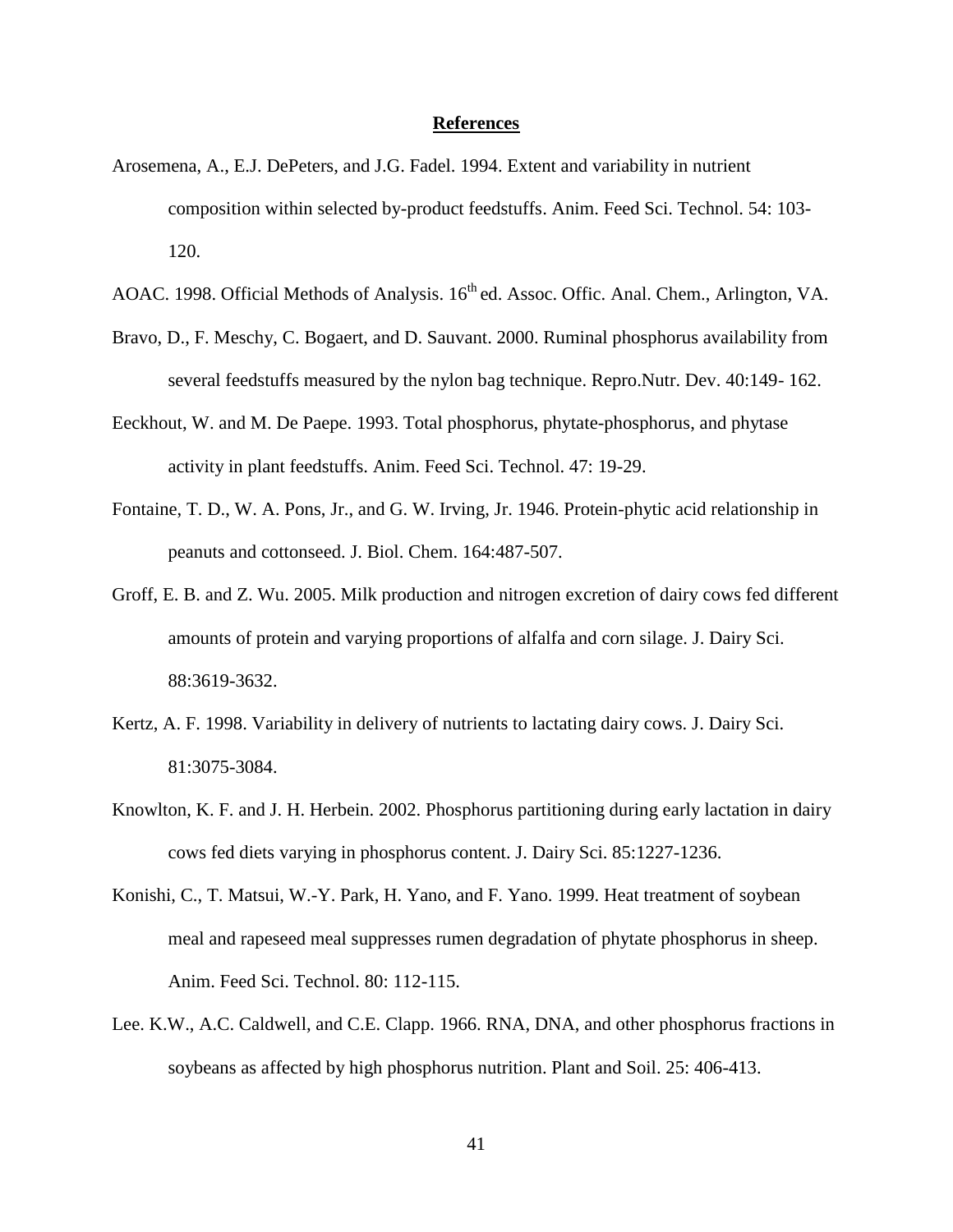## References

Arosemena, A., E.J. DePeters, and J.G. Fadel. 1994. Extent and variability in nutrient composition within selected by-product feedstuffs. Anim. Feed Sci. Technol. 54: 103-120.

AOAC. 1998. Official Methods of Analysis. 16th ed. Assoc. Offic. Anal. Chem., Arlington, VA.

Bravo, D., F. Meschy, C. Bogaert, and D. Sauvant. 2000. Ruminal phosphorus availability from several feedstuffs measured by the nylon bag technique. Repro.Nutr. Dev. 40:149- 162.

Eeckhout, W. and M. De Paepe. 1993. Total phosphorus, phytate-phosphorus, and phytase activity in plant feedstuffs. Anim. Feed Sci. Technol. 47: 19-29.

Fontaine, T. D., W. A. Pons, Jr., and G. W. Irving, Jr. 1946. Protein-phytic acid relationship in peanuts and cottonseed. J. Biol. Chem. 164:487-507.

Groff, E. B. and Z. Wu. 2005. Milk production and nitrogen excretion of dairy cows fed different amounts of protein and varying proportions of alfalfa and corn silage. J. Dairy Sci. 88:3619-3632.

Kertz, A. F. 1998. Variability in delivery of nutrients to lactating dairy cows. J. Dairy Sci. 81:3075-3084.

Knowlton, K. F. and J. H. Herbein. 2002. Phosphorus partitioning during early lactation in dairy cows fed diets varying in phosphorus content. J. Dairy Sci. 85:1227-1236.

Konishi, C., T. Matsui, W.-Y. Park, H. Yano, and F. Yano. 1999. Heat treatment of soybean meal and rapeseed meal suppresses rumen degradation of phytate phosphorus in sheep. Anim. Feed Sci. Technol. 80: 112-115.

Lee. K.W., A.C. Caldwell, and C.E. Clapp. 1966. RNA, DNA, and other phosphorus fractions in soybeans as affected by high phosphorus nutrition. Plant and Soil. 25: 406-413.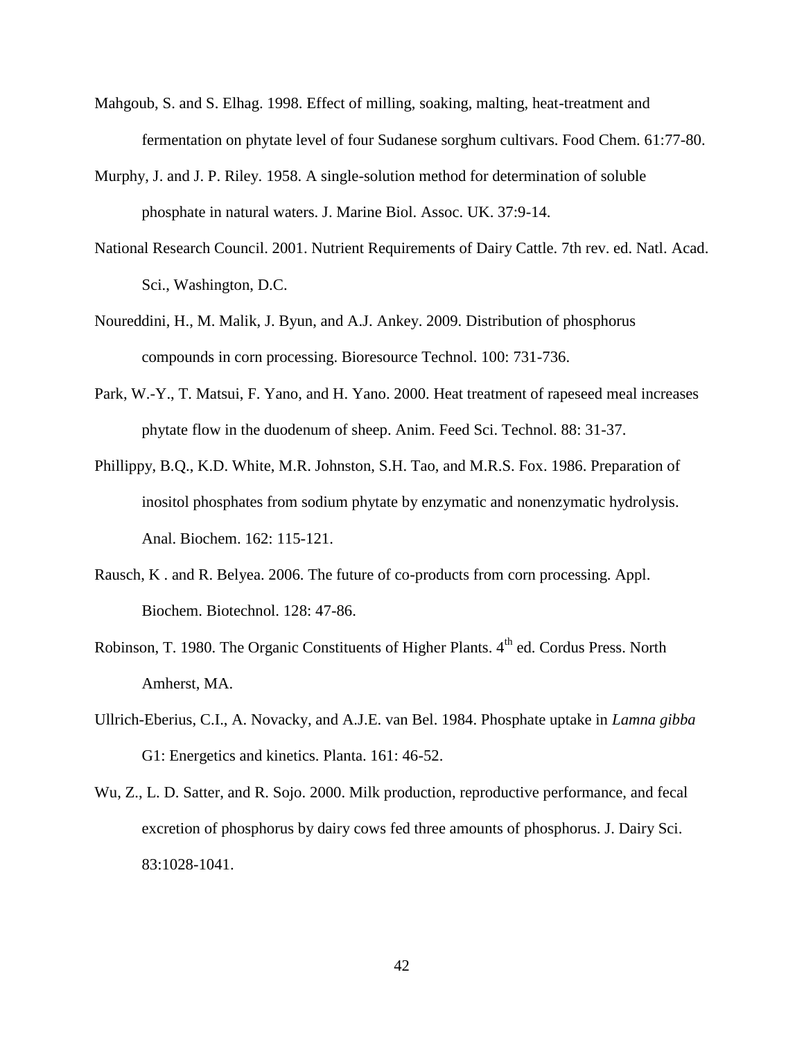Mahgoub, S. and S. Elhag. 1998. Effect of milling, soaking, malting, heat-treatment and fermentation on phytate level of four Sudanese sorghum cultivars. Food Chem. 61:77-80.

Murphy, J. and J. P. Riley. 1958. A single-solution method for determination of soluble phosphate in natural waters. J. Marine Biol. Assoc. UK. 37:9-14.

National Research Council. 2001. Nutrient Requirements of Dairy Cattle. 7th rev. ed. Natl. Acad. Sci., Washington, D.C.

Noureddini, H., M. Malik, J. Byun, and A.J. Ankey. 2009. Distribution of phosphorus compounds in corn processing. Bioresource Technol. 100: 731-736.

Park, W.-Y., T. Matsui, F. Yano, and H. Yano. 2000. Heat treatment of rapeseed meal increases phytate flow in the duodenum of sheep. Anim. Feed Sci. Technol. 88: 31-37.

Phillippy, B.Q., K.D. White, M.R. Johnston, S.H. Tao, and M.R.S. Fox. 1986. Preparation of inositol phosphates from sodium phytate by enzymatic and nonenzymatic hydrolysis. Anal. Biochem. 162: 115-121.

Rausch, K . and R. Belyea. 2006. The future of co-products from corn processing. Appl. Biochem. Biotechnol. 128: 47-86.

Robinson, T. 1980. The Organic Constituents of Higher Plants. 4th ed. Cordus Press. North Amherst, MA.

Ullrich-Eberius, C.I., A. Novacky, and A.J.E. van Bel. 1984. Phosphate uptake in *Lamna gibba* G1: Energetics and kinetics. Planta. 161: 46-52.

Wu, Z., L. D. Satter, and R. Sojo. 2000. Milk production, reproductive performance, and fecal excretion of phosphorus by dairy cows fed three amounts of phosphorus. J. Dairy Sci. 83:1028-1041.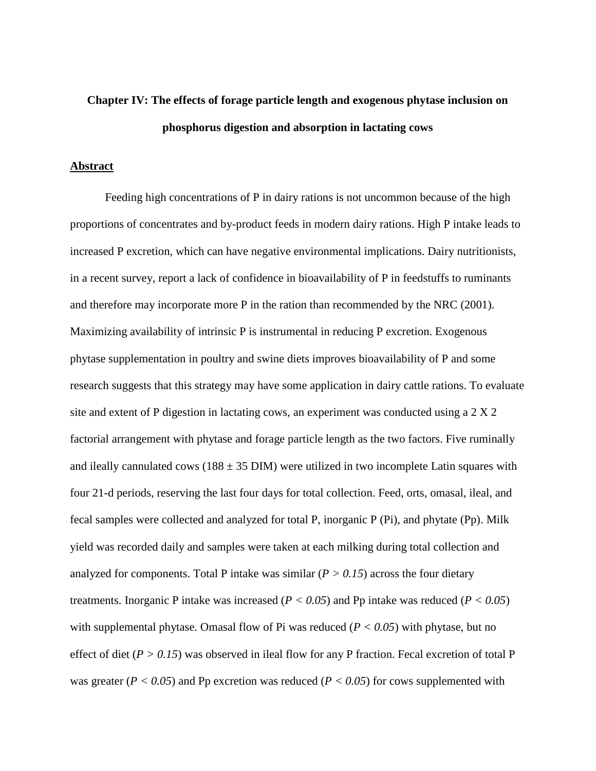# Chapter IV: The effects of forage particle length and exogenous phytase inclusion on phosphorus digestion and absorption in lactating cows

## Abstract

Feeding high concentrations of P in dairy rations is not uncommon because of the high proportions of concentrates and by-product feeds in modern dairy rations. High P intake leads to increased P excretion, which can have negative environmental implications. Dairy nutritionists, in a recent survey, report a lack of confidence in bioavailability of P in feedstuffs to ruminants and therefore may incorporate more P in the ration than recommended by the NRC (2001). Maximizing availability of intrinsic P is instrumental in reducing P excretion. Exogenous phytase supplementation in poultry and swine diets improves bioavailability of P and some research suggests that this strategy may have some application in dairy cattle rations. To evaluate site and extent of P digestion in lactating cows, an experiment was conducted using a 2 X 2 factorial arrangement with phytase and forage particle length as the two factors. Five ruminally and ileally cannulated cows (188 ± 35 DIM) were utilized in two incomplete Latin squares with four 21-d periods, reserving the last four days for total collection. Feed, orts, omasal, ileal, and fecal samples were collected and analyzed for total P, inorganic P (Pi), and phytate (Pp). Milk yield was recorded daily and samples were taken at each milking during total collection and analyzed for components. Total P intake was similar ($P > 0.15$) across the four dietary treatments. Inorganic P intake was increased ($P < 0.05$) and Pp intake was reduced ($P < 0.05$) with supplemental phytase. Omasal flow of Pi was reduced ($P < 0.05$) with phytase, but no effect of diet ($P > 0.15$) was observed in ileal flow for any P fraction. Fecal excretion of total P was greater ($P < 0.05$) and Pp excretion was reduced ($P < 0.05$) for cows supplemented with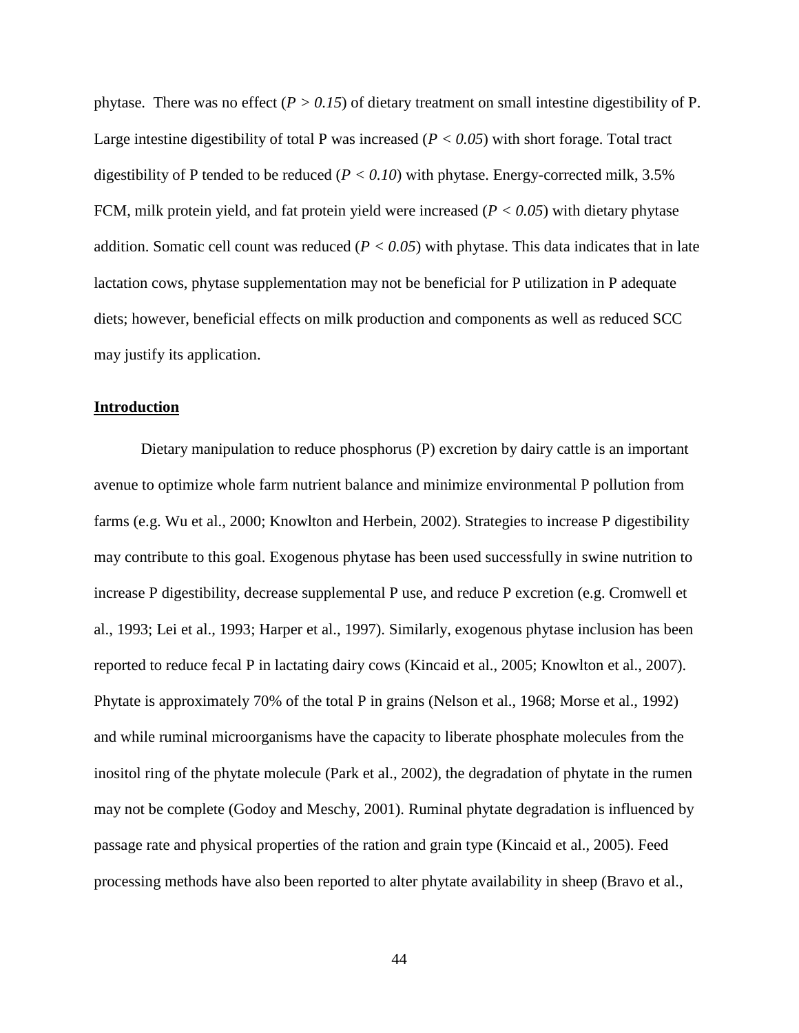phytase. There was no effect ($P > 0.15$) of dietary treatment on small intestine digestibility of P. Large intestine digestibility of total P was increased ($P < 0.05$) with short forage. Total tract digestibility of P tended to be reduced ($P < 0.10$) with phytase. Energy-corrected milk, 3.5% FCM, milk protein yield, and fat protein yield were increased ($P < 0.05$) with dietary phytase addition. Somatic cell count was reduced ($P < 0.05$) with phytase. This data indicates that in late lactation cows, phytase supplementation may not be beneficial for P utilization in P adequate diets; however, beneficial effects on milk production and components as well as reduced SCC may justify its application.

## Introduction

Dietary manipulation to reduce phosphorus (P) excretion by dairy cattle is an important avenue to optimize whole farm nutrient balance and minimize environmental P pollution from farms (e.g. Wu et al., 2000; Knowlton and Herbein, 2002). Strategies to increase P digestibility may contribute to this goal. Exogenous phytase has been used successfully in swine nutrition to increase P digestibility, decrease supplemental P use, and reduce P excretion (e.g. Cromwell et al., 1993; Lei et al., 1993; Harper et al., 1997). Similarly, exogenous phytase inclusion has been reported to reduce fecal P in lactating dairy cows (Kincaid et al., 2005; Knowlton et al., 2007). Phytate is approximately 70% of the total P in grains (Nelson et al., 1968; Morse et al., 1992) and while ruminal microorganisms have the capacity to liberate phosphate molecules from the inositol ring of the phytate molecule (Park et al., 2002), the degradation of phytate in the rumen may not be complete (Godoy and Meschy, 2001). Ruminal phytate degradation is influenced by passage rate and physical properties of the ration and grain type (Kincaid et al., 2005). Feed processing methods have also been reported to alter phytate availability in sheep (Bravo et al.,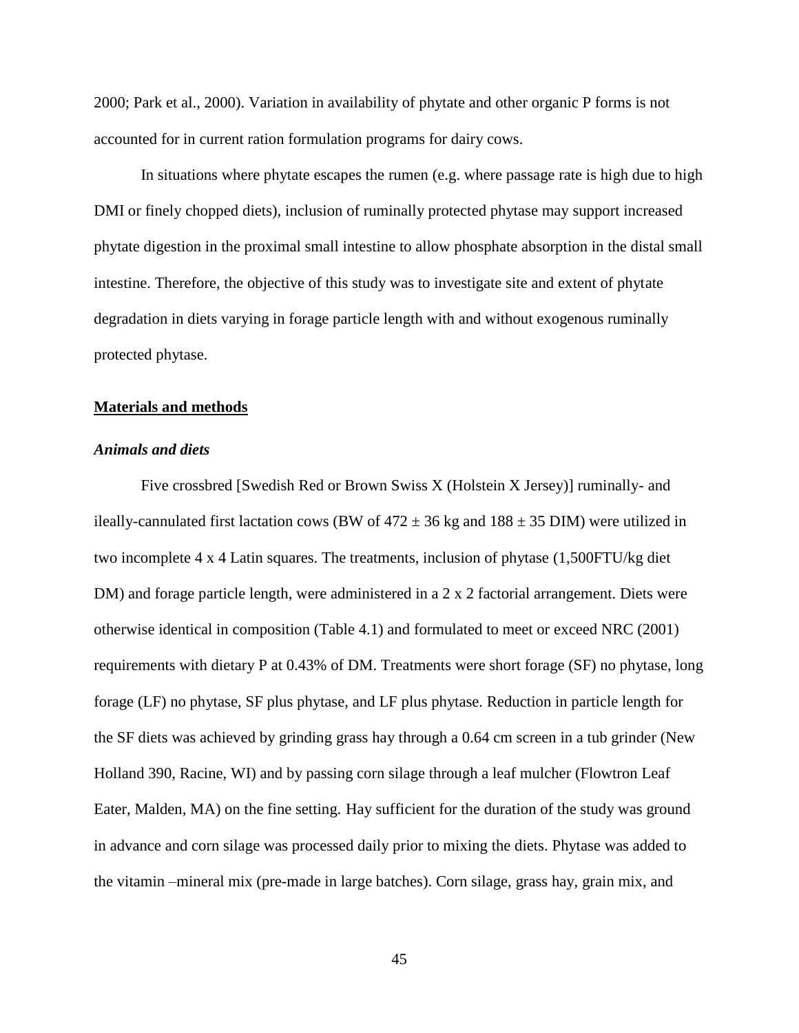2000; Park et al., 2000). Variation in availability of phytate and other organic P forms is not accounted for in current ration formulation programs for dairy cows.

In situations where phytate escapes the rumen (e.g. where passage rate is high due to high DMI or finely chopped diets), inclusion of ruminally protected phytase may support increased phytate digestion in the proximal small intestine to allow phosphate absorption in the distal small intestine. Therefore, the objective of this study was to investigate site and extent of phytate degradation in diets varying in forage particle length with and without exogenous ruminally protected phytase.

## Materials and methods

### *Animals and diets*

Five crossbred [Swedish Red or Brown Swiss X (Holstein X Jersey)] ruminally- and ileally-cannulated first lactation cows (BW of $472 \pm 36$ kg and $188 \pm 35$ DIM) were utilized in two incomplete 4 x 4 Latin squares. The treatments, inclusion of phytase (1,500FTU/kg diet DM) and forage particle length, were administered in a 2 x 2 factorial arrangement. Diets were otherwise identical in composition (Table 4.1) and formulated to meet or exceed NRC (2001) requirements with dietary P at 0.43% of DM. Treatments were short forage (SF) no phytase, long forage (LF) no phytase, SF plus phytase, and LF plus phytase. Reduction in particle length for the SF diets was achieved by grinding grass hay through a 0.64 cm screen in a tub grinder (New Holland 390, Racine, WI) and by passing corn silage through a leaf mulcher (Flowtron Leaf Eater, Malden, MA) on the fine setting. Hay sufficient for the duration of the study was ground in advance and corn silage was processed daily prior to mixing the diets. Phytase was added to the vitamin –mineral mix (pre-made in large batches). Corn silage, grass hay, grain mix, and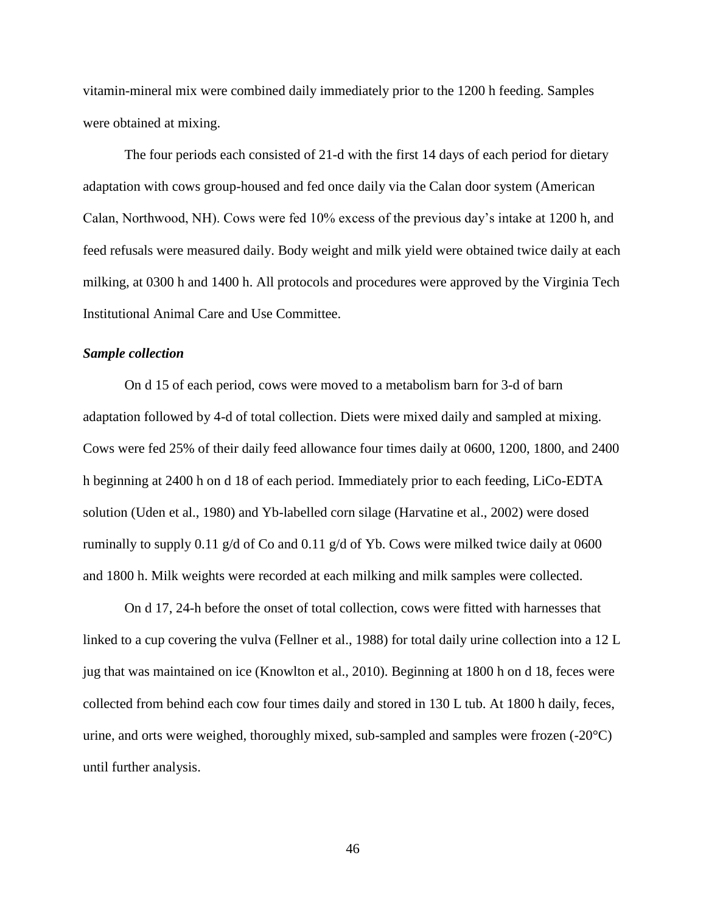vitamin-mineral mix were combined daily immediately prior to the 1200 h feeding. Samples were obtained at mixing.

The four periods each consisted of 21-d with the first 14 days of each period for dietary adaptation with cows group-housed and fed once daily via the Calan door system (American Calan, Northwood, NH). Cows were fed 10% excess of the previous day's intake at 1200 h, and feed refusals were measured daily. Body weight and milk yield were obtained twice daily at each milking, at 0300 h and 1400 h. All protocols and procedures were approved by the Virginia Tech Institutional Animal Care and Use Committee.

***Sample collection***

On d 15 of each period, cows were moved to a metabolism barn for 3-d of barn adaptation followed by 4-d of total collection. Diets were mixed daily and sampled at mixing. Cows were fed 25% of their daily feed allowance four times daily at 0600, 1200, 1800, and 2400 h beginning at 2400 h on d 18 of each period. Immediately prior to each feeding, LiCo-EDTA solution (Uden et al., 1980) and Yb-labelled corn silage (Harvatine et al., 2002) were dosed ruminally to supply 0.11 g/d of Co and 0.11 g/d of Yb. Cows were milked twice daily at 0600 and 1800 h. Milk weights were recorded at each milking and milk samples were collected.

On d 17, 24-h before the onset of total collection, cows were fitted with harnesses that linked to a cup covering the vulva (Fellner et al., 1988) for total daily urine collection into a 12 L jug that was maintained on ice (Knowlton et al., 2010). Beginning at 1800 h on d 18, feces were collected from behind each cow four times daily and stored in 130 L tub. At 1800 h daily, feces, urine, and orts were weighed, thoroughly mixed, sub-sampled and samples were frozen (-20°C) until further analysis.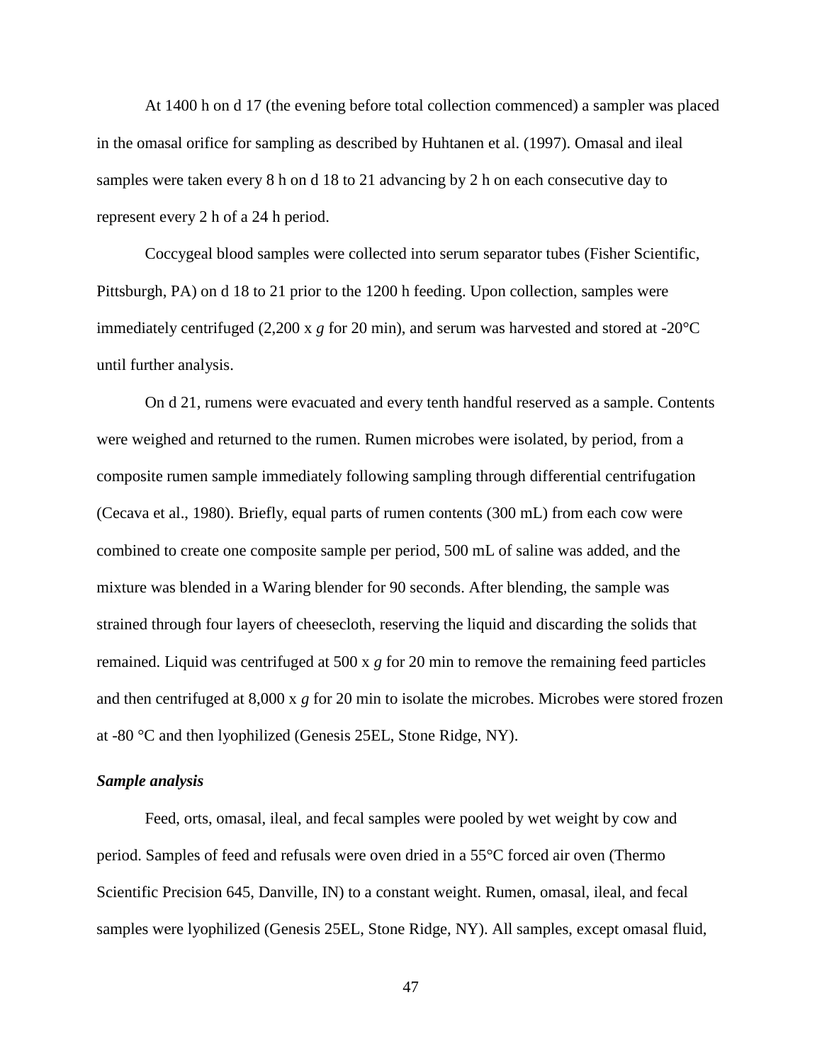At 1400 h on d 17 (the evening before total collection commenced) a sampler was placed in the omasal orifice for sampling as described by Huhtanen et al. (1997). Omasal and ileal samples were taken every 8 h on d 18 to 21 advancing by 2 h on each consecutive day to represent every 2 h of a 24 h period.

Coccygeal blood samples were collected into serum separator tubes (Fisher Scientific, Pittsburgh, PA) on d 18 to 21 prior to the 1200 h feeding. Upon collection, samples were immediately centrifuged (2,200 x *g* for 20 min), and serum was harvested and stored at -20°C until further analysis.

On d 21, rumens were evacuated and every tenth handful reserved as a sample. Contents were weighed and returned to the rumen. Rumen microbes were isolated, by period, from a composite rumen sample immediately following sampling through differential centrifugation (Cecava et al., 1980). Briefly, equal parts of rumen contents (300 mL) from each cow were combined to create one composite sample per period, 500 mL of saline was added, and the mixture was blended in a Waring blender for 90 seconds. After blending, the sample was strained through four layers of cheesecloth, reserving the liquid and discarding the solids that remained. Liquid was centrifuged at 500 x *g* for 20 min to remove the remaining feed particles and then centrifuged at 8,000 x *g* for 20 min to isolate the microbes. Microbes were stored frozen at -80 °C and then lyophilized (Genesis 25EL, Stone Ridge, NY).

***Sample analysis***

Feed, orts, omasal, ileal, and fecal samples were pooled by wet weight by cow and period. Samples of feed and refusals were oven dried in a 55°C forced air oven (Thermo Scientific Precision 645, Danville, IN) to a constant weight. Rumen, omasal, ileal, and fecal samples were lyophilized (Genesis 25EL, Stone Ridge, NY). All samples, except omasal fluid,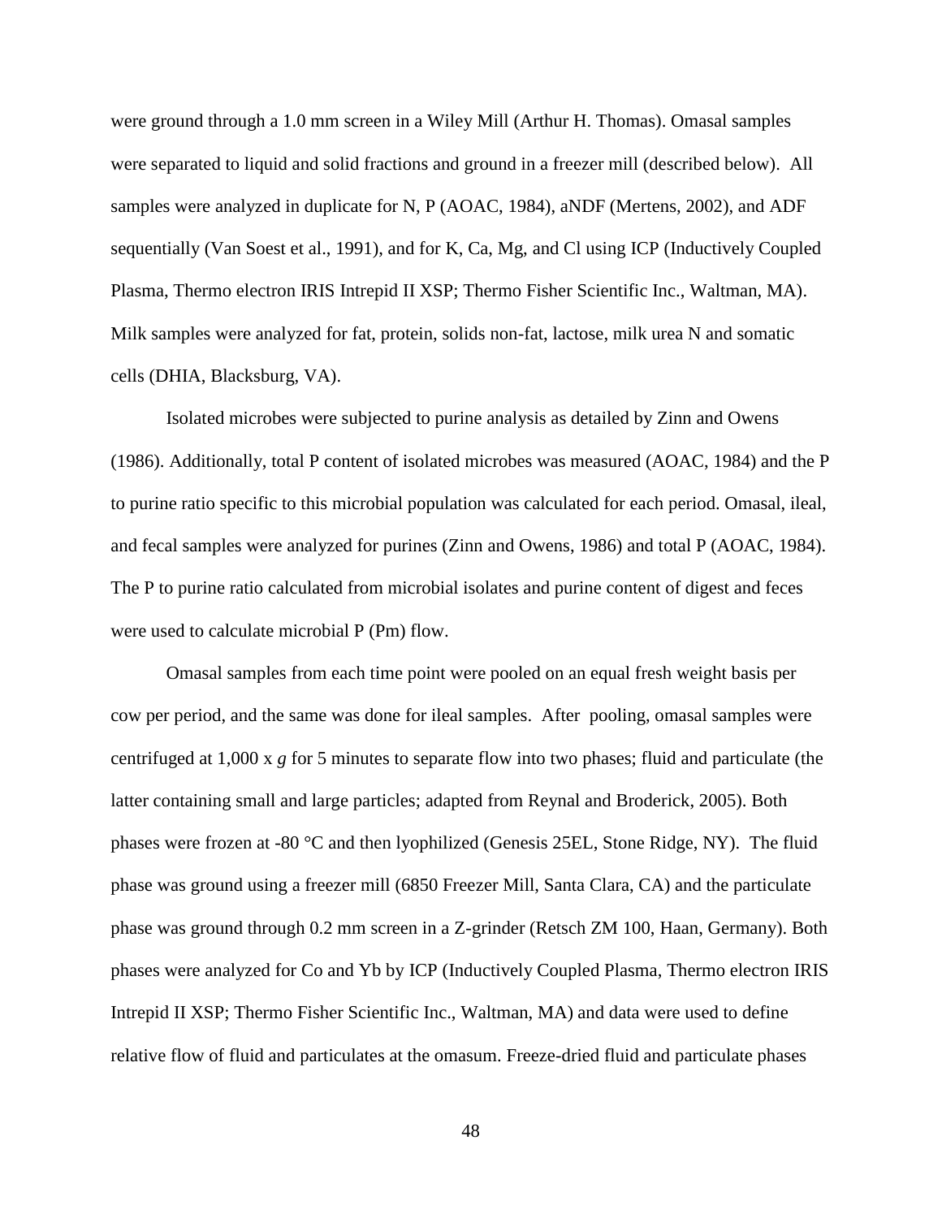were ground through a 1.0 mm screen in a Wiley Mill (Arthur H. Thomas). Omasal samples were separated to liquid and solid fractions and ground in a freezer mill (described below). All samples were analyzed in duplicate for N, P (AOAC, 1984), aNDF (Mertens, 2002), and ADF sequentially (Van Soest et al., 1991), and for K, Ca, Mg, and Cl using ICP (Inductively Coupled Plasma, Thermo electron IRIS Intrepid II XSP; Thermo Fisher Scientific Inc., Waltman, MA). Milk samples were analyzed for fat, protein, solids non-fat, lactose, milk urea N and somatic cells (DHIA, Blacksburg, VA).

Isolated microbes were subjected to purine analysis as detailed by Zinn and Owens (1986). Additionally, total P content of isolated microbes was measured (AOAC, 1984) and the P to purine ratio specific to this microbial population was calculated for each period. Omasal, ileal, and fecal samples were analyzed for purines (Zinn and Owens, 1986) and total P (AOAC, 1984). The P to purine ratio calculated from microbial isolates and purine content of digest and feces were used to calculate microbial P (Pm) flow.

Omasal samples from each time point were pooled on an equal fresh weight basis per cow per period, and the same was done for ileal samples. After pooling, omasal samples were centrifuged at 1,000 x *g* for 5 minutes to separate flow into two phases; fluid and particulate (the latter containing small and large particles; adapted from Reynal and Broderick, 2005). Both phases were frozen at -80 °C and then lyophilized (Genesis 25EL, Stone Ridge, NY). The fluid phase was ground using a freezer mill (6850 Freezer Mill, Santa Clara, CA) and the particulate phase was ground through 0.2 mm screen in a Z-grinder (Retsch ZM 100, Haan, Germany). Both phases were analyzed for Co and Yb by ICP (Inductively Coupled Plasma, Thermo electron IRIS Intrepid II XSP; Thermo Fisher Scientific Inc., Waltman, MA) and data were used to define relative flow of fluid and particulates at the omasum. Freeze-dried fluid and particulate phases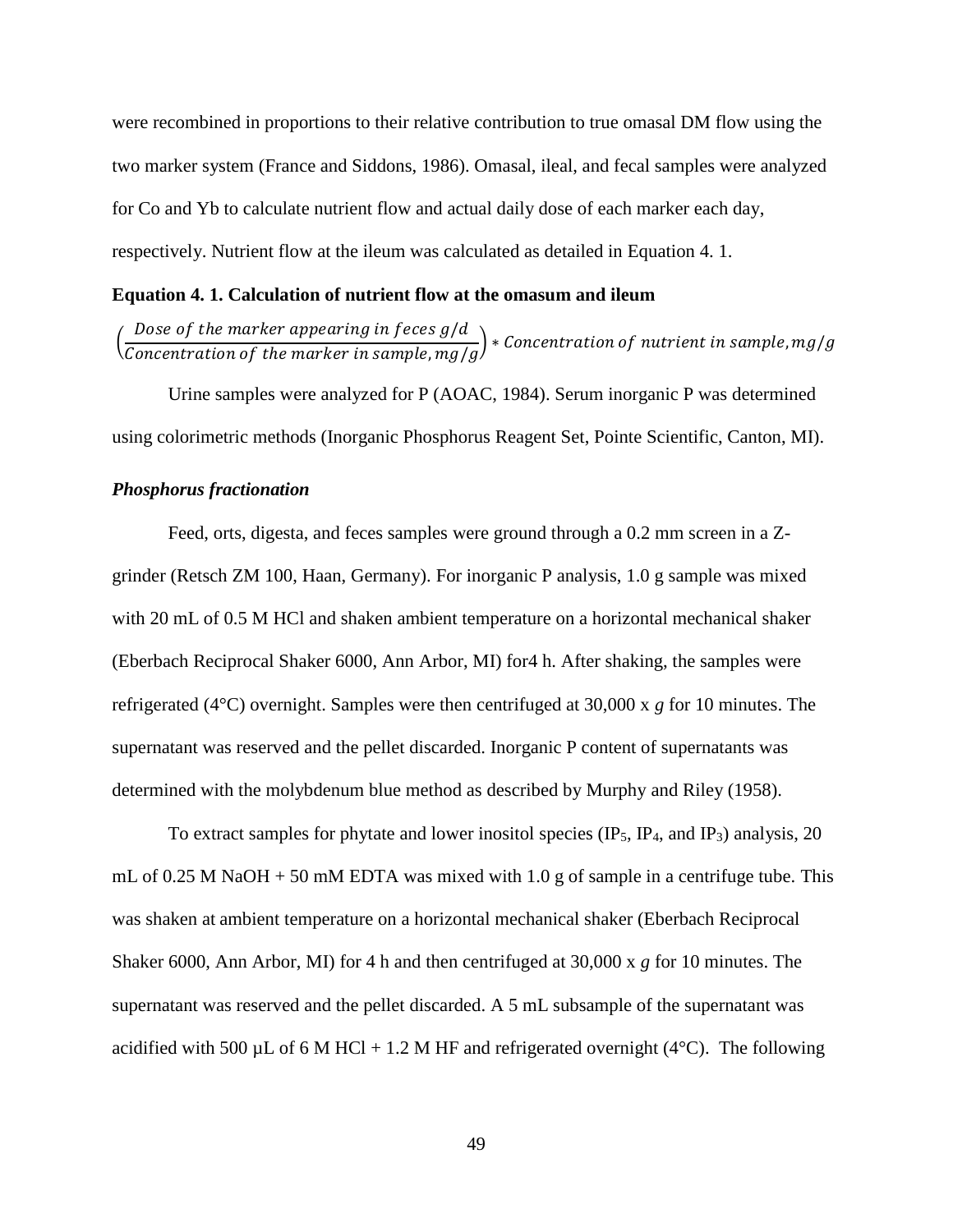were recombined in proportions to their relative contribution to true omasal DM flow using the two marker system (France and Siddons, 1986). Omasal, ileal, and fecal samples were analyzed for Co and Yb to calculate nutrient flow and actual daily dose of each marker each day, respectively. Nutrient flow at the ileum was calculated as detailed in Equation 4. 1.

**Equation 4. 1. Calculation of nutrient flow at the omasum and ileum**

$$\left(\frac{Dose\ of\ the\ marker\ appearing\ in\ feces\ g/d}{Concentration\ of\ the\ marker\ in\ sample,mg/g}\right) * Concentration\ of\ nutrient\ in\ sample,mg/g$$

Urine samples were analyzed for P (AOAC, 1984). Serum inorganic P was determined using colorimetric methods (Inorganic Phosphorus Reagent Set, Pointe Scientific, Canton, MI).

***Phosphorus fractionation***

Feed, orts, digesta, and feces samples were ground through a 0.2 mm screen in a Z-grinder (Retsch ZM 100, Haan, Germany). For inorganic P analysis, 1.0 g sample was mixed with 20 mL of 0.5 M HCl and shaken ambient temperature on a horizontal mechanical shaker (Eberbach Reciprocal Shaker 6000, Ann Arbor, MI) for4 h. After shaking, the samples were refrigerated (4°C) overnight. Samples were then centrifuged at 30,000 x *g* for 10 minutes. The supernatant was reserved and the pellet discarded. Inorganic P content of supernatants was determined with the molybdenum blue method as described by Murphy and Riley (1958).

To extract samples for phytate and lower inositol species ($IP_5$, $IP_4$, and $IP_3$) analysis, 20 mL of 0.25 M NaOH + 50 mM EDTA was mixed with 1.0 g of sample in a centrifuge tube. This was shaken at ambient temperature on a horizontal mechanical shaker (Eberbach Reciprocal Shaker 6000, Ann Arbor, MI) for 4 h and then centrifuged at 30,000 x *g* for 10 minutes. The supernatant was reserved and the pellet discarded. A 5 mL subsample of the supernatant was acidified with 500 µL of 6 M HCl + 1.2 M HF and refrigerated overnight (4°C). The following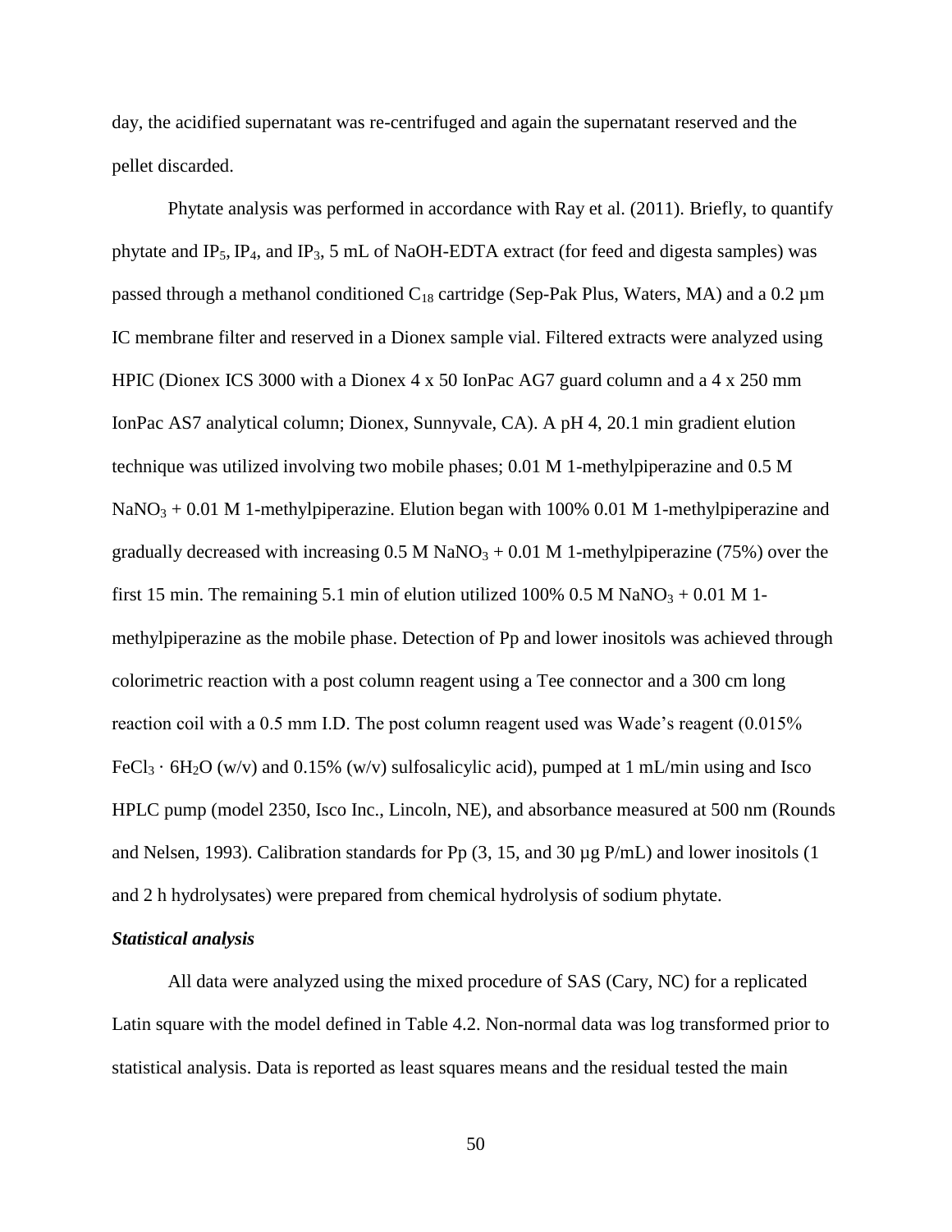day, the acidified supernatant was re-centrifuged and again the supernatant reserved and the pellet discarded.

Phytate analysis was performed in accordance with Ray et al. (2011). Briefly, to quantify phytate and $IP_5$, $IP_4$, and $IP_3$, 5 mL of NaOH-EDTA extract (for feed and digesta samples) was passed through a methanol conditioned $C_{18}$ cartridge (Sep-Pak Plus, Waters, MA) and a 0.2 µm IC membrane filter and reserved in a Dionex sample vial. Filtered extracts were analyzed using HPIC (Dionex ICS 3000 with a Dionex 4 x 50 IonPac AG7 guard column and a 4 x 250 mm IonPac AS7 analytical column; Dionex, Sunnyvale, CA). A pH 4, 20.1 min gradient elution technique was utilized involving two mobile phases; 0.01 M 1-methylpiperazine and 0.5 M $NaNO_3$ + 0.01 M 1-methylpiperazine. Elution began with 100% 0.01 M 1-methylpiperazine and gradually decreased with increasing 0.5 M $NaNO_3$ + 0.01 M 1-methylpiperazine (75%) over the first 15 min. The remaining 5.1 min of elution utilized 100% 0.5 M $NaNO_3$ + 0.01 M 1-methylpiperazine as the mobile phase. Detection of Pp and lower inositols was achieved through colorimetric reaction with a post column reagent using a Tee connector and a 300 cm long reaction coil with a 0.5 mm I.D. The post column reagent used was Wade's reagent (0.015% $FeCl_3 \cdot 6H_2O$ (w/v) and 0.15% (w/v) sulfosalicylic acid), pumped at 1 mL/min using and Isco HPLC pump (model 2350, Isco Inc., Lincoln, NE), and absorbance measured at 500 nm (Rounds and Nelsen, 1993). Calibration standards for Pp (3, 15, and 30 µg P/mL) and lower inositols (1 and 2 h hydrolysates) were prepared from chemical hydrolysis of sodium phytate.

***Statistical analysis***

All data were analyzed using the mixed procedure of SAS (Cary, NC) for a replicated Latin square with the model defined in Table 4.2. Non-normal data was log transformed prior to statistical analysis. Data is reported as least squares means and the residual tested the main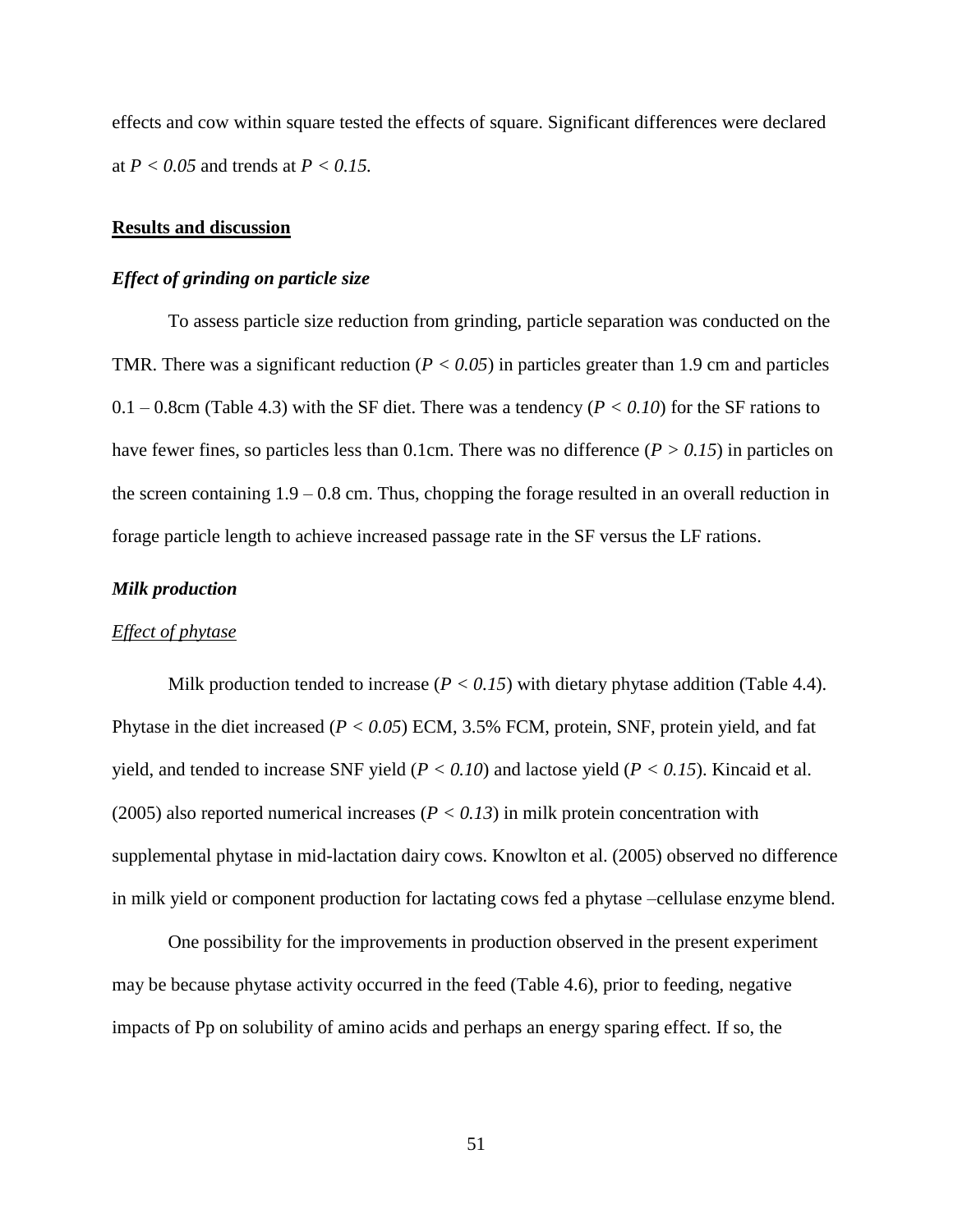effects and cow within square tested the effects of square. Significant differences were declared at $P < 0.05$ and trends at $P < 0.15$.

## Results and discussion

### *Effect of grinding on particle size*

To assess particle size reduction from grinding, particle separation was conducted on the TMR. There was a significant reduction ($P < 0.05$) in particles greater than 1.9 cm and particles 0.1 – 0.8cm (Table 4.3) with the SF diet. There was a tendency ($P < 0.10$) for the SF rations to have fewer fines, so particles less than 0.1cm. There was no difference ($P > 0.15$) in particles on the screen containing 1.9 – 0.8 cm. Thus, chopping the forage resulted in an overall reduction in forage particle length to achieve increased passage rate in the SF versus the LF rations.

### *Milk production*

#### *Effect of phytase*

Milk production tended to increase ($P < 0.15$) with dietary phytase addition (Table 4.4). Phytase in the diet increased ($P < 0.05$) ECM, 3.5% FCM, protein, SNF, protein yield, and fat yield, and tended to increase SNF yield ($P < 0.10$) and lactose yield ($P < 0.15$). Kincaid et al. (2005) also reported numerical increases ($P < 0.13$) in milk protein concentration with supplemental phytase in mid-lactation dairy cows. Knowlton et al. (2005) observed no difference in milk yield or component production for lactating cows fed a phytase –cellulase enzyme blend.

One possibility for the improvements in production observed in the present experiment may be because phytase activity occurred in the feed (Table 4.6), prior to feeding, negative impacts of Pp on solubility of amino acids and perhaps an energy sparing effect. If so, the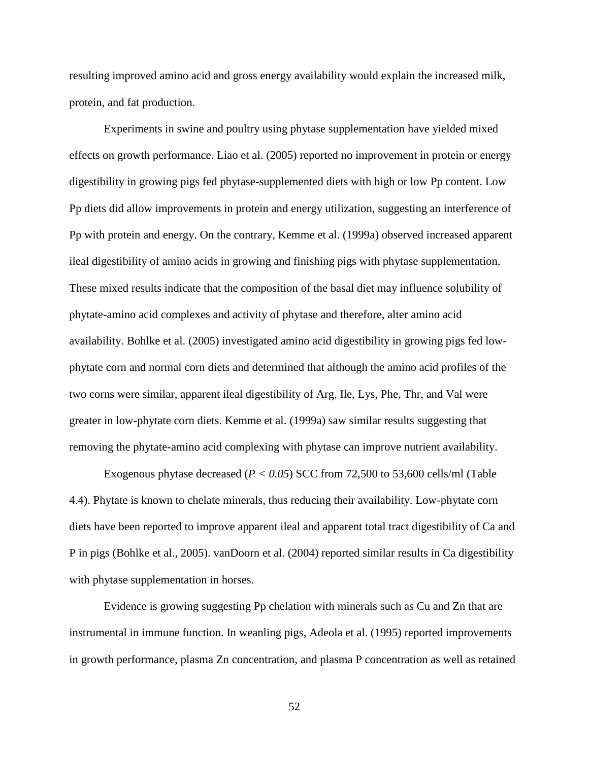resulting improved amino acid and gross energy availability would explain the increased milk, protein, and fat production.

Experiments in swine and poultry using phytase supplementation have yielded mixed effects on growth performance. Liao et al. (2005) reported no improvement in protein or energy digestibility in growing pigs fed phytase-supplemented diets with high or low Pp content. Low Pp diets did allow improvements in protein and energy utilization, suggesting an interference of Pp with protein and energy. On the contrary, Kemme et al. (1999a) observed increased apparent ileal digestibility of amino acids in growing and finishing pigs with phytase supplementation. These mixed results indicate that the composition of the basal diet may influence solubility of phytate-amino acid complexes and activity of phytase and therefore, alter amino acid availability. Bohlke et al. (2005) investigated amino acid digestibility in growing pigs fed low-phytate corn and normal corn diets and determined that although the amino acid profiles of the two corns were similar, apparent ileal digestibility of Arg, Ile, Lys, Phe, Thr, and Val were greater in low-phytate corn diets. Kemme et al. (1999a) saw similar results suggesting that removing the phytate-amino acid complexing with phytase can improve nutrient availability.

Exogenous phytase decreased ($P < 0.05$) SCC from 72,500 to 53,600 cells/ml (Table 4.4). Phytate is known to chelate minerals, thus reducing their availability. Low-phytate corn diets have been reported to improve apparent ileal and apparent total tract digestibility of Ca and P in pigs (Bohlke et al., 2005). vanDoorn et al. (2004) reported similar results in Ca digestibility with phytase supplementation in horses.

Evidence is growing suggesting Pp chelation with minerals such as Cu and Zn that are instrumental in immune function. In weanling pigs, Adeola et al. (1995) reported improvements in growth performance, plasma Zn concentration, and plasma P concentration as well as retained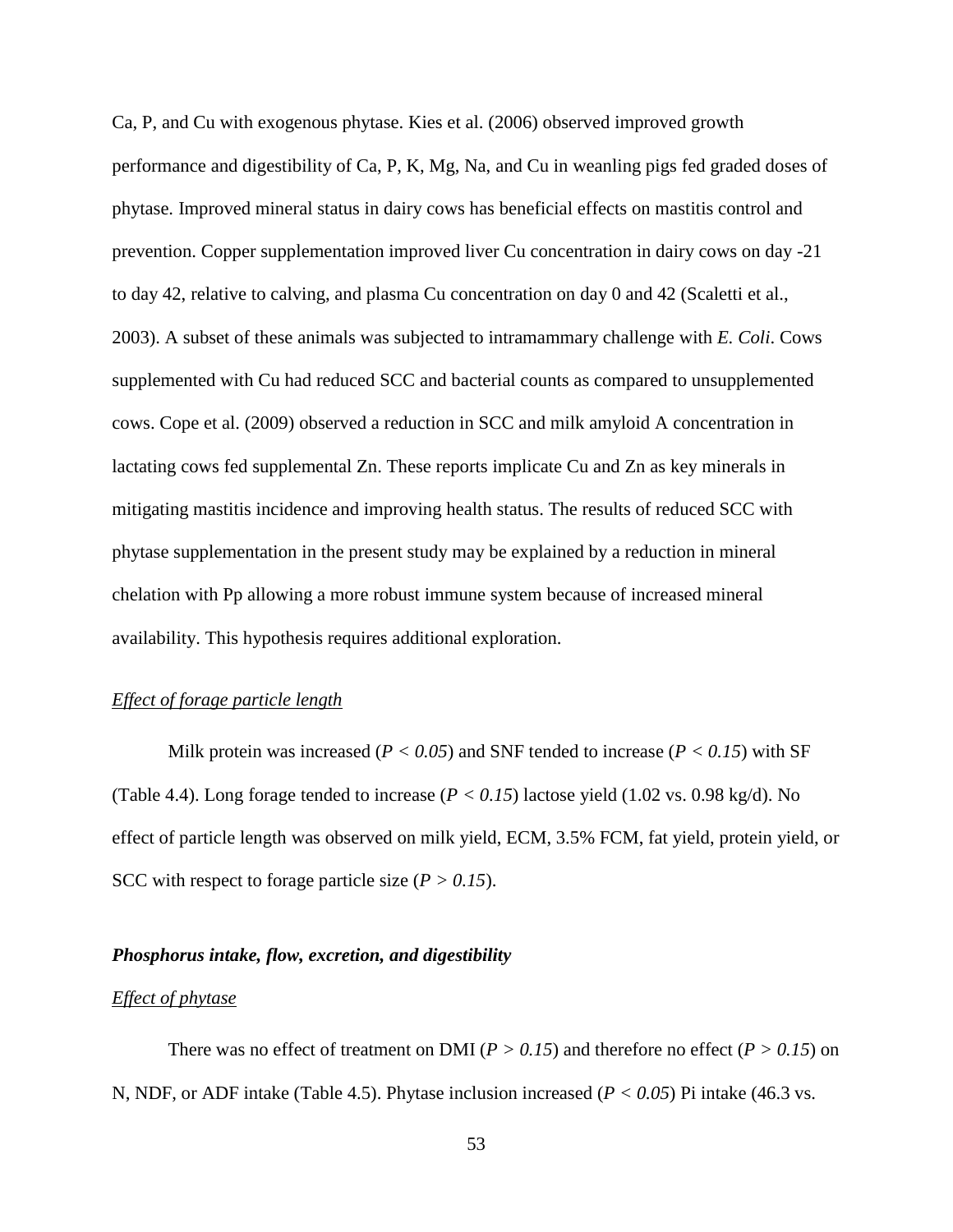Ca, P, and Cu with exogenous phytase. Kies et al. (2006) observed improved growth performance and digestibility of Ca, P, K, Mg, Na, and Cu in weanling pigs fed graded doses of phytase. Improved mineral status in dairy cows has beneficial effects on mastitis control and prevention. Copper supplementation improved liver Cu concentration in dairy cows on day -21 to day 42, relative to calving, and plasma Cu concentration on day 0 and 42 (Scaletti et al., 2003). A subset of these animals was subjected to intramammary challenge with *E. Coli*. Cows supplemented with Cu had reduced SCC and bacterial counts as compared to unsupplemented cows. Cope et al. (2009) observed a reduction in SCC and milk amyloid A concentration in lactating cows fed supplemental Zn. These reports implicate Cu and Zn as key minerals in mitigating mastitis incidence and improving health status. The results of reduced SCC with phytase supplementation in the present study may be explained by a reduction in mineral chelation with Pp allowing a more robust immune system because of increased mineral availability. This hypothesis requires additional exploration.

<u>*Effect of forage particle length*</u>

Milk protein was increased ($P < 0.05$) and SNF tended to increase ($P < 0.15$) with SF (Table 4.4). Long forage tended to increase ($P < 0.15$) lactose yield (1.02 vs. 0.98 kg/d). No effect of particle length was observed on milk yield, ECM, 3.5% FCM, fat yield, protein yield, or SCC with respect to forage particle size ($P > 0.15$).

### ***Phosphorus intake, flow, excretion, and digestibility***

<u>*Effect of phytase*</u>

There was no effect of treatment on DMI ($P > 0.15$) and therefore no effect ($P > 0.15$) on N, NDF, or ADF intake (Table 4.5). Phytase inclusion increased ($P < 0.05$) Pi intake (46.3 vs.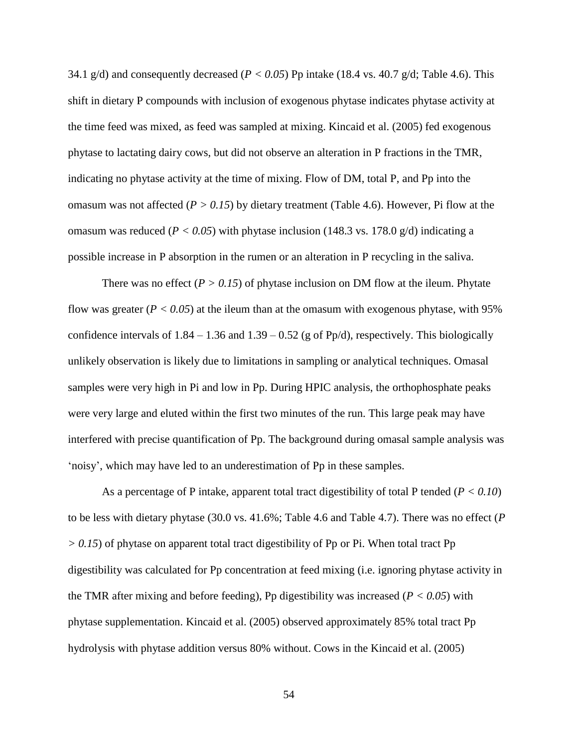34.1 g/d) and consequently decreased (*P < 0.05*) Pp intake (18.4 vs. 40.7 g/d; Table 4.6). This shift in dietary P compounds with inclusion of exogenous phytase indicates phytase activity at the time feed was mixed, as feed was sampled at mixing. Kincaid et al. (2005) fed exogenous phytase to lactating dairy cows, but did not observe an alteration in P fractions in the TMR, indicating no phytase activity at the time of mixing. Flow of DM, total P, and Pp into the omasum was not affected (*P > 0.15*) by dietary treatment (Table 4.6). However, Pi flow at the omasum was reduced (*P < 0.05*) with phytase inclusion (148.3 vs. 178.0 g/d) indicating a possible increase in P absorption in the rumen or an alteration in P recycling in the saliva.

There was no effect (*P > 0.15*) of phytase inclusion on DM flow at the ileum. Phytate flow was greater (*P < 0.05*) at the ileum than at the omasum with exogenous phytase, with 95% confidence intervals of 1.84 – 1.36 and 1.39 – 0.52 (g of Pp/d), respectively. This biologically unlikely observation is likely due to limitations in sampling or analytical techniques. Omasal samples were very high in Pi and low in Pp. During HPIC analysis, the orthophosphate peaks were very large and eluted within the first two minutes of the run. This large peak may have interfered with precise quantification of Pp. The background during omasal sample analysis was 'noisy', which may have led to an underestimation of Pp in these samples.

As a percentage of P intake, apparent total tract digestibility of total P tended (*P < 0.10*) to be less with dietary phytase (30.0 vs. 41.6%; Table 4.6 and Table 4.7). There was no effect (*P > 0.15*) of phytase on apparent total tract digestibility of Pp or Pi. When total tract Pp digestibility was calculated for Pp concentration at feed mixing (i.e. ignoring phytase activity in the TMR after mixing and before feeding), Pp digestibility was increased (*P < 0.05*) with phytase supplementation. Kincaid et al. (2005) observed approximately 85% total tract Pp hydrolysis with phytase addition versus 80% without. Cows in the Kincaid et al. (2005)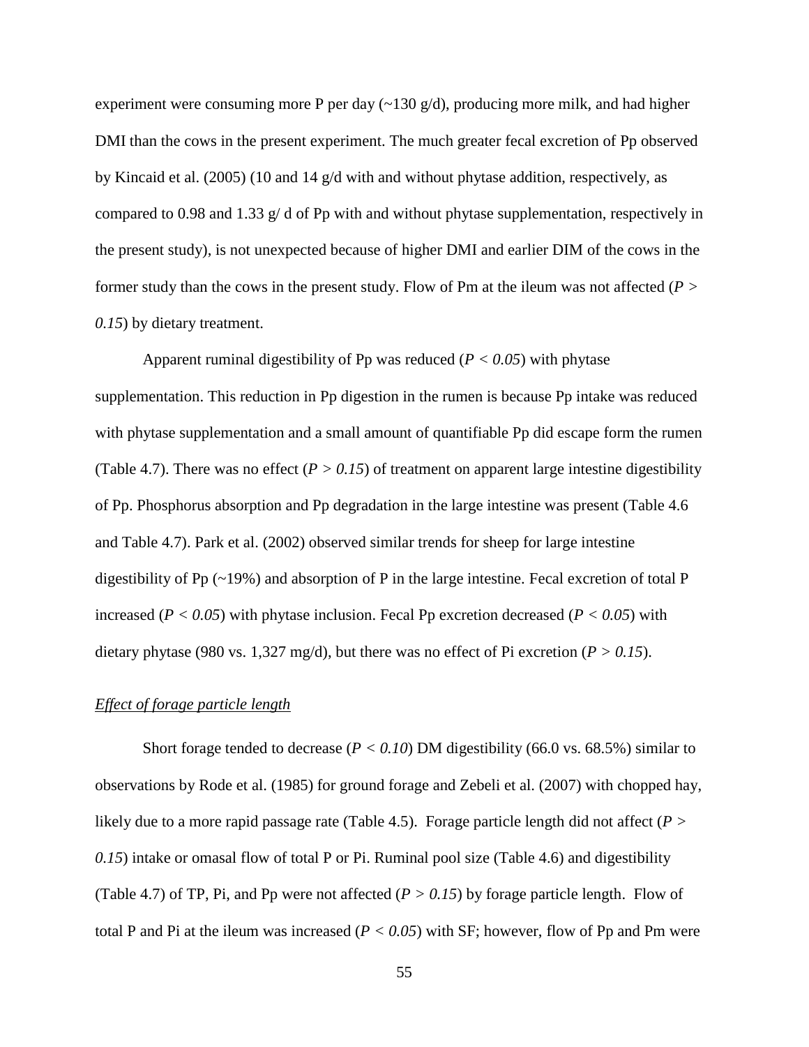experiment were consuming more P per day (~130 g/d), producing more milk, and had higher DMI than the cows in the present experiment. The much greater fecal excretion of Pp observed by Kincaid et al. (2005) (10 and 14 g/d with and without phytase addition, respectively, as compared to 0.98 and 1.33 g/ d of Pp with and without phytase supplementation, respectively in the present study), is not unexpected because of higher DMI and earlier DIM of the cows in the former study than the cows in the present study. Flow of Pm at the ileum was not affected ($P > 0.15$) by dietary treatment.

Apparent ruminal digestibility of Pp was reduced ($P < 0.05$) with phytase supplementation. This reduction in Pp digestion in the rumen is because Pp intake was reduced with phytase supplementation and a small amount of quantifiable Pp did escape form the rumen (Table 4.7). There was no effect ($P > 0.15$) of treatment on apparent large intestine digestibility of Pp. Phosphorus absorption and Pp degradation in the large intestine was present (Table 4.6 and Table 4.7). Park et al. (2002) observed similar trends for sheep for large intestine digestibility of Pp (~19%) and absorption of P in the large intestine. Fecal excretion of total P increased ($P < 0.05$) with phytase inclusion. Fecal Pp excretion decreased ($P < 0.05$) with dietary phytase (980 vs. 1,327 mg/d), but there was no effect of Pi excretion ($P > 0.15$).

*Effect of forage particle length*

Short forage tended to decrease ($P < 0.10$) DM digestibility (66.0 vs. 68.5%) similar to observations by Rode et al. (1985) for ground forage and Zebeli et al. (2007) with chopped hay, likely due to a more rapid passage rate (Table 4.5). Forage particle length did not affect ($P > 0.15$) intake or omasal flow of total P or Pi. Ruminal pool size (Table 4.6) and digestibility (Table 4.7) of TP, Pi, and Pp were not affected ($P > 0.15$) by forage particle length. Flow of total P and Pi at the ileum was increased ($P < 0.05$) with SF; however, flow of Pp and Pm were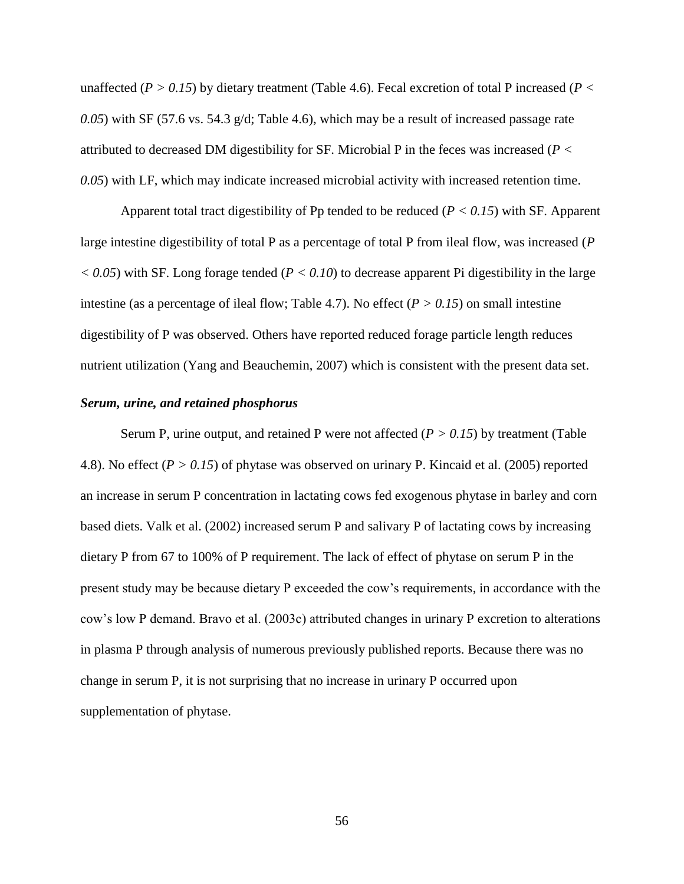unaffected ($P > 0.15$) by dietary treatment (Table 4.6). Fecal excretion of total P increased ($P < 0.05$) with SF (57.6 vs. 54.3 g/d; Table 4.6), which may be a result of increased passage rate attributed to decreased DM digestibility for SF. Microbial P in the feces was increased ($P < 0.05$) with LF, which may indicate increased microbial activity with increased retention time.

Apparent total tract digestibility of Pp tended to be reduced ($P < 0.15$) with SF. Apparent large intestine digestibility of total P as a percentage of total P from ileal flow, was increased ($P < 0.05$) with SF. Long forage tended ($P < 0.10$) to decrease apparent Pi digestibility in the large intestine (as a percentage of ileal flow; Table 4.7). No effect ($P > 0.15$) on small intestine digestibility of P was observed. Others have reported reduced forage particle length reduces nutrient utilization (Yang and Beauchemin, 2007) which is consistent with the present data set.

### *Serum, urine, and retained phosphorus*

Serum P, urine output, and retained P were not affected ($P > 0.15$) by treatment (Table 4.8). No effect ($P > 0.15$) of phytase was observed on urinary P. Kincaid et al. (2005) reported an increase in serum P concentration in lactating cows fed exogenous phytase in barley and corn based diets. Valk et al. (2002) increased serum P and salivary P of lactating cows by increasing dietary P from 67 to 100% of P requirement. The lack of effect of phytase on serum P in the present study may be because dietary P exceeded the cow's requirements, in accordance with the cow's low P demand. Bravo et al. (2003c) attributed changes in urinary P excretion to alterations in plasma P through analysis of numerous previously published reports. Because there was no change in serum P, it is not surprising that no increase in urinary P occurred upon supplementation of phytase.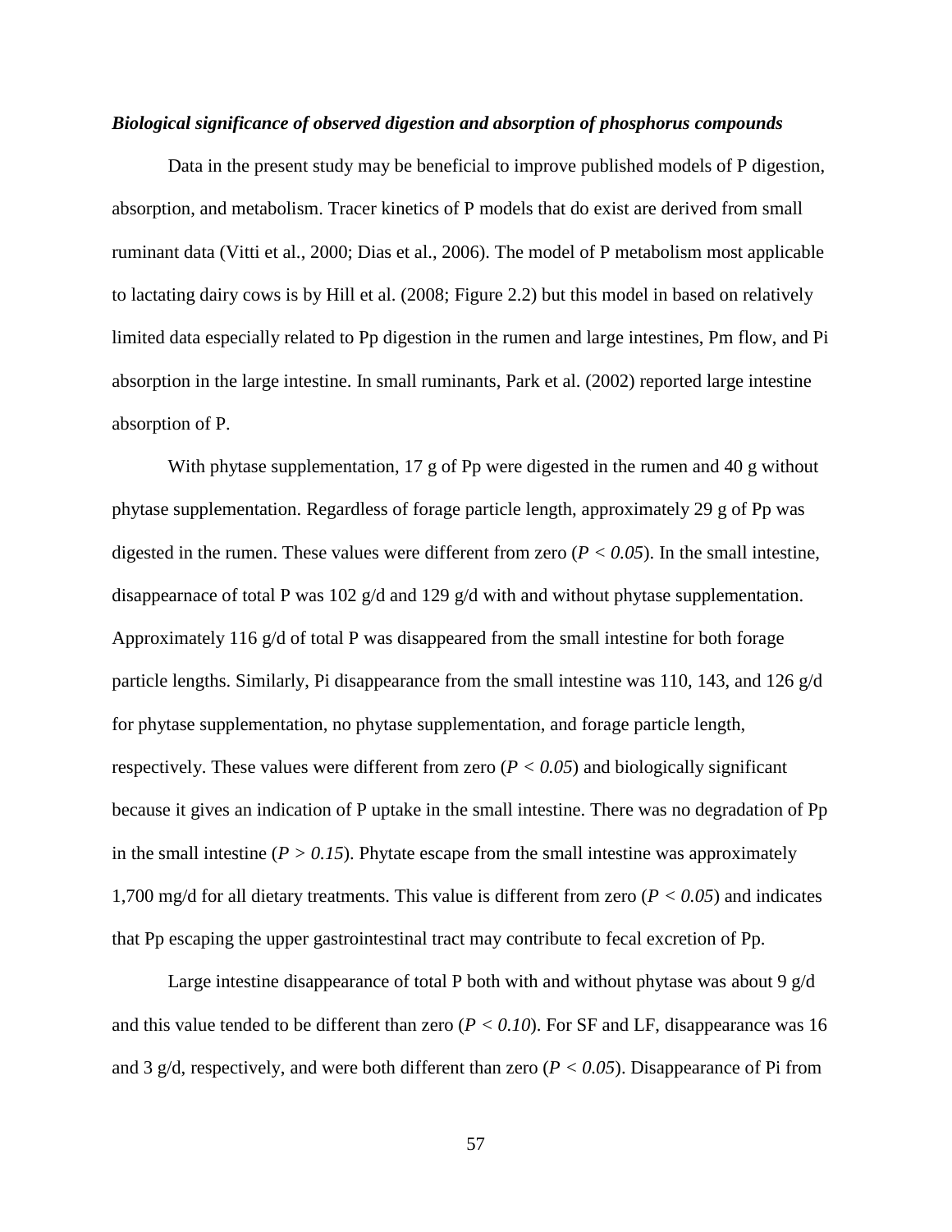***Biological significance of observed digestion and absorption of phosphorus compounds***

Data in the present study may be beneficial to improve published models of P digestion, absorption, and metabolism. Tracer kinetics of P models that do exist are derived from small ruminant data (Vitti et al., 2000; Dias et al., 2006). The model of P metabolism most applicable to lactating dairy cows is by Hill et al. (2008; Figure 2.2) but this model in based on relatively limited data especially related to Pp digestion in the rumen and large intestines, Pm flow, and Pi absorption in the large intestine. In small ruminants, Park et al. (2002) reported large intestine absorption of P.

With phytase supplementation, 17 g of Pp were digested in the rumen and 40 g without phytase supplementation. Regardless of forage particle length, approximately 29 g of Pp was digested in the rumen. These values were different from zero ($P < 0.05$). In the small intestine, disappearnace of total P was 102 g/d and 129 g/d with and without phytase supplementation. Approximately 116 g/d of total P was disappeared from the small intestine for both forage particle lengths. Similarly, Pi disappearance from the small intestine was 110, 143, and 126 g/d for phytase supplementation, no phytase supplementation, and forage particle length, respectively. These values were different from zero ($P < 0.05$) and biologically significant because it gives an indication of P uptake in the small intestine. There was no degradation of Pp in the small intestine ($P > 0.15$). Phytate escape from the small intestine was approximately 1,700 mg/d for all dietary treatments. This value is different from zero ($P < 0.05$) and indicates that Pp escaping the upper gastrointestinal tract may contribute to fecal excretion of Pp.

Large intestine disappearance of total P both with and without phytase was about 9 g/d and this value tended to be different than zero ($P < 0.10$). For SF and LF, disappearance was 16 and 3 g/d, respectively, and were both different than zero ($P < 0.05$). Disappearance of Pi from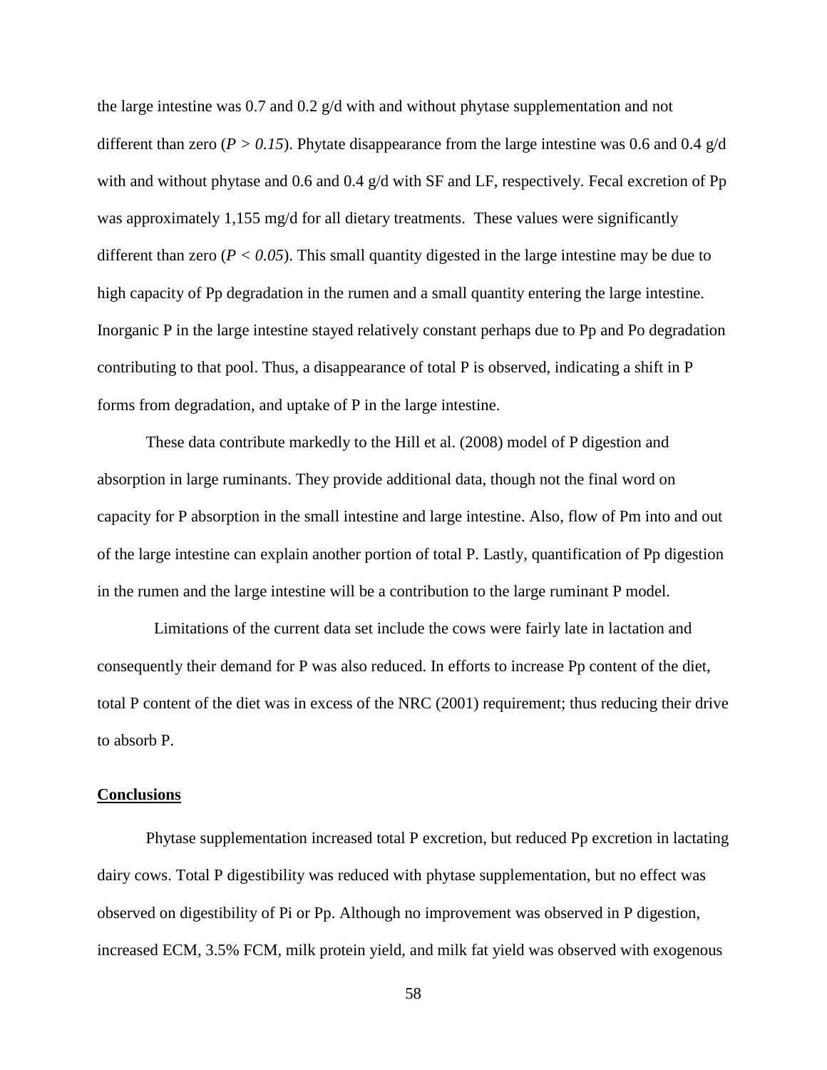the large intestine was 0.7 and 0.2 g/d with and without phytase supplementation and not different than zero ($P > 0.15$). Phytate disappearance from the large intestine was 0.6 and 0.4 g/d with and without phytase and 0.6 and 0.4 g/d with SF and LF, respectively. Fecal excretion of Pp was approximately 1,155 mg/d for all dietary treatments. These values were significantly different than zero ($P < 0.05$). This small quantity digested in the large intestine may be due to high capacity of Pp degradation in the rumen and a small quantity entering the large intestine. Inorganic P in the large intestine stayed relatively constant perhaps due to Pp and Po degradation contributing to that pool. Thus, a disappearance of total P is observed, indicating a shift in P forms from degradation, and uptake of P in the large intestine.

These data contribute markedly to the Hill et al. (2008) model of P digestion and absorption in large ruminants. They provide additional data, though not the final word on capacity for P absorption in the small intestine and large intestine. Also, flow of Pm into and out of the large intestine can explain another portion of total P. Lastly, quantification of Pp digestion in the rumen and the large intestine will be a contribution to the large ruminant P model.

Limitations of the current data set include the cows were fairly late in lactation and consequently their demand for P was also reduced. In efforts to increase Pp content of the diet, total P content of the diet was in excess of the NRC (2001) requirement; thus reducing their drive to absorb P.

## Conclusions

Phytase supplementation increased total P excretion, but reduced Pp excretion in lactating dairy cows. Total P digestibility was reduced with phytase supplementation, but no effect was observed on digestibility of Pi or Pp. Although no improvement was observed in P digestion, increased ECM, 3.5% FCM, milk protein yield, and milk fat yield was observed with exogenous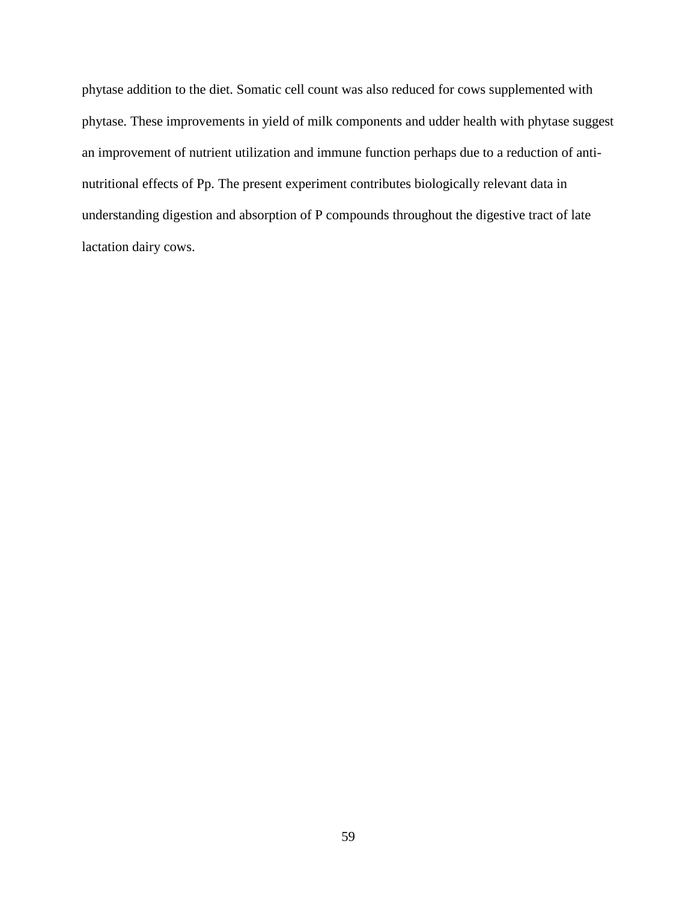phytase addition to the diet. Somatic cell count was also reduced for cows supplemented with phytase. These improvements in yield of milk components and udder health with phytase suggest an improvement of nutrient utilization and immune function perhaps due to a reduction of anti-nutritional effects of Pp. The present experiment contributes biologically relevant data in understanding digestion and absorption of P compounds throughout the digestive tract of late lactation dairy cows.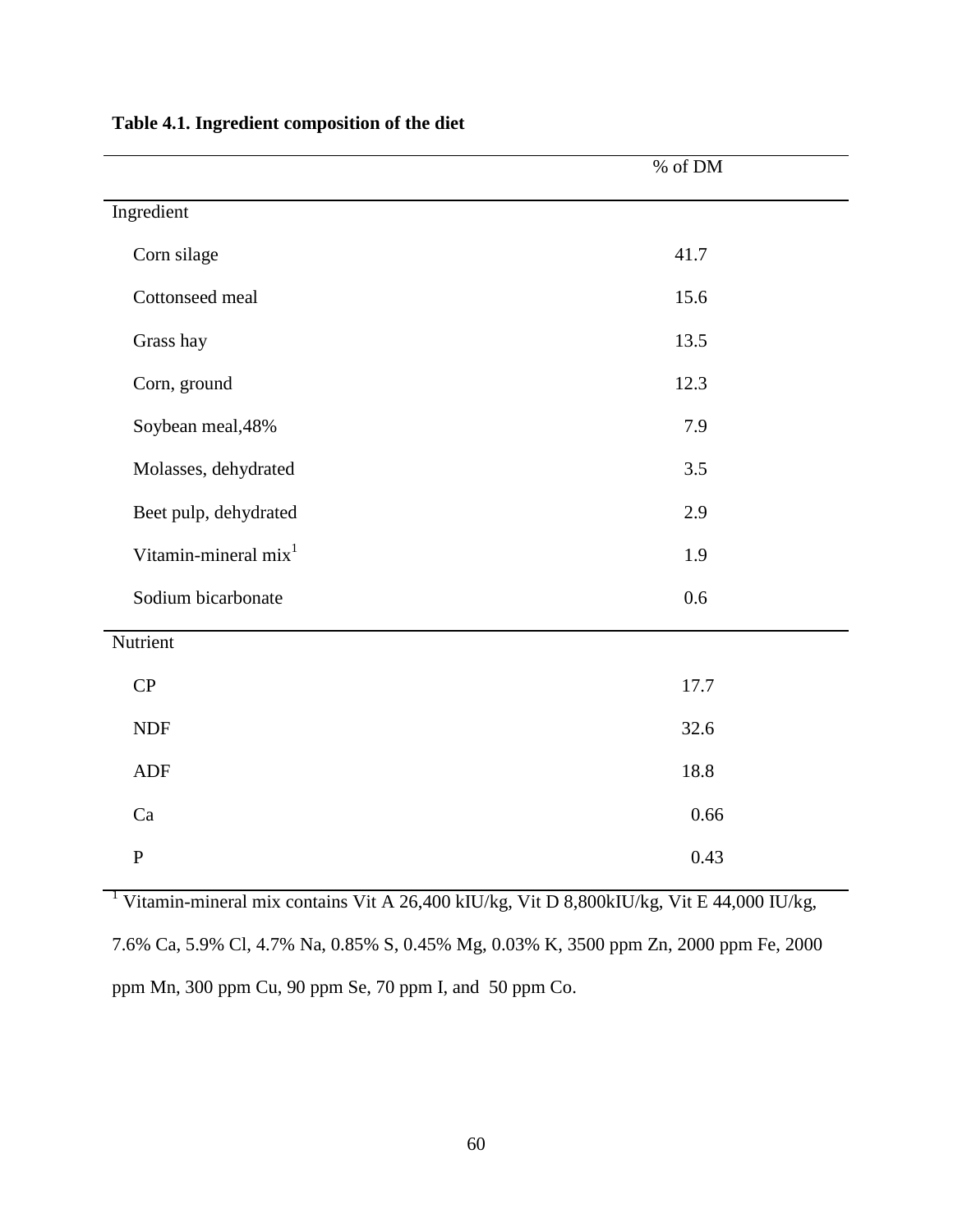**Table 4.1. Ingredient composition of the diet**

| | % of DM |
|---|---|
| Ingredient | |
| Corn silage | 41.7 |
| Cottonseed meal | 15.6 |
| Grass hay | 13.5 |
| Corn, ground | 12.3 |
| Soybean meal,48% | 7.9 |
| Molasses, dehydrated | 3.5 |
| Beet pulp, dehydrated | 2.9 |
| Vitamin-mineral mix[1] | 1.9 |
| Sodium bicarbonate | 0.6 |
| Nutrient | |
| CP | 17.7 |
| NDF | 32.6 |
| ADF | 18.8 |
| Ca | 0.66 |
| P | 0.43 |

[1] Vitamin-mineral mix contains Vit A 26,400 kIU/kg, Vit D 8,800kIU/kg, Vit E 44,000 IU/kg, 7.6% Ca, 5.9% Cl, 4.7% Na, 0.85% S, 0.45% Mg, 0.03% K, 3500 ppm Zn, 2000 ppm Fe, 2000 ppm Mn, 300 ppm Cu, 90 ppm Se, 70 ppm I, and 50 ppm Co.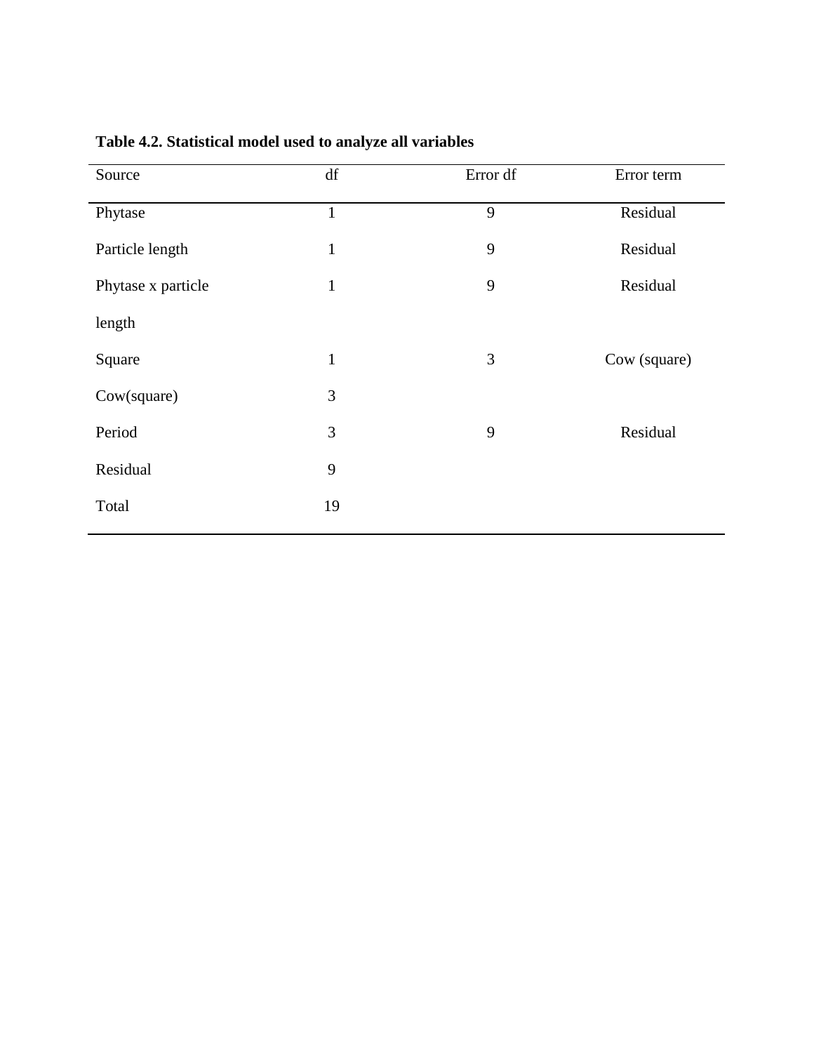**Table 4.2. Statistical model used to analyze all variables**

| Source | df | Error df | Error term |
|---|---|---|---|
| Phytase | 1 | 9 | Residual |
| Particle length | 1 | 9 | Residual |
| Phytase x particle length | 1 | 9 | Residual |
| Square | 1 | 3 | Cow (square) |
| Cow(square) | 3 | | |
| Period | 3 | 9 | Residual |
| Residual | 9 | | |
| Total | 19 | | |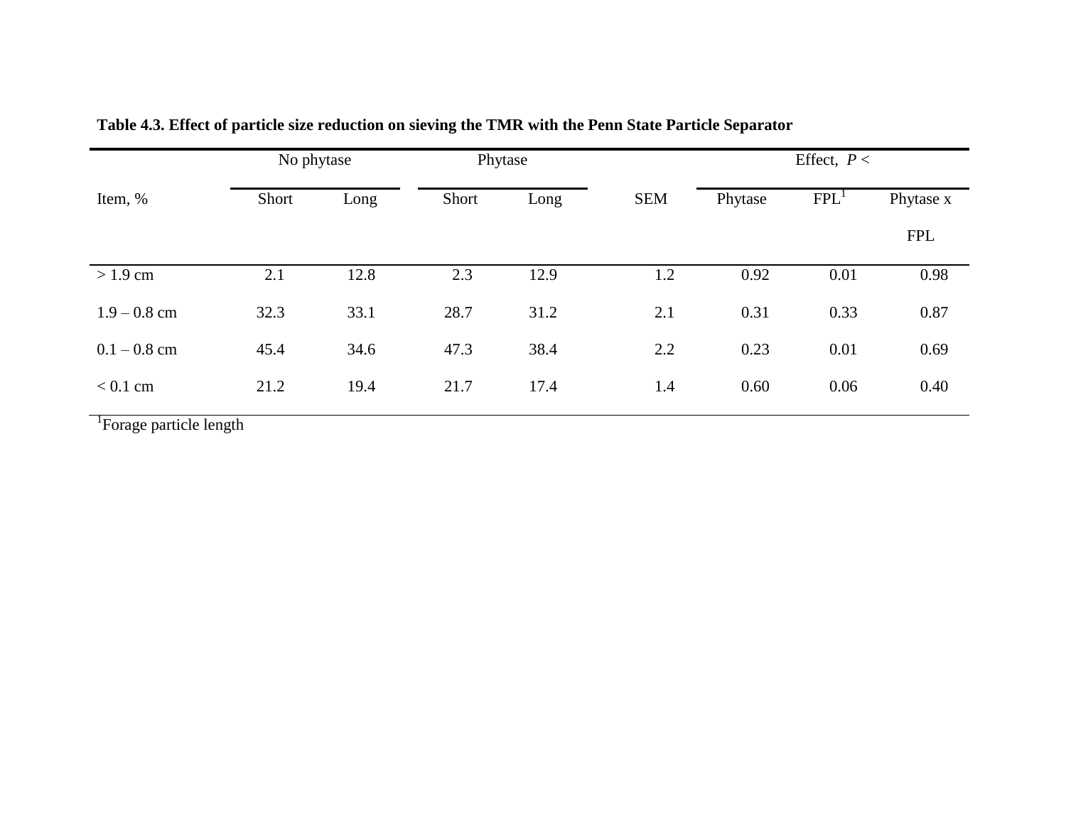**Table 4.3. Effect of particle size reduction on sieving the TMR with the Penn State Particle Separator**

| | No phytase | | Phytase | | | Effect, $P <$ | | |
|---|---|---|---|---|---|---|---|---|
| Item, % | Short | Long | Short | Long | SEM | Phytase | FPL[1] | Phytase x FPL |
| > 1.9 cm | 2.1 | 12.8 | 2.3 | 12.9 | 1.2 | 0.92 | 0.01 | 0.98 |
| 1.9 – 0.8 cm | 32.3 | 33.1 | 28.7 | 31.2 | 2.1 | 0.31 | 0.33 | 0.87 |
| 0.1 – 0.8 cm | 45.4 | 34.6 | 47.3 | 38.4 | 2.2 | 0.23 | 0.01 | 0.69 |
| < 0.1 cm | 21.2 | 19.4 | 21.7 | 17.4 | 1.4 | 0.60 | 0.06 | 0.40 |

[1]Forage particle length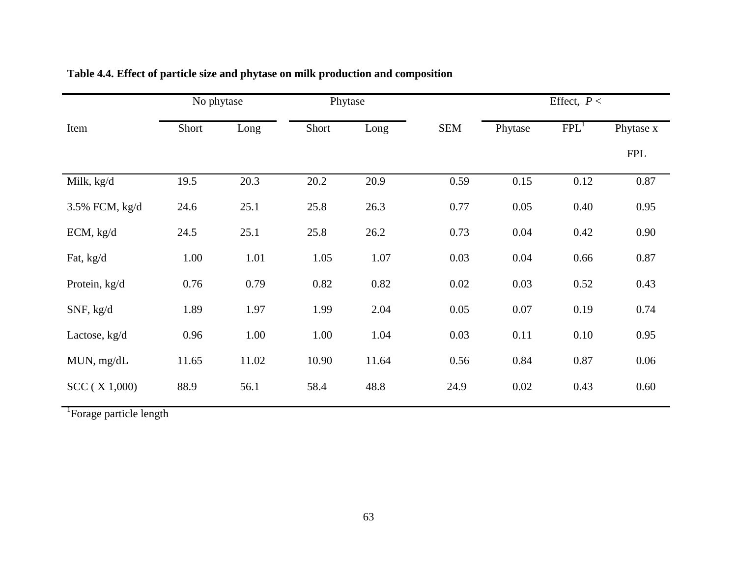**Table 4.4. Effect of particle size and phytase on milk production and composition**

| Item | No phytase | | Phytase | | SEM | Effect, $P <$ | | |
|---|---|---|---|---|---|---|---|---|
| | Short | Long | Short | Long | | Phytase | FPL[1] | Phytase x FPL |
| Milk, kg/d | 19.5 | 20.3 | 20.2 | 20.9 | 0.59 | 0.15 | 0.12 | 0.87 |
| 3.5% FCM, kg/d | 24.6 | 25.1 | 25.8 | 26.3 | 0.77 | 0.05 | 0.40 | 0.95 |
| ECM, kg/d | 24.5 | 25.1 | 25.8 | 26.2 | 0.73 | 0.04 | 0.42 | 0.90 |
| Fat, kg/d | 1.00 | 1.01 | 1.05 | 1.07 | 0.03 | 0.04 | 0.66 | 0.87 |
| Protein, kg/d | 0.76 | 0.79 | 0.82 | 0.82 | 0.02 | 0.03 | 0.52 | 0.43 |
| SNF, kg/d | 1.89 | 1.97 | 1.99 | 2.04 | 0.05 | 0.07 | 0.19 | 0.74 |
| Lactose, kg/d | 0.96 | 1.00 | 1.00 | 1.04 | 0.03 | 0.11 | 0.10 | 0.95 |
| MUN, mg/dL | 11.65 | 11.02 | 10.90 | 11.64 | 0.56 | 0.84 | 0.87 | 0.06 |
| SCC ( X 1,000) | 88.9 | 56.1 | 58.4 | 48.8 | 24.9 | 0.02 | 0.43 | 0.60 |

[1]Forage particle length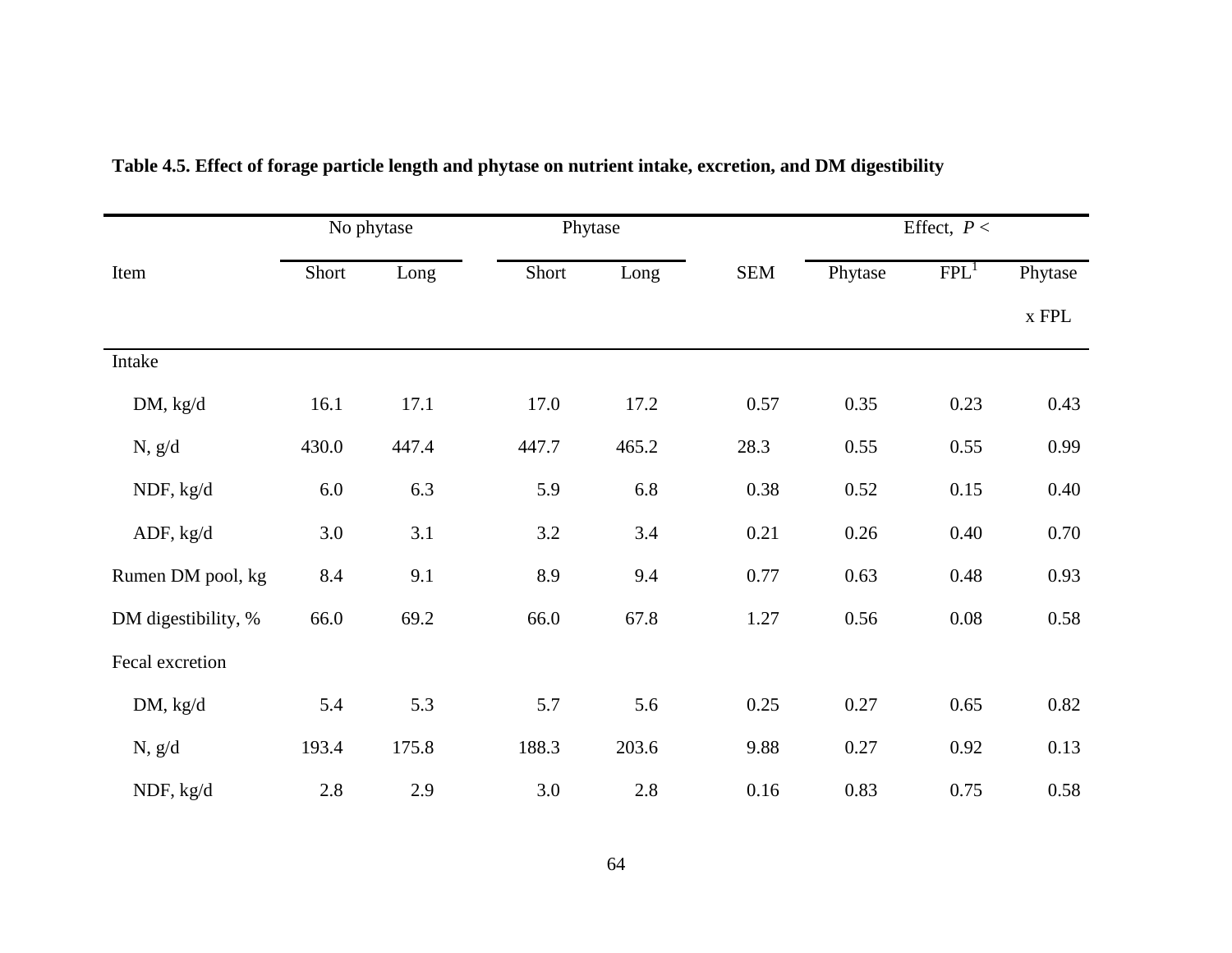**Table 4.5. Effect of forage particle length and phytase on nutrient intake, excretion, and DM digestibility**

| Item | No phytase | | Phytase | | SEM | Effect, $P <$ | | |
|---|---|---|---|---|---|---|---|---|
| | Short | Long | Short | Long | | Phytase | FPL[1] | Phytase x FPL |
| Intake | | | | | | | | |
| DM, kg/d | 16.1 | 17.1 | 17.0 | 17.2 | 0.57 | 0.35 | 0.23 | 0.43 |
| N, g/d | 430.0 | 447.4 | 447.7 | 465.2 | 28.3 | 0.55 | 0.55 | 0.99 |
| NDF, kg/d | 6.0 | 6.3 | 5.9 | 6.8 | 0.38 | 0.52 | 0.15 | 0.40 |
| ADF, kg/d | 3.0 | 3.1 | 3.2 | 3.4 | 0.21 | 0.26 | 0.40 | 0.70 |
| Rumen DM pool, kg | 8.4 | 9.1 | 8.9 | 9.4 | 0.77 | 0.63 | 0.48 | 0.93 |
| DM digestibility, % | 66.0 | 69.2 | 66.0 | 67.8 | 1.27 | 0.56 | 0.08 | 0.58 |
| Fecal excretion | | | | | | | | |
| DM, kg/d | 5.4 | 5.3 | 5.7 | 5.6 | 0.25 | 0.27 | 0.65 | 0.82 |
| N, g/d | 193.4 | 175.8 | 188.3 | 203.6 | 9.88 | 0.27 | 0.92 | 0.13 |
| NDF, kg/d | 2.8 | 2.9 | 3.0 | 2.8 | 0.16 | 0.83 | 0.75 | 0.58 |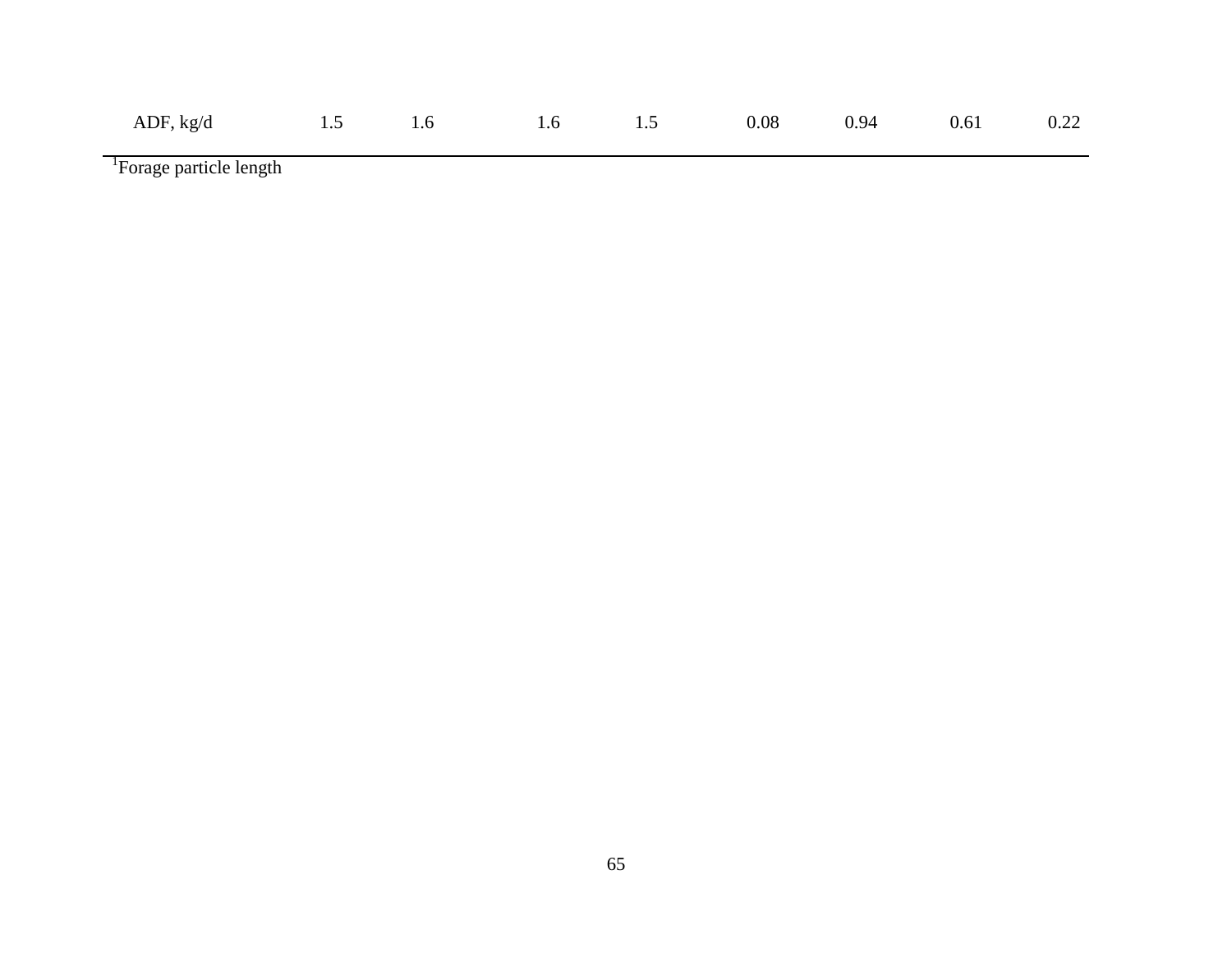| | | | | | | | | |
|---|---|---|---|---|---|---|---|---|
| ADF, kg/d | 1.5 | 1.6 | 1.6 | 1.5 | 0.08 | 0.94 | 0.61 | 0.22 |

[1]Forage particle length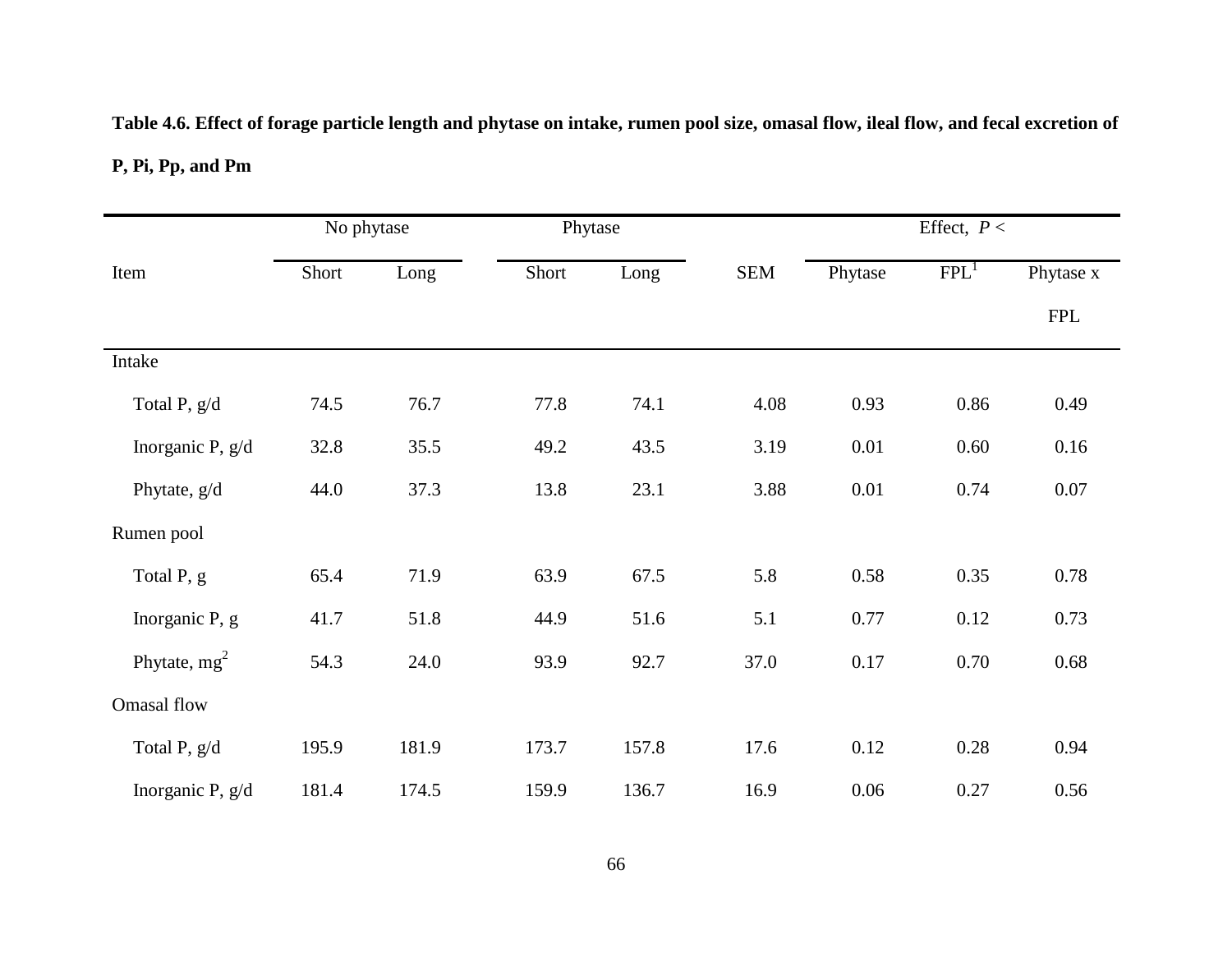**Table 4.6. Effect of forage particle length and phytase on intake, rumen pool size, omasal flow, ileal flow, and fecal excretion of P, Pi, Pp, and Pm**

| | No phytase | | Phytase | | | Effect, *P* < | | |
|---|---|---|---|---|---|---|---|---|
| Item | Short | Long | Short | Long | SEM | Phytase | FPL[1] | Phytase x FPL |
| Intake | | | | | | | | |
| Total P, g/d | 74.5 | 76.7 | 77.8 | 74.1 | 4.08 | 0.93 | 0.86 | 0.49 |
| Inorganic P, g/d | 32.8 | 35.5 | 49.2 | 43.5 | 3.19 | 0.01 | 0.60 | 0.16 |
| Phytate, g/d | 44.0 | 37.3 | 13.8 | 23.1 | 3.88 | 0.01 | 0.74 | 0.07 |
| Rumen pool | | | | | | | | |
| Total P, g | 65.4 | 71.9 | 63.9 | 67.5 | 5.8 | 0.58 | 0.35 | 0.78 |
| Inorganic P, g | 41.7 | 51.8 | 44.9 | 51.6 | 5.1 | 0.77 | 0.12 | 0.73 |
| Phytate, mg[2] | 54.3 | 24.0 | 93.9 | 92.7 | 37.0 | 0.17 | 0.70 | 0.68 |
| Omasal flow | | | | | | | | |
| Total P, g/d | 195.9 | 181.9 | 173.7 | 157.8 | 17.6 | 0.12 | 0.28 | 0.94 |
| Inorganic P, g/d | 181.4 | 174.5 | 159.9 | 136.7 | 16.9 | 0.06 | 0.27 | 0.56 |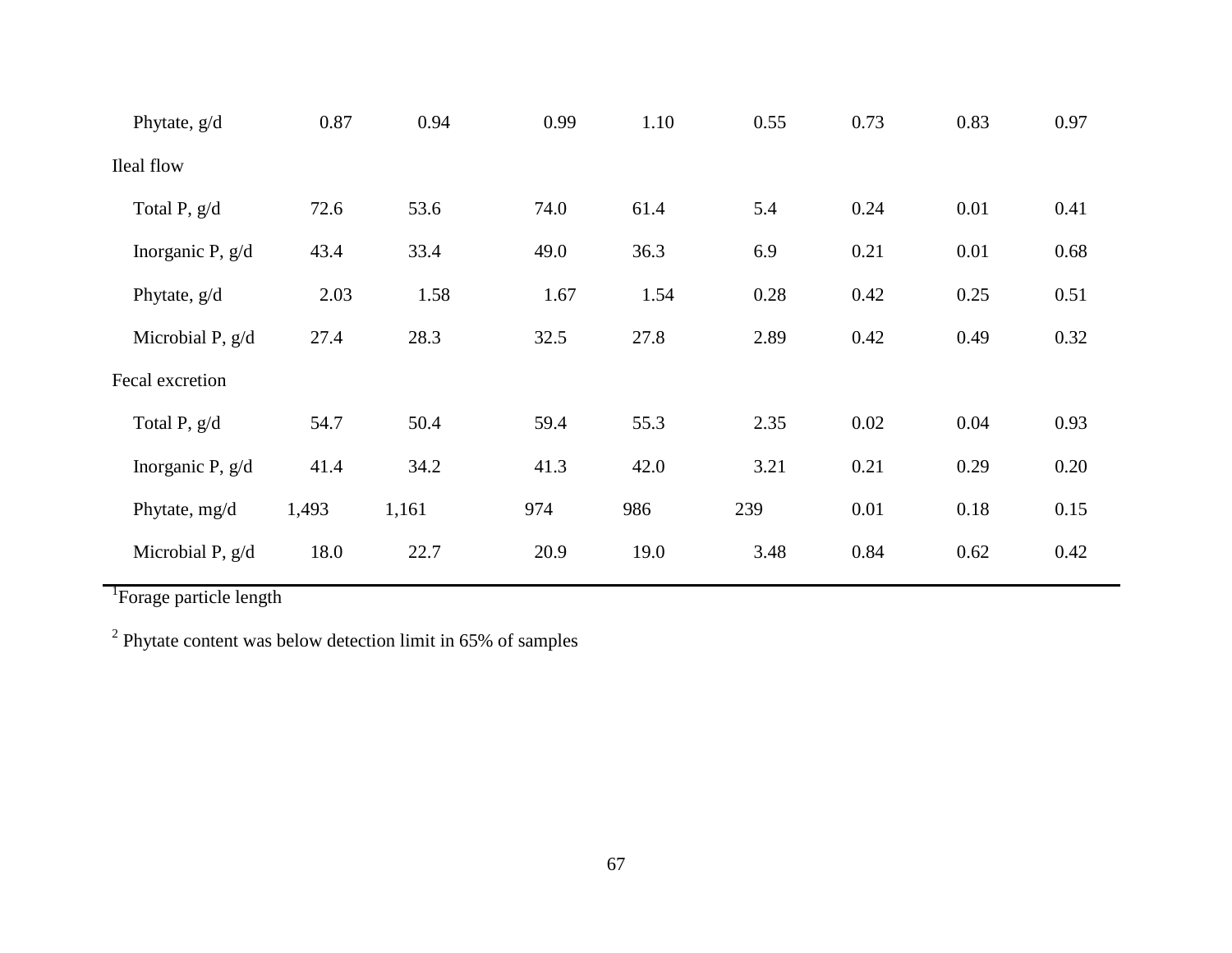| | | | | | | | | |
|---|---|---|---|---|---|---|---|---|
| Phytate, g/d | 0.87 | 0.94 | 0.99 | 1.10 | 0.55 | 0.73 | 0.83 | 0.97 |
| Ileal flow | | | | | | | | |
| Total P, g/d | 72.6 | 53.6 | 74.0 | 61.4 | 5.4 | 0.24 | 0.01 | 0.41 |
| Inorganic P, g/d | 43.4 | 33.4 | 49.0 | 36.3 | 6.9 | 0.21 | 0.01 | 0.68 |
| Phytate, g/d | 2.03 | 1.58 | 1.67 | 1.54 | 0.28 | 0.42 | 0.25 | 0.51 |
| Microbial P, g/d | 27.4 | 28.3 | 32.5 | 27.8 | 2.89 | 0.42 | 0.49 | 0.32 |
| Fecal excretion | | | | | | | | |
| Total P, g/d | 54.7 | 50.4 | 59.4 | 55.3 | 2.35 | 0.02 | 0.04 | 0.93 |
| Inorganic P, g/d | 41.4 | 34.2 | 41.3 | 42.0 | 3.21 | 0.21 | 0.29 | 0.20 |
| Phytate, mg/d | 1,493 | 1,161 | 974 | 986 | 239 | 0.01 | 0.18 | 0.15 |
| Microbial P, g/d | 18.0 | 22.7 | 20.9 | 19.0 | 3.48 | 0.84 | 0.62 | 0.42 |

[1]Forage particle length

[2] Phytate content was below detection limit in 65% of samples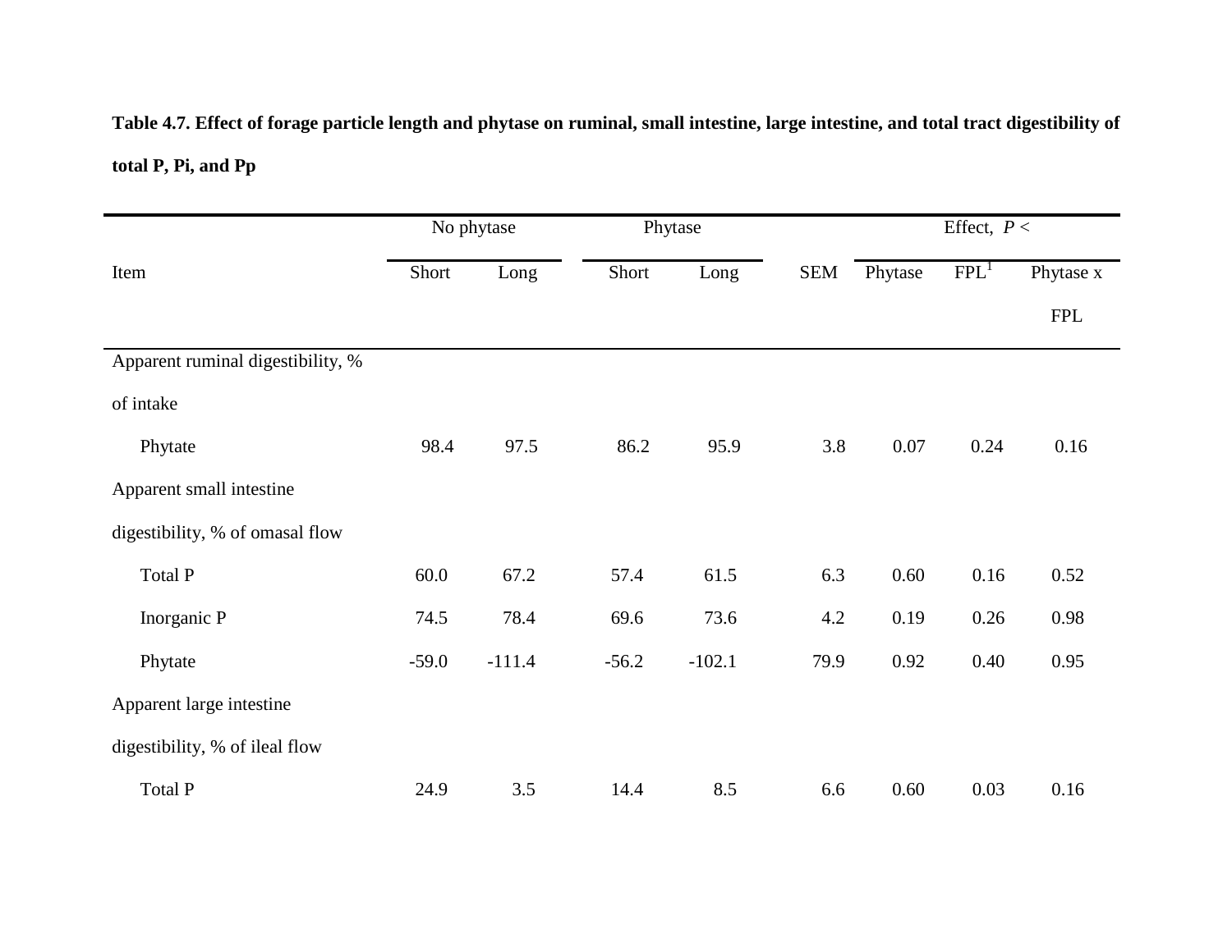**Table 4.7. Effect of forage particle length and phytase on ruminal, small intestine, large intestine, and total tract digestibility of total P, Pi, and Pp**

| | No phytase | | Phytase | | | Effect, $P <$ | | |
|---|---|---|---|---|---|---|---|---|
| Item | Short | Long | Short | Long | SEM | Phytase | FPL[1] | Phytase x FPL |
| Apparent ruminal digestibility, % of intake | | | | | | | | |
| Phytate | 98.4 | 97.5 | 86.2 | 95.9 | 3.8 | 0.07 | 0.24 | 0.16 |
| Apparent small intestine digestibility, % of omasal flow | | | | | | | | |
| Total P | 60.0 | 67.2 | 57.4 | 61.5 | 6.3 | 0.60 | 0.16 | 0.52 |
| Inorganic P | 74.5 | 78.4 | 69.6 | 73.6 | 4.2 | 0.19 | 0.26 | 0.98 |
| Phytate | -59.0 | -111.4 | -56.2 | -102.1 | 79.9 | 0.92 | 0.40 | 0.95 |
| Apparent large intestine digestibility, % of ileal flow | | | | | | | | |
| Total P | 24.9 | 3.5 | 14.4 | 8.5 | 6.6 | 0.60 | 0.03 | 0.16 |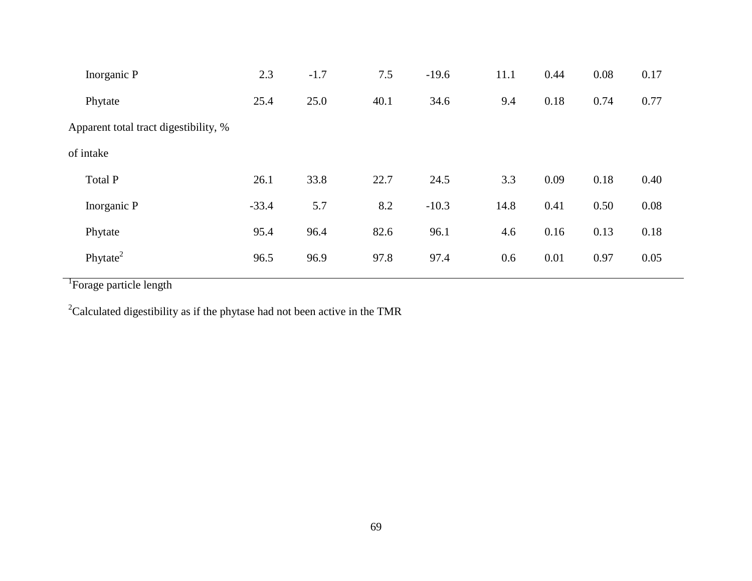| | | | | | | | | |
|---|---|---|---|---|---|---|---|---|
| Inorganic P | 2.3 | -1.7 | 7.5 | -19.6 | 11.1 | 0.44 | 0.08 | 0.17 |
| Phytate | 25.4 | 25.0 | 40.1 | 34.6 | 9.4 | 0.18 | 0.74 | 0.77 |
| Apparent total tract digestibility, % of intake | | | | | | | | |
| Total P | 26.1 | 33.8 | 22.7 | 24.5 | 3.3 | 0.09 | 0.18 | 0.40 |
| Inorganic P | -33.4 | 5.7 | 8.2 | -10.3 | 14.8 | 0.41 | 0.50 | 0.08 |
| Phytate | 95.4 | 96.4 | 82.6 | 96.1 | 4.6 | 0.16 | 0.13 | 0.18 |
| Phytate[2] | 96.5 | 96.9 | 97.8 | 97.4 | 0.6 | 0.01 | 0.97 | 0.05 |

[1]Forage particle length

[2]Calculated digestibility as if the phytase had not been active in the TMR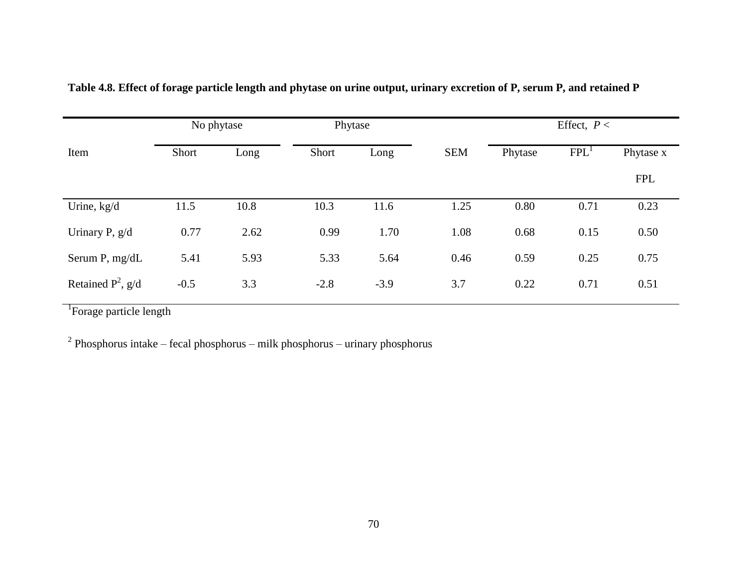**Table 4.8. Effect of forage particle length and phytase on urine output, urinary excretion of P, serum P, and retained P**

| | No phytase | | Phytase | | | Effect, $P <$ | | |
|---|---|---|---|---|---|---|---|---|
| Item | Short | Long | Short | Long | SEM | Phytase | FPL[1] | Phytase x FPL |
| Urine, kg/d | 11.5 | 10.8 | 10.3 | 11.6 | 1.25 | 0.80 | 0.71 | 0.23 |
| Urinary P, g/d | 0.77 | 2.62 | 0.99 | 1.70 | 1.08 | 0.68 | 0.15 | 0.50 |
| Serum P, mg/dL | 5.41 | 5.93 | 5.33 | 5.64 | 0.46 | 0.59 | 0.25 | 0.75 |
| Retained P[2], g/d | -0.5 | 3.3 | -2.8 | -3.9 | 3.7 | 0.22 | 0.71 | 0.51 |

[1]Forage particle length

[2] Phosphorus intake – fecal phosphorus – milk phosphorus – urinary phosphorus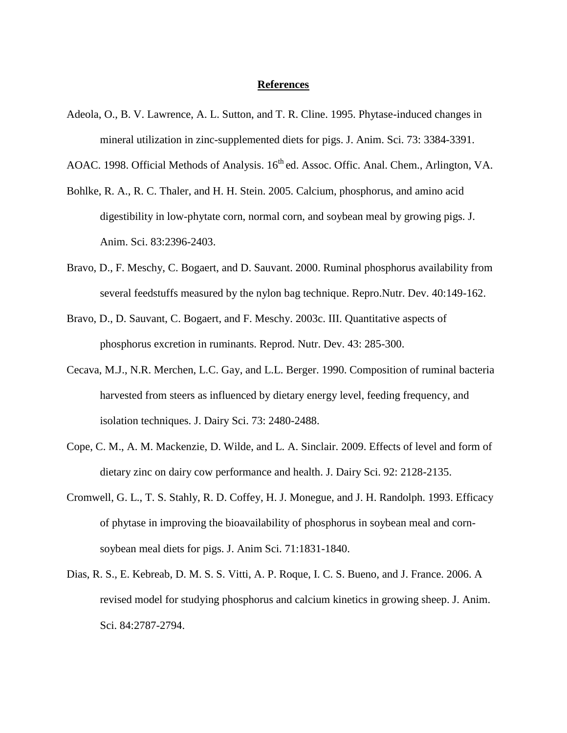## References

Adeola, O., B. V. Lawrence, A. L. Sutton, and T. R. Cline. 1995. Phytase-induced changes in mineral utilization in zinc-supplemented diets for pigs. J. Anim. Sci. 73: 3384-3391.

AOAC. 1998. Official Methods of Analysis. 16th ed. Assoc. Offic. Anal. Chem., Arlington, VA.

Bohlke, R. A., R. C. Thaler, and H. H. Stein. 2005. Calcium, phosphorus, and amino acid digestibility in low-phytate corn, normal corn, and soybean meal by growing pigs. J. Anim. Sci. 83:2396-2403.

Bravo, D., F. Meschy, C. Bogaert, and D. Sauvant. 2000. Ruminal phosphorus availability from several feedstuffs measured by the nylon bag technique. Repro.Nutr. Dev. 40:149-162.

Bravo, D., D. Sauvant, C. Bogaert, and F. Meschy. 2003c. III. Quantitative aspects of phosphorus excretion in ruminants. Reprod. Nutr. Dev. 43: 285-300.

Cecava, M.J., N.R. Merchen, L.C. Gay, and L.L. Berger. 1990. Composition of ruminal bacteria harvested from steers as influenced by dietary energy level, feeding frequency, and isolation techniques. J. Dairy Sci. 73: 2480-2488.

Cope, C. M., A. M. Mackenzie, D. Wilde, and L. A. Sinclair. 2009. Effects of level and form of dietary zinc on dairy cow performance and health. J. Dairy Sci. 92: 2128-2135.

Cromwell, G. L., T. S. Stahly, R. D. Coffey, H. J. Monegue, and J. H. Randolph. 1993. Efficacy of phytase in improving the bioavailability of phosphorus in soybean meal and corn-soybean meal diets for pigs. J. Anim Sci. 71:1831-1840.

Dias, R. S., E. Kebreab, D. M. S. S. Vitti, A. P. Roque, I. C. S. Bueno, and J. France. 2006. A revised model for studying phosphorus and calcium kinetics in growing sheep. J. Anim. Sci. 84:2787-2794.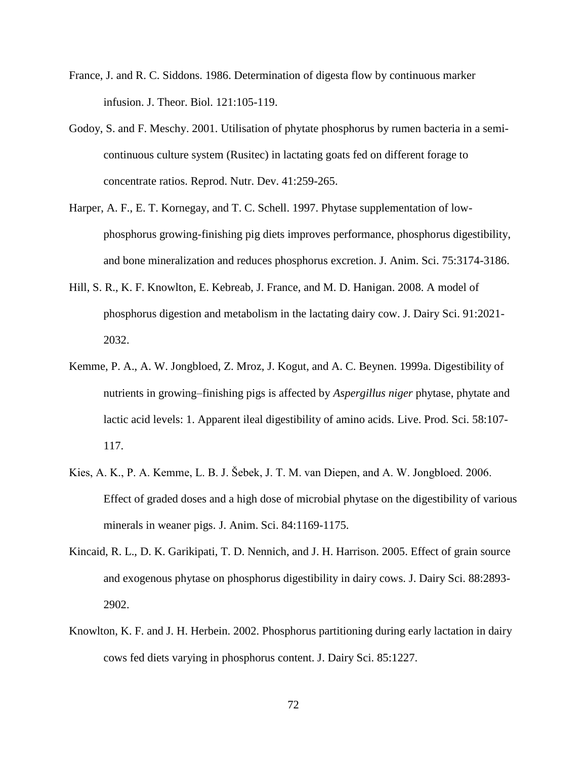France, J. and R. C. Siddons. 1986. Determination of digesta flow by continuous marker infusion. J. Theor. Biol. 121:105-119.

Godoy, S. and F. Meschy. 2001. Utilisation of phytate phosphorus by rumen bacteria in a semi-continuous culture system (Rusitec) in lactating goats fed on different forage to concentrate ratios. Reprod. Nutr. Dev. 41:259-265.

Harper, A. F., E. T. Kornegay, and T. C. Schell. 1997. Phytase supplementation of low-phosphorus growing-finishing pig diets improves performance, phosphorus digestibility, and bone mineralization and reduces phosphorus excretion. J. Anim. Sci. 75:3174-3186.

Hill, S. R., K. F. Knowlton, E. Kebreab, J. France, and M. D. Hanigan. 2008. A model of phosphorus digestion and metabolism in the lactating dairy cow. J. Dairy Sci. 91:2021-2032.

Kemme, P. A., A. W. Jongbloed, Z. Mroz, J. Kogut, and A. C. Beynen. 1999a. Digestibility of nutrients in growing–finishing pigs is affected by *Aspergillus niger* phytase, phytate and lactic acid levels: 1. Apparent ileal digestibility of amino acids. Live. Prod. Sci. 58:107-117.

Kies, A. K., P. A. Kemme, L. B. J. Šebek, J. T. M. van Diepen, and A. W. Jongbloed. 2006. Effect of graded doses and a high dose of microbial phytase on the digestibility of various minerals in weaner pigs. J. Anim. Sci. 84:1169-1175.

Kincaid, R. L., D. K. Garikipati, T. D. Nennich, and J. H. Harrison. 2005. Effect of grain source and exogenous phytase on phosphorus digestibility in dairy cows. J. Dairy Sci. 88:2893-2902.

Knowlton, K. F. and J. H. Herbein. 2002. Phosphorus partitioning during early lactation in dairy cows fed diets varying in phosphorus content. J. Dairy Sci. 85:1227.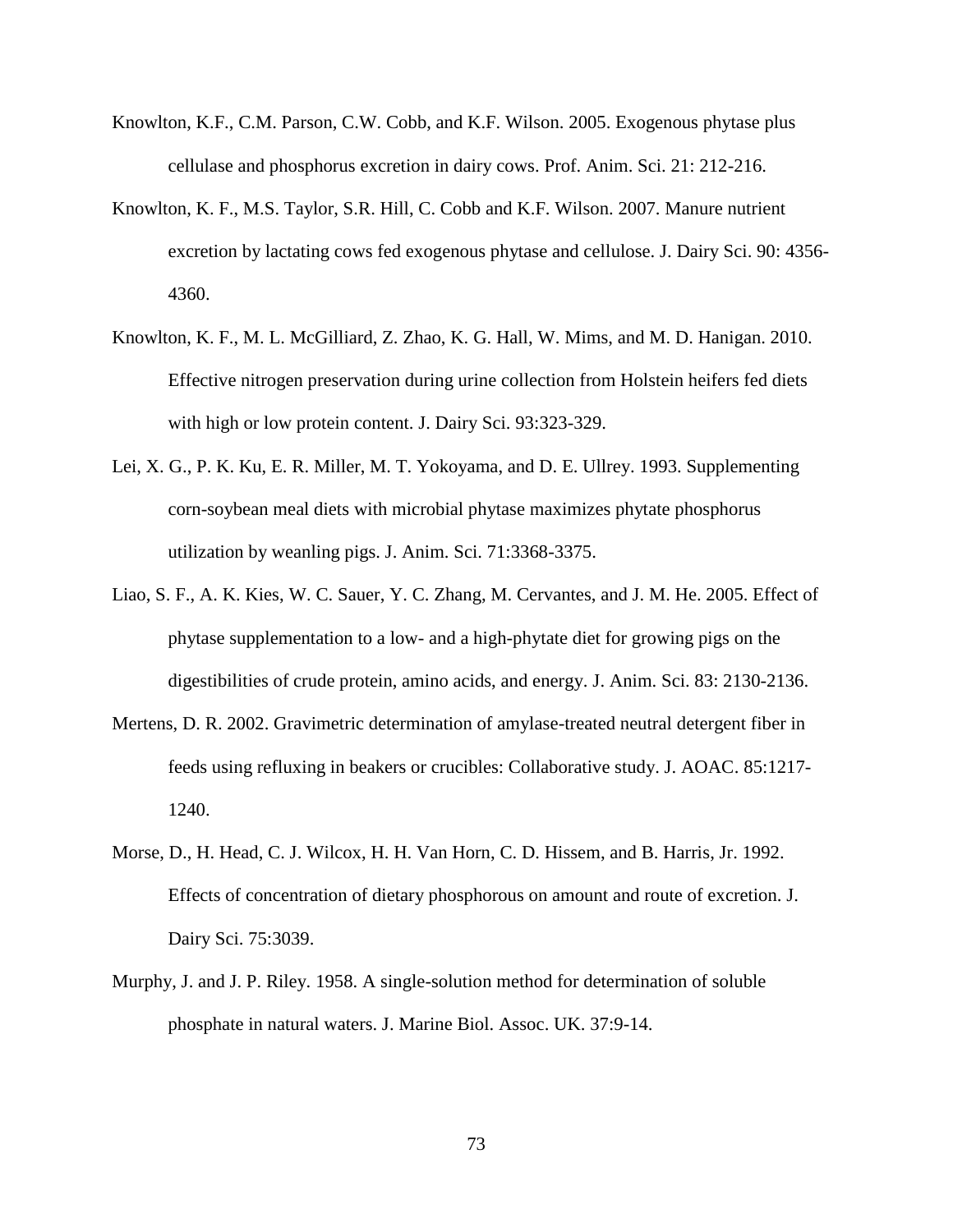Knowlton, K.F., C.M. Parson, C.W. Cobb, and K.F. Wilson. 2005. Exogenous phytase plus cellulase and phosphorus excretion in dairy cows. Prof. Anim. Sci. 21: 212-216.

Knowlton, K. F., M.S. Taylor, S.R. Hill, C. Cobb and K.F. Wilson. 2007. Manure nutrient excretion by lactating cows fed exogenous phytase and cellulose. J. Dairy Sci. 90: 4356-4360.

Knowlton, K. F., M. L. McGilliard, Z. Zhao, K. G. Hall, W. Mims, and M. D. Hanigan. 2010. Effective nitrogen preservation during urine collection from Holstein heifers fed diets with high or low protein content. J. Dairy Sci. 93:323-329.

Lei, X. G., P. K. Ku, E. R. Miller, M. T. Yokoyama, and D. E. Ullrey. 1993. Supplementing corn-soybean meal diets with microbial phytase maximizes phytate phosphorus utilization by weanling pigs. J. Anim. Sci. 71:3368-3375.

Liao, S. F., A. K. Kies, W. C. Sauer, Y. C. Zhang, M. Cervantes, and J. M. He. 2005. Effect of phytase supplementation to a low- and a high-phytate diet for growing pigs on the digestibilities of crude protein, amino acids, and energy. J. Anim. Sci. 83: 2130-2136.

Mertens, D. R. 2002. Gravimetric determination of amylase-treated neutral detergent fiber in feeds using refluxing in beakers or crucibles: Collaborative study. J. AOAC. 85:1217-1240.

Morse, D., H. Head, C. J. Wilcox, H. H. Van Horn, C. D. Hissem, and B. Harris, Jr. 1992. Effects of concentration of dietary phosphorous on amount and route of excretion. J. Dairy Sci. 75:3039.

Murphy, J. and J. P. Riley. 1958. A single-solution method for determination of soluble phosphate in natural waters. J. Marine Biol. Assoc. UK. 37:9-14.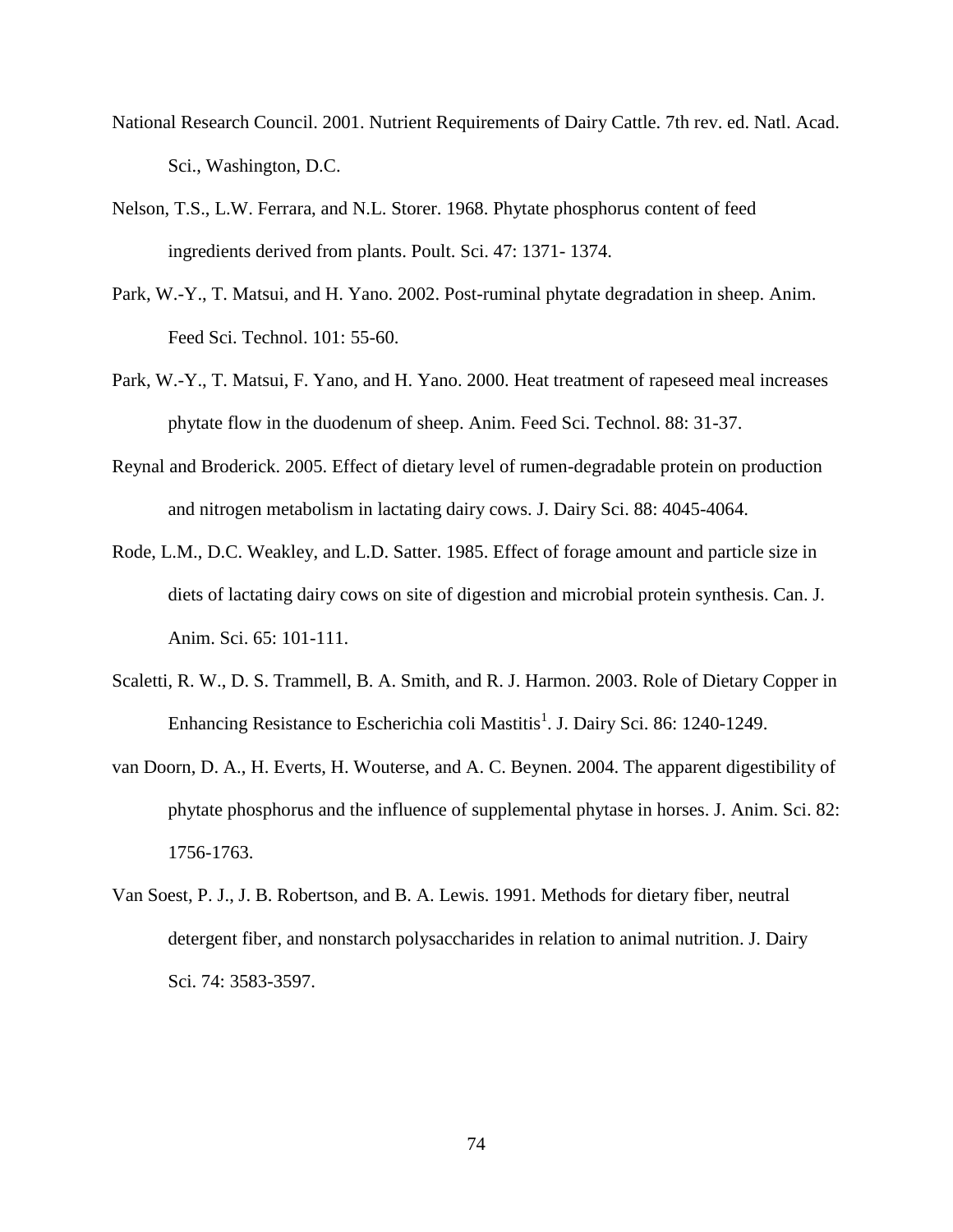National Research Council. 2001. Nutrient Requirements of Dairy Cattle. 7th rev. ed. Natl. Acad. Sci., Washington, D.C.

Nelson, T.S., L.W. Ferrara, and N.L. Storer. 1968. Phytate phosphorus content of feed ingredients derived from plants. Poult. Sci. 47: 1371- 1374.

Park, W.-Y., T. Matsui, and H. Yano. 2002. Post-ruminal phytate degradation in sheep. Anim. Feed Sci. Technol. 101: 55-60.

Park, W.-Y., T. Matsui, F. Yano, and H. Yano. 2000. Heat treatment of rapeseed meal increases phytate flow in the duodenum of sheep. Anim. Feed Sci. Technol. 88: 31-37.

Reynal and Broderick. 2005. Effect of dietary level of rumen-degradable protein on production and nitrogen metabolism in lactating dairy cows. J. Dairy Sci. 88: 4045-4064.

Rode, L.M., D.C. Weakley, and L.D. Satter. 1985. Effect of forage amount and particle size in diets of lactating dairy cows on site of digestion and microbial protein synthesis. Can. J. Anim. Sci. 65: 101-111.

Scaletti, R. W., D. S. Trammell, B. A. Smith, and R. J. Harmon. 2003. Role of Dietary Copper in Enhancing Resistance to Escherichia coli Mastitis[1]. J. Dairy Sci. 86: 1240-1249.

van Doorn, D. A., H. Everts, H. Wouterse, and A. C. Beynen. 2004. The apparent digestibility of phytate phosphorus and the influence of supplemental phytase in horses. J. Anim. Sci. 82: 1756-1763.

Van Soest, P. J., J. B. Robertson, and B. A. Lewis. 1991. Methods for dietary fiber, neutral detergent fiber, and nonstarch polysaccharides in relation to animal nutrition. J. Dairy Sci. 74: 3583-3597.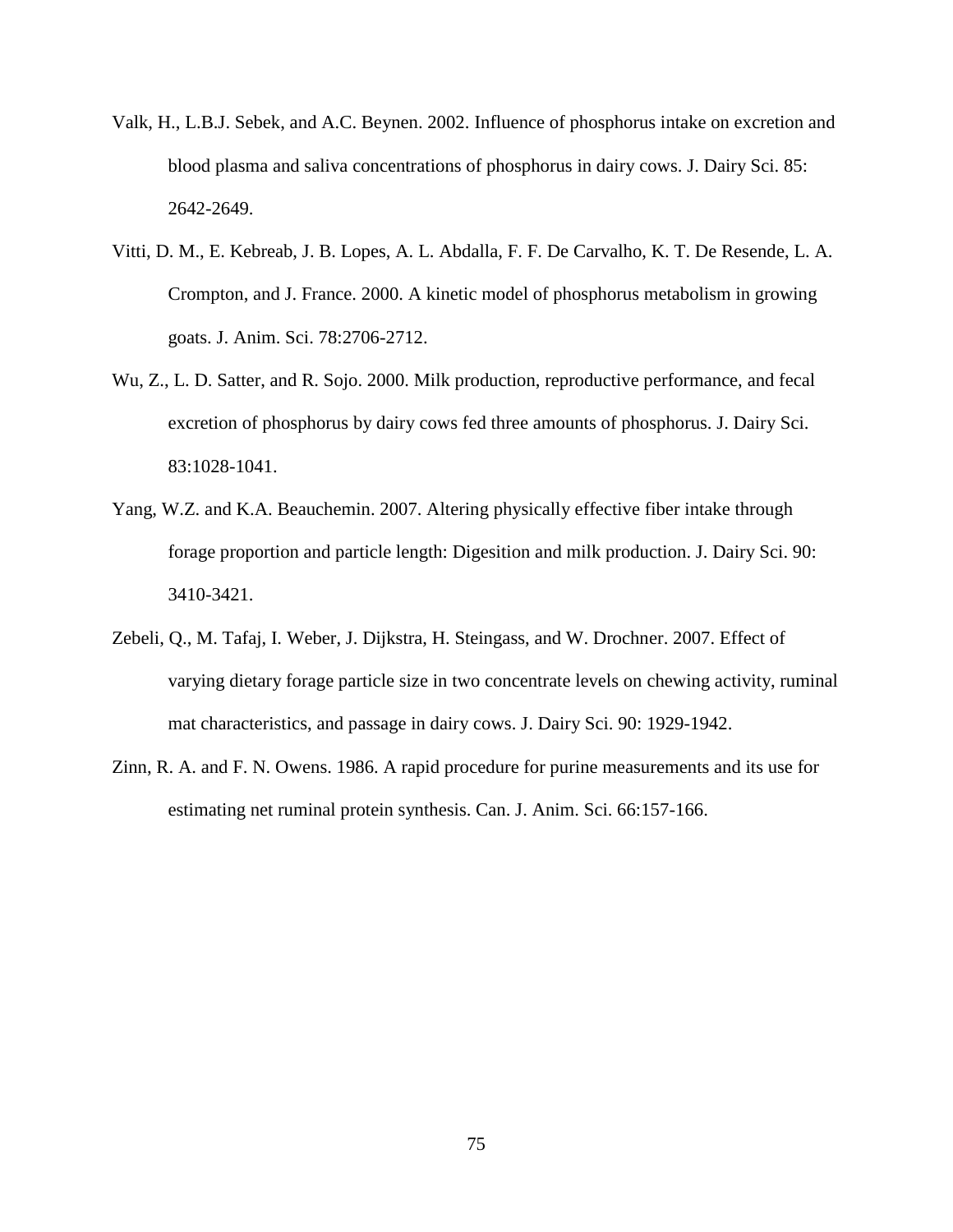Valk, H., L.B.J. Sebek, and A.C. Beynen. 2002. Influence of phosphorus intake on excretion and blood plasma and saliva concentrations of phosphorus in dairy cows. J. Dairy Sci. 85: 2642-2649.

Vitti, D. M., E. Kebreab, J. B. Lopes, A. L. Abdalla, F. F. De Carvalho, K. T. De Resende, L. A. Crompton, and J. France. 2000. A kinetic model of phosphorus metabolism in growing goats. J. Anim. Sci. 78:2706-2712.

Wu, Z., L. D. Satter, and R. Sojo. 2000. Milk production, reproductive performance, and fecal excretion of phosphorus by dairy cows fed three amounts of phosphorus. J. Dairy Sci. 83:1028-1041.

Yang, W.Z. and K.A. Beauchemin. 2007. Altering physically effective fiber intake through forage proportion and particle length: Digesition and milk production. J. Dairy Sci. 90: 3410-3421.

Zebeli, Q., M. Tafaj, I. Weber, J. Dijkstra, H. Steingass, and W. Drochner. 2007. Effect of varying dietary forage particle size in two concentrate levels on chewing activity, ruminal mat characteristics, and passage in dairy cows. J. Dairy Sci. 90: 1929-1942.

Zinn, R. A. and F. N. Owens. 1986. A rapid procedure for purine measurements and its use for estimating net ruminal protein synthesis. Can. J. Anim. Sci. 66:157-166.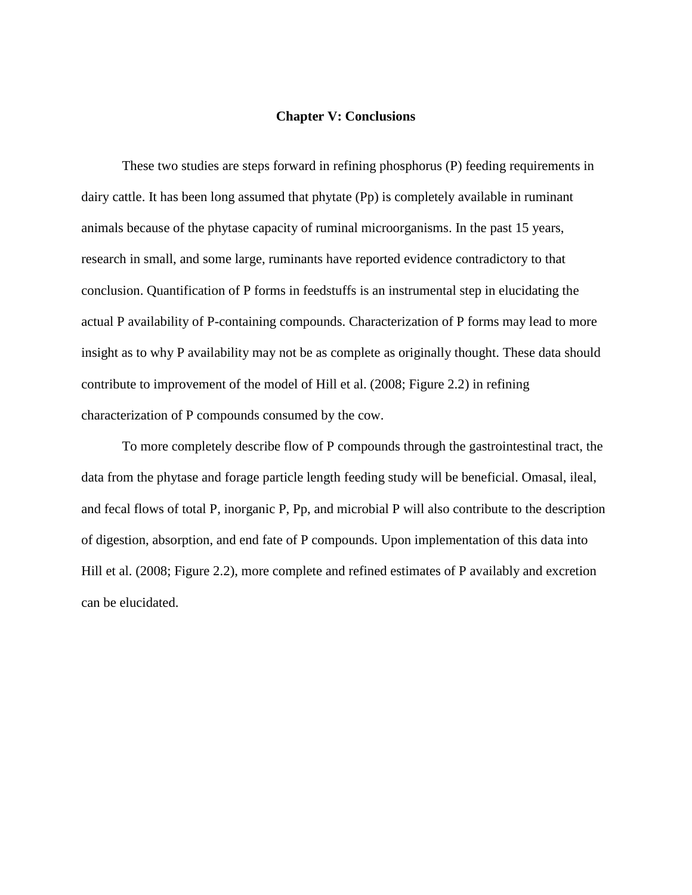# Chapter V: Conclusions

These two studies are steps forward in refining phosphorus (P) feeding requirements in dairy cattle. It has been long assumed that phytate (Pp) is completely available in ruminant animals because of the phytase capacity of ruminal microorganisms. In the past 15 years, research in small, and some large, ruminants have reported evidence contradictory to that conclusion. Quantification of P forms in feedstuffs is an instrumental step in elucidating the actual P availability of P-containing compounds. Characterization of P forms may lead to more insight as to why P availability may not be as complete as originally thought. These data should contribute to improvement of the model of Hill et al. (2008; Figure 2.2) in refining characterization of P compounds consumed by the cow.

To more completely describe flow of P compounds through the gastrointestinal tract, the data from the phytase and forage particle length feeding study will be beneficial. Omasal, ileal, and fecal flows of total P, inorganic P, Pp, and microbial P will also contribute to the description of digestion, absorption, and end fate of P compounds. Upon implementation of this data into Hill et al. (2008; Figure 2.2), more complete and refined estimates of P availably and excretion can be elucidated.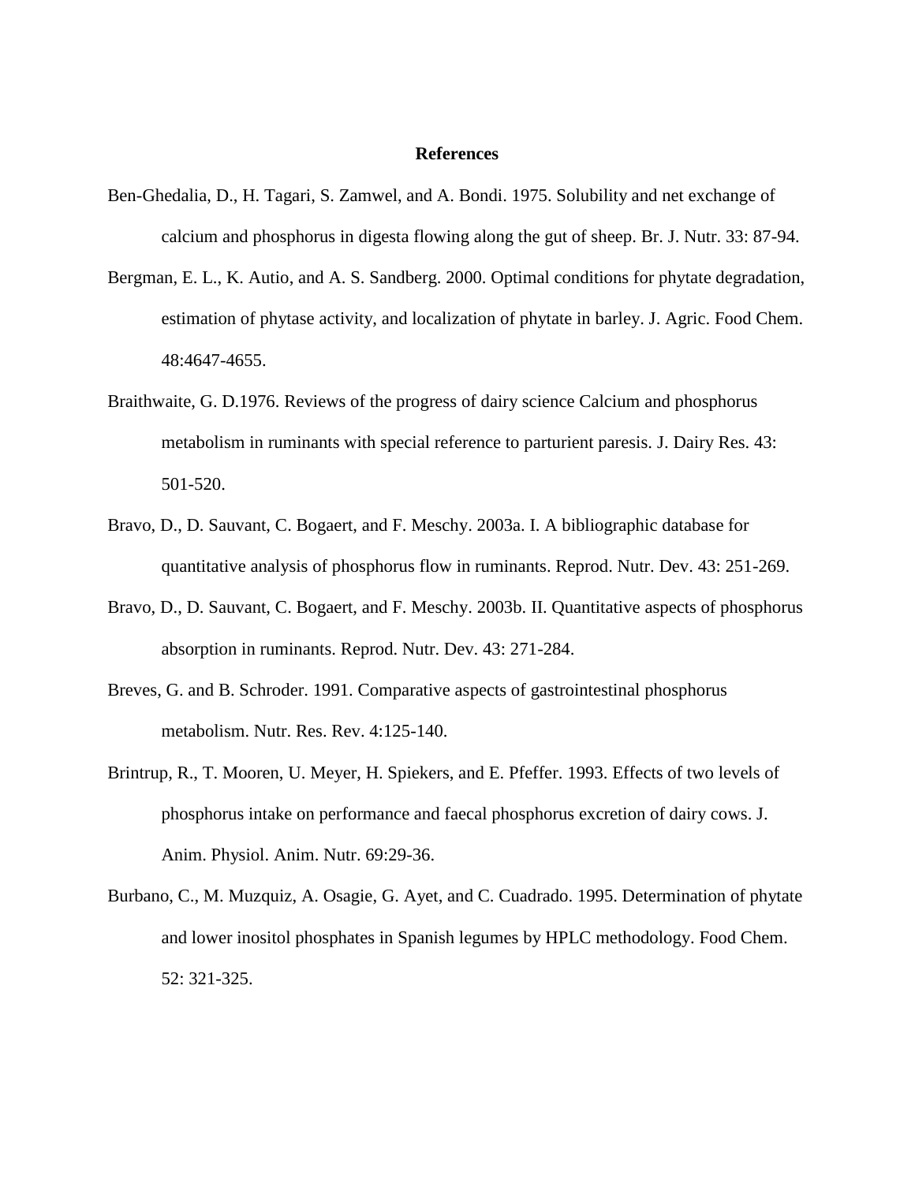# References

Ben-Ghedalia, D., H. Tagari, S. Zamwel, and A. Bondi. 1975. Solubility and net exchange of calcium and phosphorus in digesta flowing along the gut of sheep. Br. J. Nutr. 33: 87-94.

Bergman, E. L., K. Autio, and A. S. Sandberg. 2000. Optimal conditions for phytate degradation, estimation of phytase activity, and localization of phytate in barley. J. Agric. Food Chem. 48:4647-4655.

Braithwaite, G. D.1976. Reviews of the progress of dairy science Calcium and phosphorus metabolism in ruminants with special reference to parturient paresis. J. Dairy Res. 43: 501-520.

Bravo, D., D. Sauvant, C. Bogaert, and F. Meschy. 2003a. I. A bibliographic database for quantitative analysis of phosphorus flow in ruminants. Reprod. Nutr. Dev. 43: 251-269.

Bravo, D., D. Sauvant, C. Bogaert, and F. Meschy. 2003b. II. Quantitative aspects of phosphorus absorption in ruminants. Reprod. Nutr. Dev. 43: 271-284.

Breves, G. and B. Schroder. 1991. Comparative aspects of gastrointestinal phosphorus metabolism. Nutr. Res. Rev. 4:125-140.

Brintrup, R., T. Mooren, U. Meyer, H. Spiekers, and E. Pfeffer. 1993. Effects of two levels of phosphorus intake on performance and faecal phosphorus excretion of dairy cows. J. Anim. Physiol. Anim. Nutr. 69:29-36.

Burbano, C., M. Muzquiz, A. Osagie, G. Ayet, and C. Cuadrado. 1995. Determination of phytate and lower inositol phosphates in Spanish legumes by HPLC methodology. Food Chem. 52: 321-325.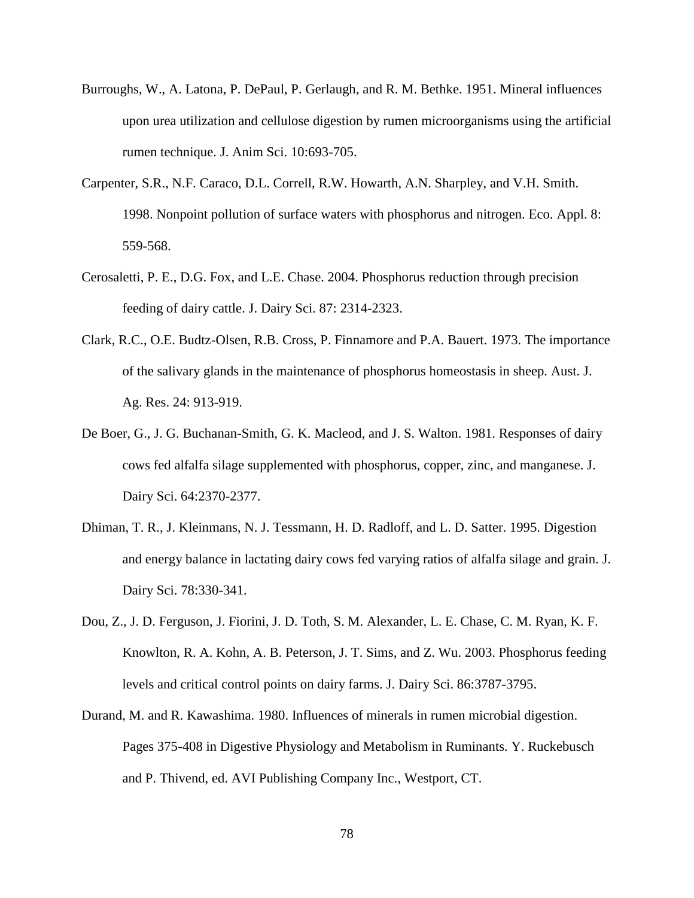Burroughs, W., A. Latona, P. DePaul, P. Gerlaugh, and R. M. Bethke. 1951. Mineral influences upon urea utilization and cellulose digestion by rumen microorganisms using the artificial rumen technique. J. Anim Sci. 10:693-705.

Carpenter, S.R., N.F. Caraco, D.L. Correll, R.W. Howarth, A.N. Sharpley, and V.H. Smith. 1998. Nonpoint pollution of surface waters with phosphorus and nitrogen. Eco. Appl. 8: 559-568.

Cerosaletti, P. E., D.G. Fox, and L.E. Chase. 2004. Phosphorus reduction through precision feeding of dairy cattle. J. Dairy Sci. 87: 2314-2323.

Clark, R.C., O.E. Budtz-Olsen, R.B. Cross, P. Finnamore and P.A. Bauert. 1973. The importance of the salivary glands in the maintenance of phosphorus homeostasis in sheep. Aust. J. Ag. Res. 24: 913-919.

De Boer, G., J. G. Buchanan-Smith, G. K. Macleod, and J. S. Walton. 1981. Responses of dairy cows fed alfalfa silage supplemented with phosphorus, copper, zinc, and manganese. J. Dairy Sci. 64:2370-2377.

Dhiman, T. R., J. Kleinmans, N. J. Tessmann, H. D. Radloff, and L. D. Satter. 1995. Digestion and energy balance in lactating dairy cows fed varying ratios of alfalfa silage and grain. J. Dairy Sci. 78:330-341.

Dou, Z., J. D. Ferguson, J. Fiorini, J. D. Toth, S. M. Alexander, L. E. Chase, C. M. Ryan, K. F. Knowlton, R. A. Kohn, A. B. Peterson, J. T. Sims, and Z. Wu. 2003. Phosphorus feeding levels and critical control points on dairy farms. J. Dairy Sci. 86:3787-3795.

Durand, M. and R. Kawashima. 1980. Influences of minerals in rumen microbial digestion. Pages 375-408 in Digestive Physiology and Metabolism in Ruminants. Y. Ruckebusch and P. Thivend, ed. AVI Publishing Company Inc., Westport, CT.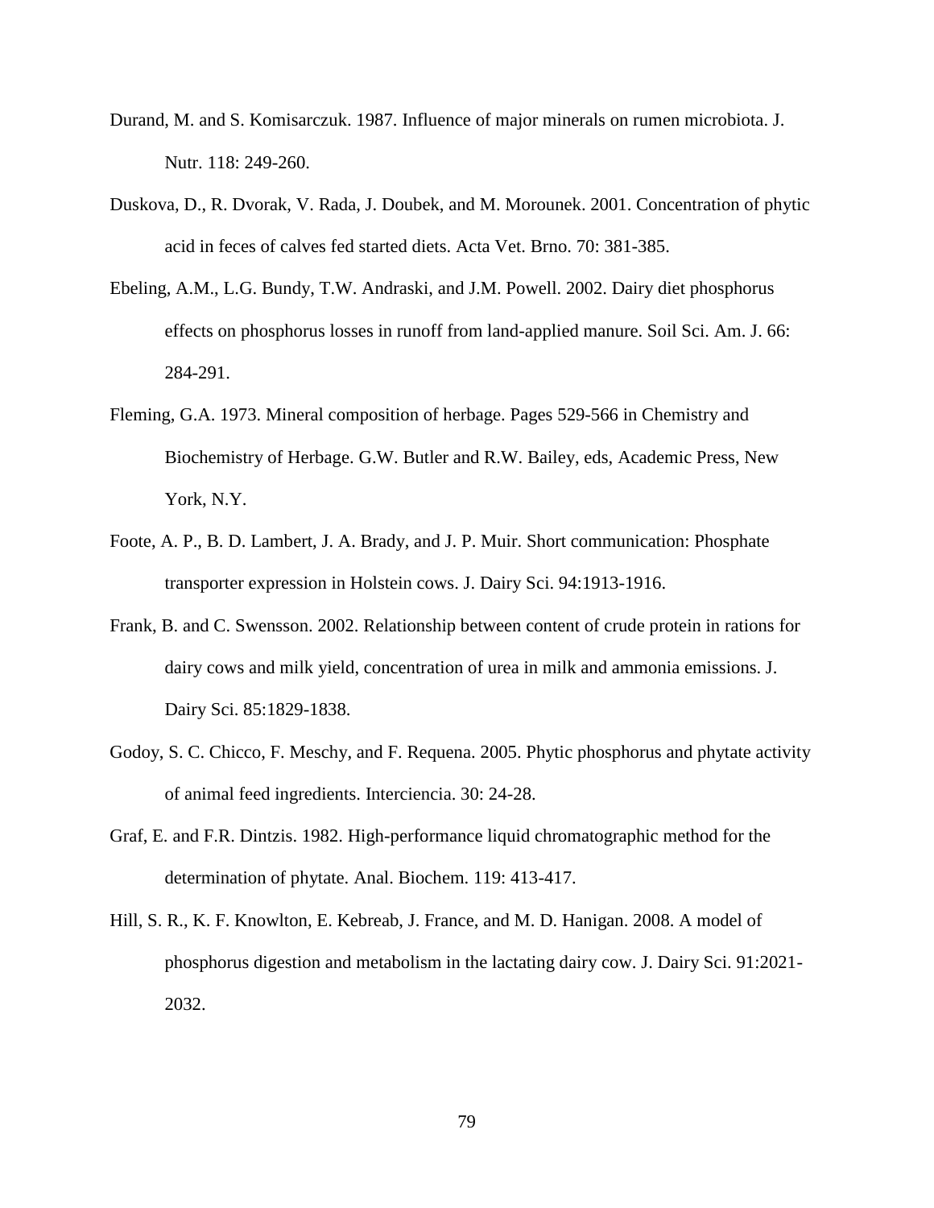Durand, M. and S. Komisarczuk. 1987. Influence of major minerals on rumen microbiota. J. Nutr. 118: 249-260.

Duskova, D., R. Dvorak, V. Rada, J. Doubek, and M. Morounek. 2001. Concentration of phytic acid in feces of calves fed started diets. Acta Vet. Brno. 70: 381-385.

Ebeling, A.M., L.G. Bundy, T.W. Andraski, and J.M. Powell. 2002. Dairy diet phosphorus effects on phosphorus losses in runoff from land-applied manure. Soil Sci. Am. J. 66: 284-291.

Fleming, G.A. 1973. Mineral composition of herbage. Pages 529-566 in Chemistry and Biochemistry of Herbage. G.W. Butler and R.W. Bailey, eds, Academic Press, New York, N.Y.

Foote, A. P., B. D. Lambert, J. A. Brady, and J. P. Muir. Short communication: Phosphate transporter expression in Holstein cows. J. Dairy Sci. 94:1913-1916.

Frank, B. and C. Swensson. 2002. Relationship between content of crude protein in rations for dairy cows and milk yield, concentration of urea in milk and ammonia emissions. J. Dairy Sci. 85:1829-1838.

Godoy, S. C. Chicco, F. Meschy, and F. Requena. 2005. Phytic phosphorus and phytate activity of animal feed ingredients. Interciencia. 30: 24-28.

Graf, E. and F.R. Dintzis. 1982. High-performance liquid chromatographic method for the determination of phytate. Anal. Biochem. 119: 413-417.

Hill, S. R., K. F. Knowlton, E. Kebreab, J. France, and M. D. Hanigan. 2008. A model of phosphorus digestion and metabolism in the lactating dairy cow. J. Dairy Sci. 91:2021-2032.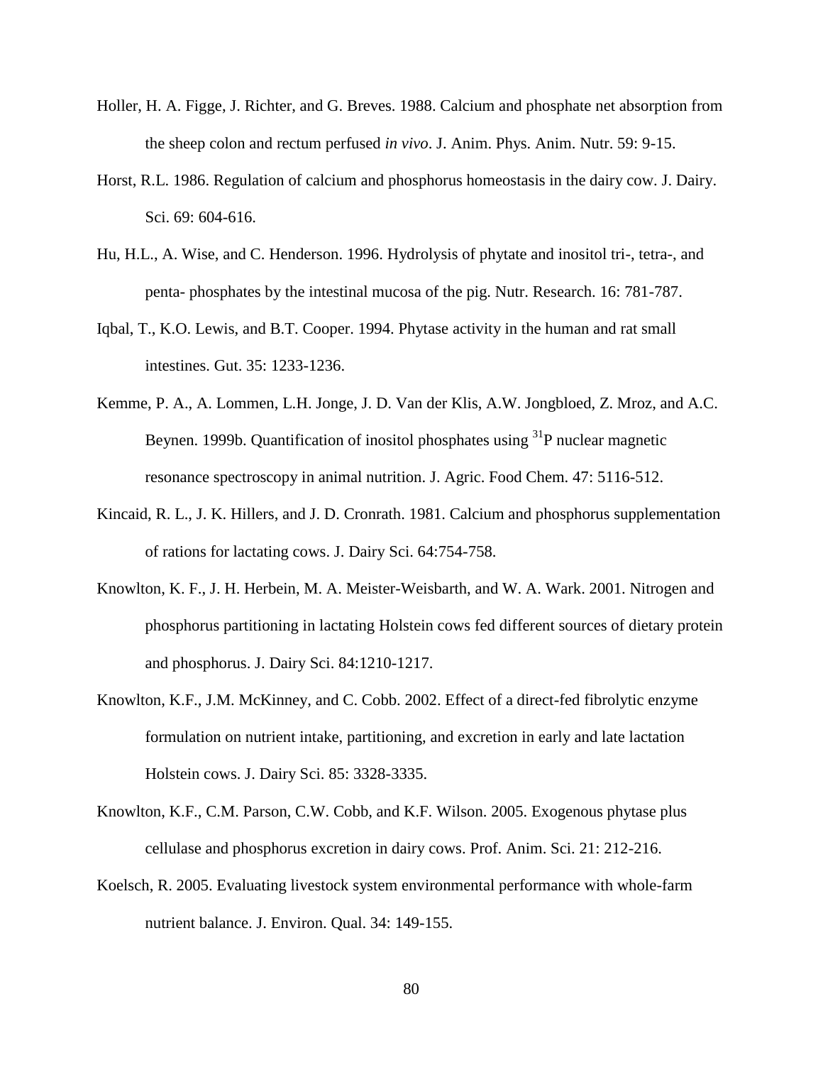Holler, H. A. Figge, J. Richter, and G. Breves. 1988. Calcium and phosphate net absorption from the sheep colon and rectum perfused *in vivo*. J. Anim. Phys. Anim. Nutr. 59: 9-15.

Horst, R.L. 1986. Regulation of calcium and phosphorus homeostasis in the dairy cow. J. Dairy. Sci. 69: 604-616.

Hu, H.L., A. Wise, and C. Henderson. 1996. Hydrolysis of phytate and inositol tri-, tetra-, and penta- phosphates by the intestinal mucosa of the pig. Nutr. Research. 16: 781-787.

Iqbal, T., K.O. Lewis, and B.T. Cooper. 1994. Phytase activity in the human and rat small intestines. Gut. 35: 1233-1236.

Kemme, P. A., A. Lommen, L.H. Jonge, J. D. Van der Klis, A.W. Jongbloed, Z. Mroz, and A.C. Beynen. 1999b. Quantification of inositol phosphates using $^{31}P$ nuclear magnetic resonance spectroscopy in animal nutrition. J. Agric. Food Chem. 47: 5116-512.

Kincaid, R. L., J. K. Hillers, and J. D. Cronrath. 1981. Calcium and phosphorus supplementation of rations for lactating cows. J. Dairy Sci. 64:754-758.

Knowlton, K. F., J. H. Herbein, M. A. Meister-Weisbarth, and W. A. Wark. 2001. Nitrogen and phosphorus partitioning in lactating Holstein cows fed different sources of dietary protein and phosphorus. J. Dairy Sci. 84:1210-1217.

Knowlton, K.F., J.M. McKinney, and C. Cobb. 2002. Effect of a direct-fed fibrolytic enzyme formulation on nutrient intake, partitioning, and excretion in early and late lactation Holstein cows. J. Dairy Sci. 85: 3328-3335.

Knowlton, K.F., C.M. Parson, C.W. Cobb, and K.F. Wilson. 2005. Exogenous phytase plus cellulase and phosphorus excretion in dairy cows. Prof. Anim. Sci. 21: 212-216.

Koelsch, R. 2005. Evaluating livestock system environmental performance with whole-farm nutrient balance. J. Environ. Qual. 34: 149-155.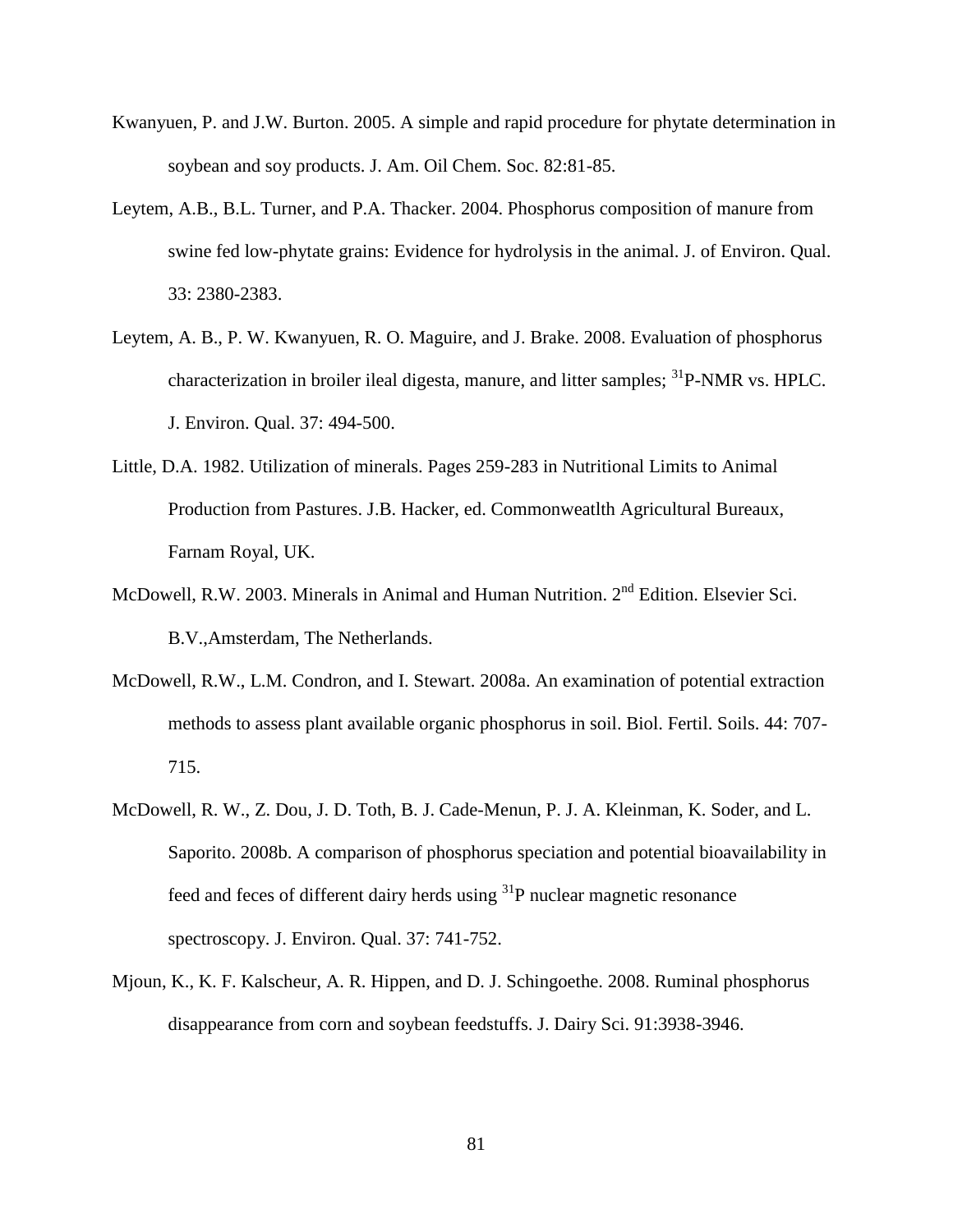Kwanyuen, P. and J.W. Burton. 2005. A simple and rapid procedure for phytate determination in soybean and soy products. J. Am. Oil Chem. Soc. 82:81-85.

Leytem, A.B., B.L. Turner, and P.A. Thacker. 2004. Phosphorus composition of manure from swine fed low-phytate grains: Evidence for hydrolysis in the animal. J. of Environ. Qual. 33: 2380-2383.

Leytem, A. B., P. W. Kwanyuen, R. O. Maguire, and J. Brake. 2008. Evaluation of phosphorus characterization in broiler ileal digesta, manure, and litter samples; $^{31}$P-NMR vs. HPLC. J. Environ. Qual. 37: 494-500.

Little, D.A. 1982. Utilization of minerals. Pages 259-283 in Nutritional Limits to Animal Production from Pastures. J.B. Hacker, ed. Commonweatlth Agricultural Bureaux, Farnam Royal, UK.

McDowell, R.W. 2003. Minerals in Animal and Human Nutrition. 2$^{nd}$ Edition. Elsevier Sci. B.V.,Amsterdam, The Netherlands.

McDowell, R.W., L.M. Condron, and I. Stewart. 2008a. An examination of potential extraction methods to assess plant available organic phosphorus in soil. Biol. Fertil. Soils. 44: 707-715.

McDowell, R. W., Z. Dou, J. D. Toth, B. J. Cade-Menun, P. J. A. Kleinman, K. Soder, and L. Saporito. 2008b. A comparison of phosphorus speciation and potential bioavailability in feed and feces of different dairy herds using $^{31}$P nuclear magnetic resonance spectroscopy. J. Environ. Qual. 37: 741-752.

Mjoun, K., K. F. Kalscheur, A. R. Hippen, and D. J. Schingoethe. 2008. Ruminal phosphorus disappearance from corn and soybean feedstuffs. J. Dairy Sci. 91:3938-3946.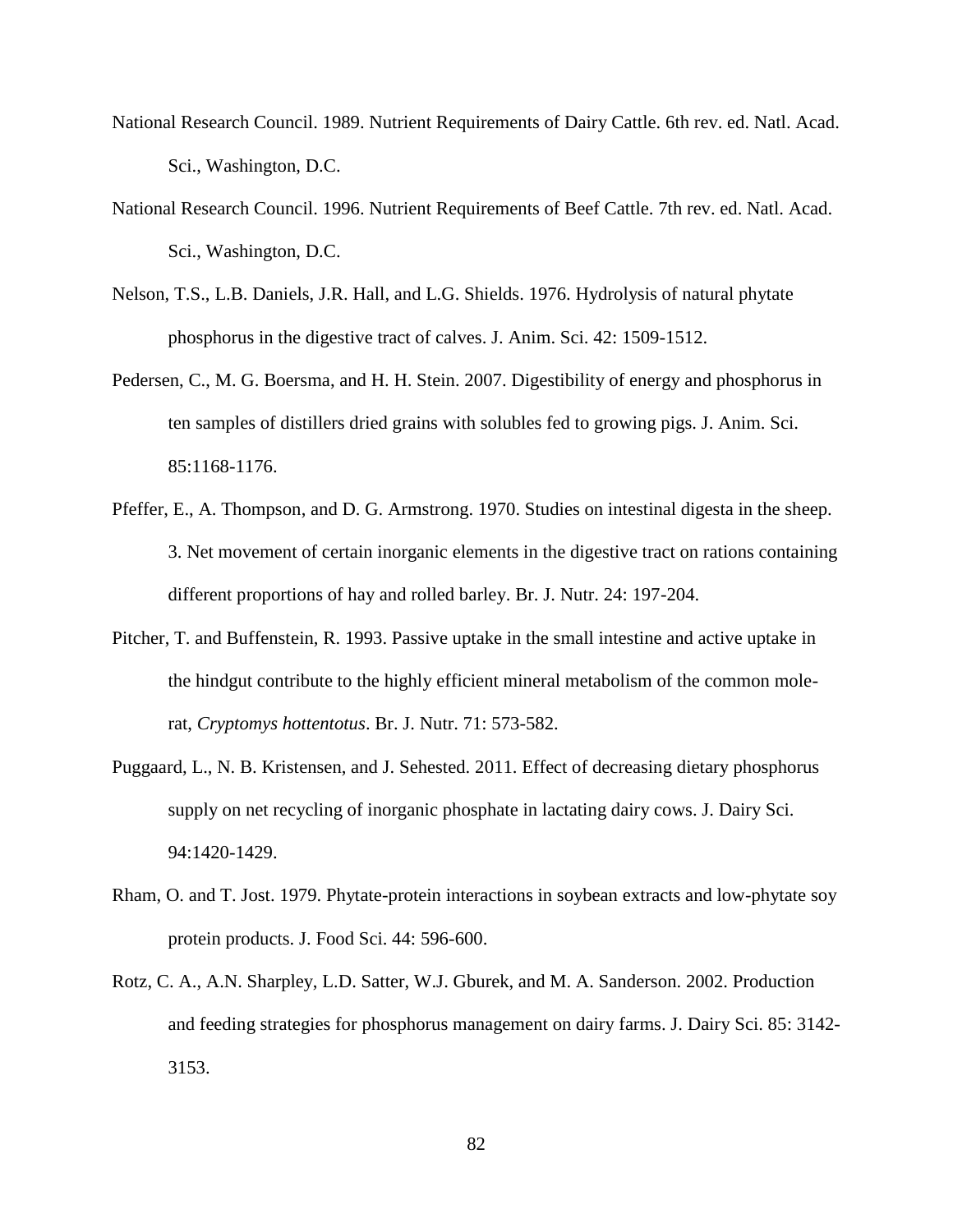National Research Council. 1989. Nutrient Requirements of Dairy Cattle. 6th rev. ed. Natl. Acad. Sci., Washington, D.C.

National Research Council. 1996. Nutrient Requirements of Beef Cattle. 7th rev. ed. Natl. Acad. Sci., Washington, D.C.

Nelson, T.S., L.B. Daniels, J.R. Hall, and L.G. Shields. 1976. Hydrolysis of natural phytate phosphorus in the digestive tract of calves. J. Anim. Sci. 42: 1509-1512.

Pedersen, C., M. G. Boersma, and H. H. Stein. 2007. Digestibility of energy and phosphorus in ten samples of distillers dried grains with solubles fed to growing pigs. J. Anim. Sci. 85:1168-1176.

Pfeffer, E., A. Thompson, and D. G. Armstrong. 1970. Studies on intestinal digesta in the sheep. 3. Net movement of certain inorganic elements in the digestive tract on rations containing different proportions of hay and rolled barley. Br. J. Nutr. 24: 197-204.

Pitcher, T. and Buffenstein, R. 1993. Passive uptake in the small intestine and active uptake in the hindgut contribute to the highly efficient mineral metabolism of the common mole-rat, *Cryptomys hottentotus*. Br. J. Nutr. 71: 573-582.

Puggaard, L., N. B. Kristensen, and J. Sehested. 2011. Effect of decreasing dietary phosphorus supply on net recycling of inorganic phosphate in lactating dairy cows. J. Dairy Sci. 94:1420-1429.

Rham, O. and T. Jost. 1979. Phytate-protein interactions in soybean extracts and low-phytate soy protein products. J. Food Sci. 44: 596-600.

Rotz, C. A., A.N. Sharpley, L.D. Satter, W.J. Gburek, and M. A. Sanderson. 2002. Production and feeding strategies for phosphorus management on dairy farms. J. Dairy Sci. 85: 3142-3153.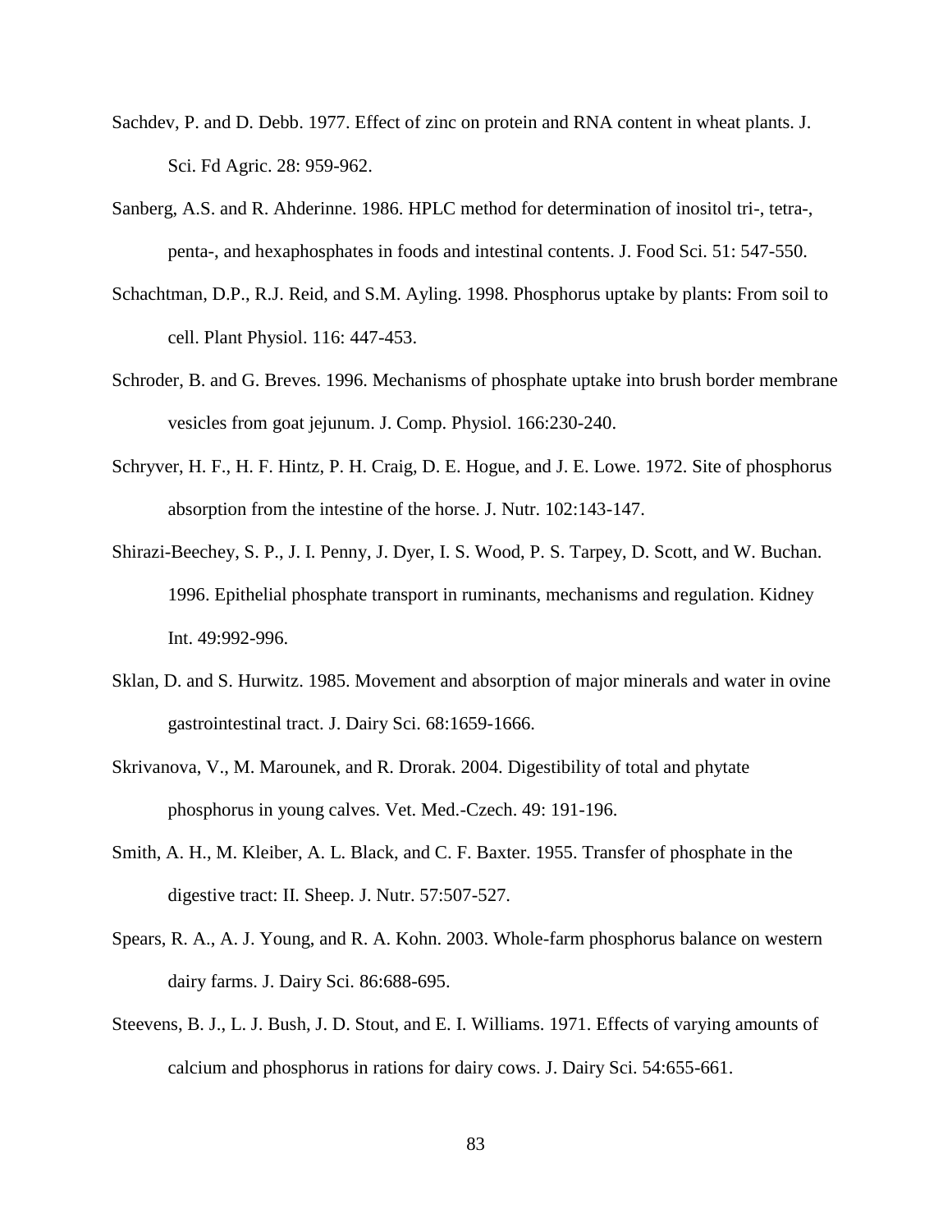Sachdev, P. and D. Debb. 1977. Effect of zinc on protein and RNA content in wheat plants. J. Sci. Fd Agric. 28: 959-962.

Sanberg, A.S. and R. Ahderinne. 1986. HPLC method for determination of inositol tri-, tetra-, penta-, and hexaphosphates in foods and intestinal contents. J. Food Sci. 51: 547-550.

Schachtman, D.P., R.J. Reid, and S.M. Ayling. 1998. Phosphorus uptake by plants: From soil to cell. Plant Physiol. 116: 447-453.

Schroder, B. and G. Breves. 1996. Mechanisms of phosphate uptake into brush border membrane vesicles from goat jejunum. J. Comp. Physiol. 166:230-240.

Schryver, H. F., H. F. Hintz, P. H. Craig, D. E. Hogue, and J. E. Lowe. 1972. Site of phosphorus absorption from the intestine of the horse. J. Nutr. 102:143-147.

Shirazi-Beechey, S. P., J. I. Penny, J. Dyer, I. S. Wood, P. S. Tarpey, D. Scott, and W. Buchan. 1996. Epithelial phosphate transport in ruminants, mechanisms and regulation. Kidney Int. 49:992-996.

Sklan, D. and S. Hurwitz. 1985. Movement and absorption of major minerals and water in ovine gastrointestinal tract. J. Dairy Sci. 68:1659-1666.

Skrivanova, V., M. Marounek, and R. Drorak. 2004. Digestibility of total and phytate phosphorus in young calves. Vet. Med.-Czech. 49: 191-196.

Smith, A. H., M. Kleiber, A. L. Black, and C. F. Baxter. 1955. Transfer of phosphate in the digestive tract: II. Sheep. J. Nutr. 57:507-527.

Spears, R. A., A. J. Young, and R. A. Kohn. 2003. Whole-farm phosphorus balance on western dairy farms. J. Dairy Sci. 86:688-695.

Steevens, B. J., L. J. Bush, J. D. Stout, and E. I. Williams. 1971. Effects of varying amounts of calcium and phosphorus in rations for dairy cows. J. Dairy Sci. 54:655-661.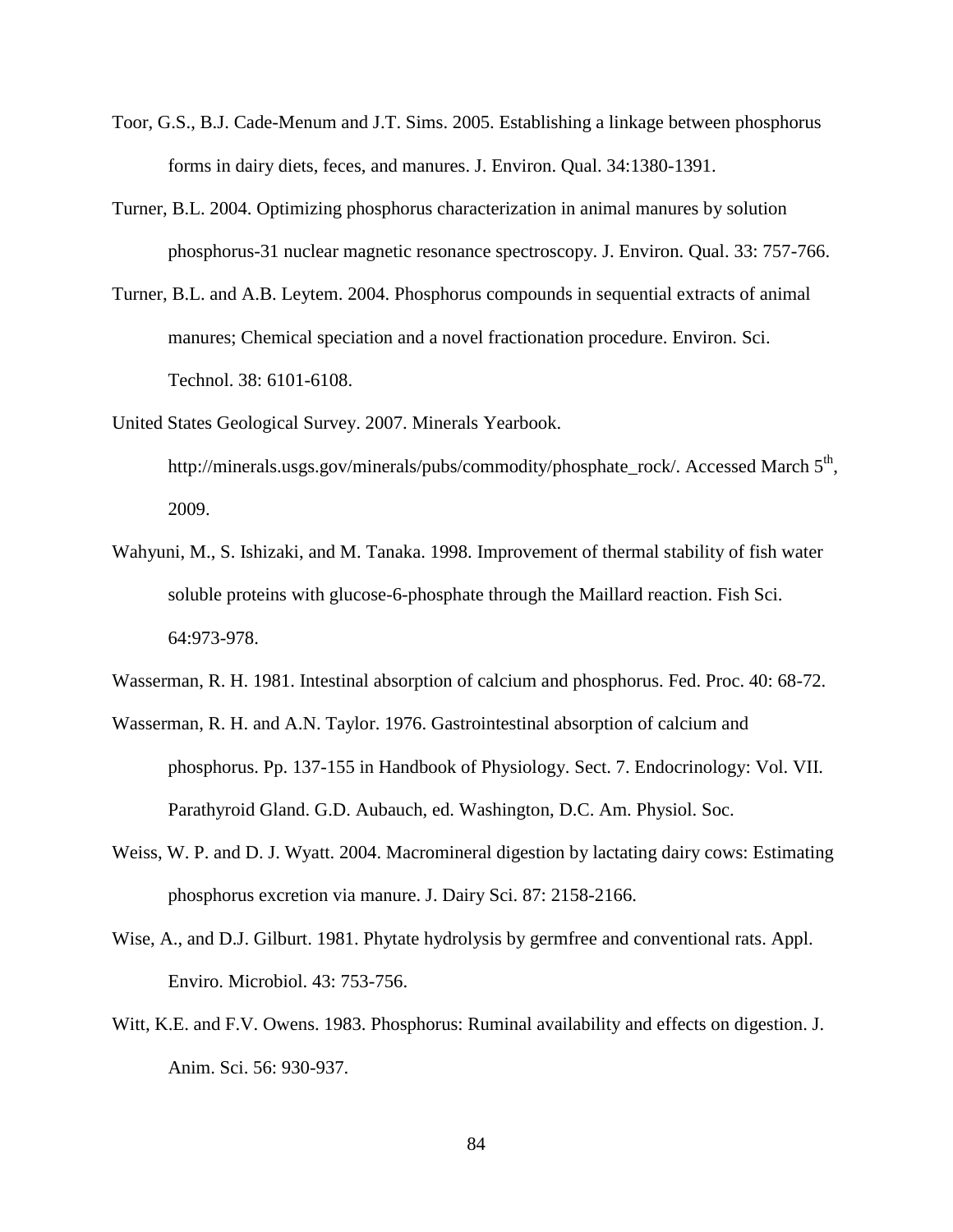Toor, G.S., B.J. Cade-Menum and J.T. Sims. 2005. Establishing a linkage between phosphorus forms in dairy diets, feces, and manures. J. Environ. Qual. 34:1380-1391.

Turner, B.L. 2004. Optimizing phosphorus characterization in animal manures by solution phosphorus-31 nuclear magnetic resonance spectroscopy. J. Environ. Qual. 33: 757-766.

Turner, B.L. and A.B. Leytem. 2004. Phosphorus compounds in sequential extracts of animal manures; Chemical speciation and a novel fractionation procedure. Environ. Sci. Technol. 38: 6101-6108.

United States Geological Survey. 2007. Minerals Yearbook. http://minerals.usgs.gov/minerals/pubs/commodity/phosphate_rock/. Accessed March 5th, 2009.

Wahyuni, M., S. Ishizaki, and M. Tanaka. 1998. Improvement of thermal stability of fish water soluble proteins with glucose-6-phosphate through the Maillard reaction. Fish Sci. 64:973-978.

Wasserman, R. H. 1981. Intestinal absorption of calcium and phosphorus. Fed. Proc. 40: 68-72.

Wasserman, R. H. and A.N. Taylor. 1976. Gastrointestinal absorption of calcium and phosphorus. Pp. 137-155 in Handbook of Physiology. Sect. 7. Endocrinology: Vol. VII. Parathyroid Gland. G.D. Aubauch, ed. Washington, D.C. Am. Physiol. Soc.

Weiss, W. P. and D. J. Wyatt. 2004. Macromineral digestion by lactating dairy cows: Estimating phosphorus excretion via manure. J. Dairy Sci. 87: 2158-2166.

Wise, A., and D.J. Gilburt. 1981. Phytate hydrolysis by germfree and conventional rats. Appl. Enviro. Microbiol. 43: 753-756.

Witt, K.E. and F.V. Owens. 1983. Phosphorus: Ruminal availability and effects on digestion. J. Anim. Sci. 56: 930-937.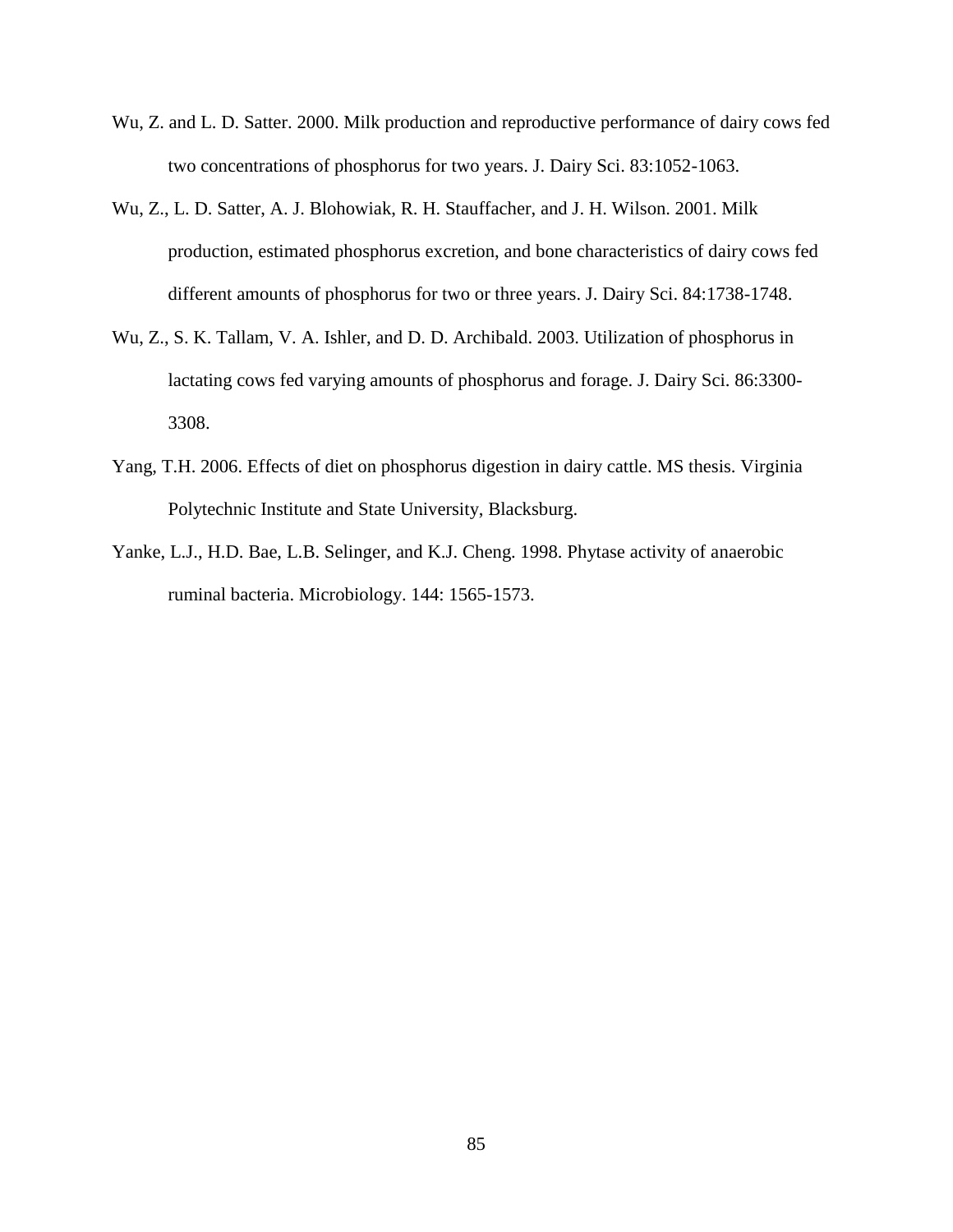Wu, Z. and L. D. Satter. 2000. Milk production and reproductive performance of dairy cows fed two concentrations of phosphorus for two years. J. Dairy Sci. 83:1052-1063.

Wu, Z., L. D. Satter, A. J. Blohowiak, R. H. Stauffacher, and J. H. Wilson. 2001. Milk production, estimated phosphorus excretion, and bone characteristics of dairy cows fed different amounts of phosphorus for two or three years. J. Dairy Sci. 84:1738-1748.

Wu, Z., S. K. Tallam, V. A. Ishler, and D. D. Archibald. 2003. Utilization of phosphorus in lactating cows fed varying amounts of phosphorus and forage. J. Dairy Sci. 86:3300-3308.

Yang, T.H. 2006. Effects of diet on phosphorus digestion in dairy cattle. MS thesis. Virginia Polytechnic Institute and State University, Blacksburg.

Yanke, L.J., H.D. Bae, L.B. Selinger, and K.J. Cheng. 1998. Phytase activity of anaerobic ruminal bacteria. Microbiology. 144: 1565-1573.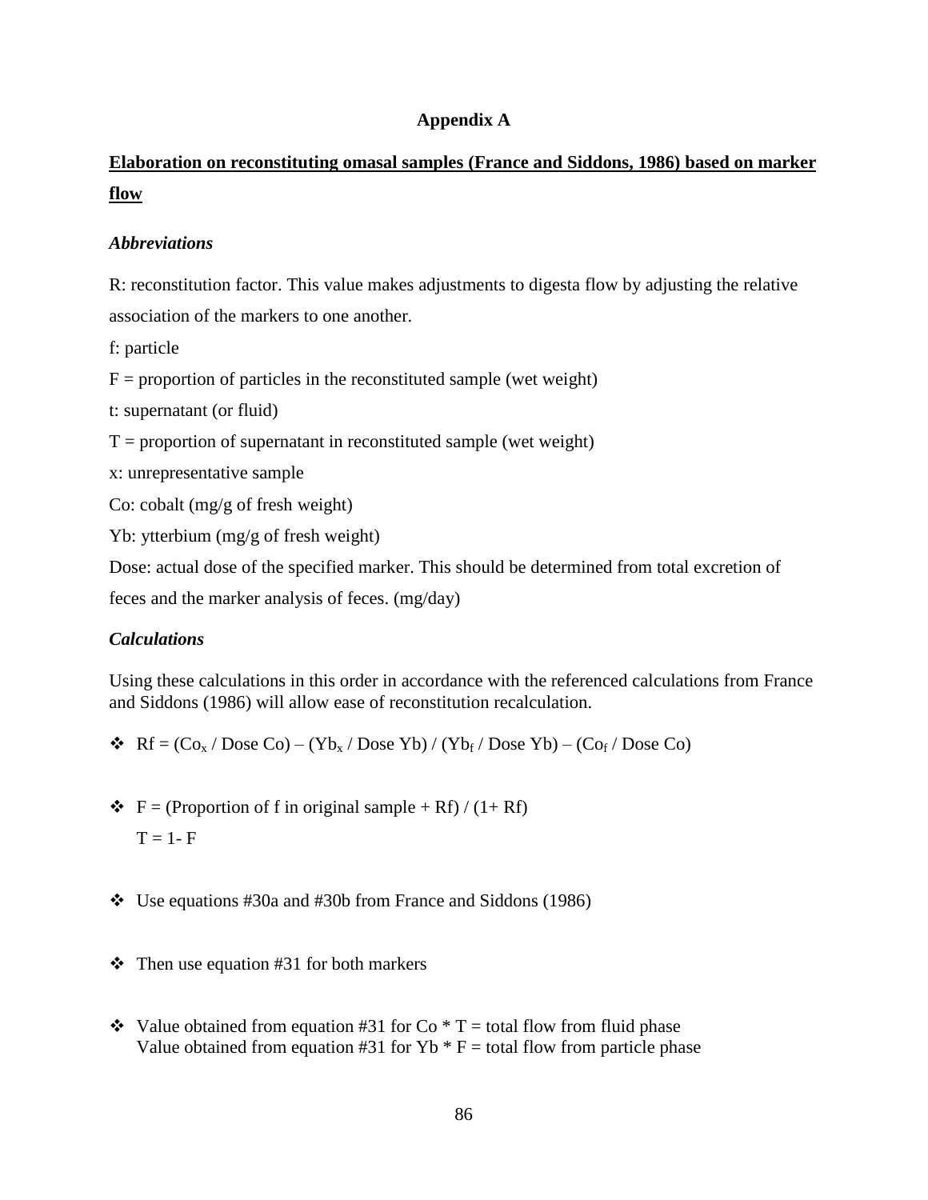## Appendix A

### <u>**Elaboration on reconstituting omasal samples (France and Siddons, 1986) based on marker flow**</u>

#### ***Abbreviations***

R: reconstitution factor. This value makes adjustments to digesta flow by adjusting the relative association of the markers to one another.

f: particle

F = proportion of particles in the reconstituted sample (wet weight)

t: supernatant (or fluid)

T = proportion of supernatant in reconstituted sample (wet weight)

x: unrepresentative sample

Co: cobalt (mg/g of fresh weight)

Yb: ytterbium (mg/g of fresh weight)

Dose: actual dose of the specified marker. This should be determined from total excretion of feces and the marker analysis of feces. (mg/day)

#### ***Calculations***

Using these calculations in this order in accordance with the referenced calculations from France and Siddons (1986) will allow ease of reconstitution recalculation.

- $Rf = (Co_x / \text{Dose Co}) - (Yb_x / \text{Dose Yb}) / (Yb_f / \text{Dose Yb}) - (Co_f / \text{Dose Co})$

- F = (Proportion of f in original sample + Rf) / (1+ Rf)

  T = 1- F

- Use equations #30a and #30b from France and Siddons (1986)

- Then use equation #31 for both markers

- Value obtained from equation #31 for Co * T = total flow from fluid phase
  Value obtained from equation #31 for Yb * F = total flow from particle phase